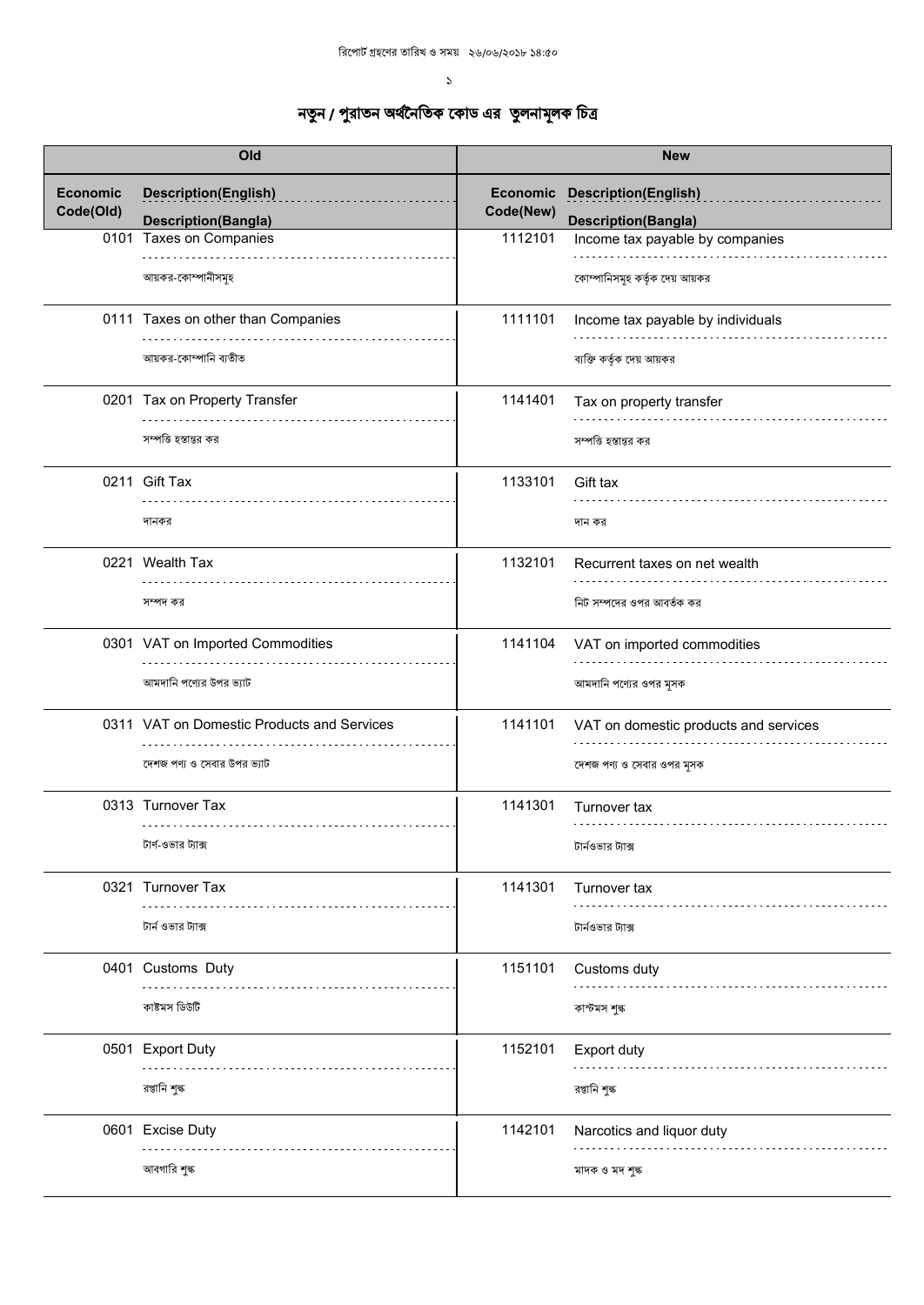রিপোর্ট গ্রহণের তারিখ ও সময় ২৬/০৬/২০১৮ ১৪:৫০

# নতুন / পুরাতন অর্থনৈতিক কোড এর তুলনামূলক চিত্র

| Old | | New | |
|---|---|---|---|
| Economic Code(Old) | Description(English) / Description(Bangla) | Economic Code(New) | Description(English) / Description(Bangla) |
| 0101 | Taxes on Companies<br>আয়কর-কোম্পানীসমূহ | 1112101 | Income tax payable by companies<br>কোম্পানিসমূহ কর্তৃক দেয় আয়কর |
| 0111 | Taxes on other than Companies<br>আয়কর-কোম্পানি ব্যতীত | 1111101 | Income tax payable by individuals<br>ব্যক্তি কর্তৃক দেয় আয়কর |
| 0201 | Tax on Property Transfer<br>সম্পত্তি হস্তান্তর কর | 1141401 | Tax on property transfer<br>সম্পত্তি হস্তান্তর কর |
| 0211 | Gift Tax<br>দানকর | 1133101 | Gift tax<br>দান কর |
| 0221 | Wealth Tax<br>সম্পদ কর | 1132101 | Recurrent taxes on net wealth<br>নিট সম্পদের ওপর আবর্তক কর |
| 0301 | VAT on Imported Commodities<br>আমদানি পণ্যের উপর ভ্যাট | 1141104 | VAT on imported commodities<br>আমদানি পণ্যের ওপর মূসক |
| 0311 | VAT on Domestic Products and Services<br>দেশজ পণ্য ও সেবার উপর ভ্যাট | 1141101 | VAT on domestic products and services<br>দেশজ পণ্য ও সেবার ওপর মূসক |
| 0313 | Turnover Tax<br>টার্ণ-ওভার ট্যাক্স | 1141301 | Turnover tax<br>টার্নওভার ট্যাক্স |
| 0321 | Turnover Tax<br>টার্ন ওভার ট্যাক্স | 1141301 | Turnover tax<br>টার্নওভার ট্যাক্স |
| 0401 | Customs Duty<br>কাষ্টমস ডিউটি | 1151101 | Customs duty<br>কাস্টমস শুল্ক |
| 0501 | Export Duty<br>রপ্তানি শুল্ক | 1152101 | Export duty<br>রপ্তানি শুল্ক |
| 0601 | Excise Duty<br>আবগারি শুল্ক | 1142101 | Narcotics and liquor duty<br>মাদক ও মদ শুল্ক |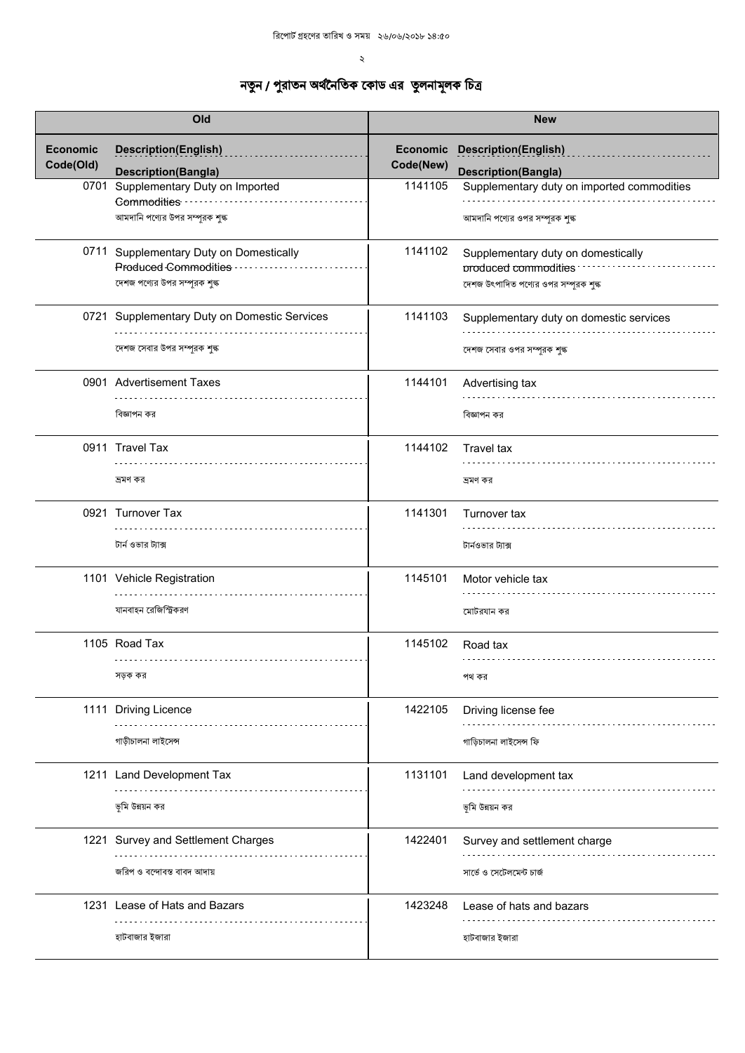রিপোর্ট গ্রহণের তারিখ ও সময় ২৬/০৬/২০১৮ ১৪:৫০

# নতুন / পুরাতন অর্থনৈতিক কোড এর তুলনামূলক চিত্র

| Old | | New | |
|---|---|---|---|
| Economic Code(Old) | Description(English) / Description(Bangla) | Economic Code(New) | Description(English) / Description(Bangla) |
| 0701 | Supplementary Duty on Imported Commodities<br>আমদানি পণ্যের উপর সম্পূরক শুল্ক | 1141105 | Supplementary duty on imported commodities<br>আমদানি পণ্যের ওপর সম্পূরক শুল্ক |
| 0711 | Supplementary Duty on Domestically Produced Commodities<br>দেশজ পণ্যের উপর সম্পূরক শুল্ক | 1141102 | Supplementary duty on domestically produced commodities<br>দেশজ উৎপাদিত পণ্যের ওপর সম্পূরক শুল্ক |
| 0721 | Supplementary Duty on Domestic Services<br>দেশজ সেবার উপর সম্পূরক শুল্ক | 1141103 | Supplementary duty on domestic services<br>দেশজ সেবার ওপর সম্পূরক শুল্ক |
| 0901 | Advertisement Taxes<br>বিজ্ঞাপন কর | 1144101 | Advertising tax<br>বিজ্ঞাপন কর |
| 0911 | Travel Tax<br>ভ্রমণ কর | 1144102 | Travel tax<br>ভ্রমণ কর |
| 0921 | Turnover Tax<br>টার্ন ওভার ট্যাক্স | 1141301 | Turnover tax<br>টার্নওভার ট্যাক্স |
| 1101 | Vehicle Registration<br>যানবাহন রেজিস্ট্রিকরণ | 1145101 | Motor vehicle tax<br>মোটরযান কর |
| 1105 | Road Tax<br>সড়ক কর | 1145102 | Road tax<br>পথ কর |
| 1111 | Driving Licence<br>গাড়ীচালনা লাইসেন্স | 1422105 | Driving license fee<br>গাড়িচালনা লাইসেন্স ফি |
| 1211 | Land Development Tax<br>ভূমি উন্নয়ন কর | 1131101 | Land development tax<br>ভূমি উন্নয়ন কর |
| 1221 | Survey and Settlement Charges<br>জরিপ ও বন্দোবস্ত বাবদ আদায় | 1422401 | Survey and settlement charge<br>সার্ভে ও সেটেলমেন্ট চার্জ |
| 1231 | Lease of Hats and Bazars<br>হাটবাজার ইজারা | 1423248 | Lease of hats and bazars<br>হাটবাজার ইজারা |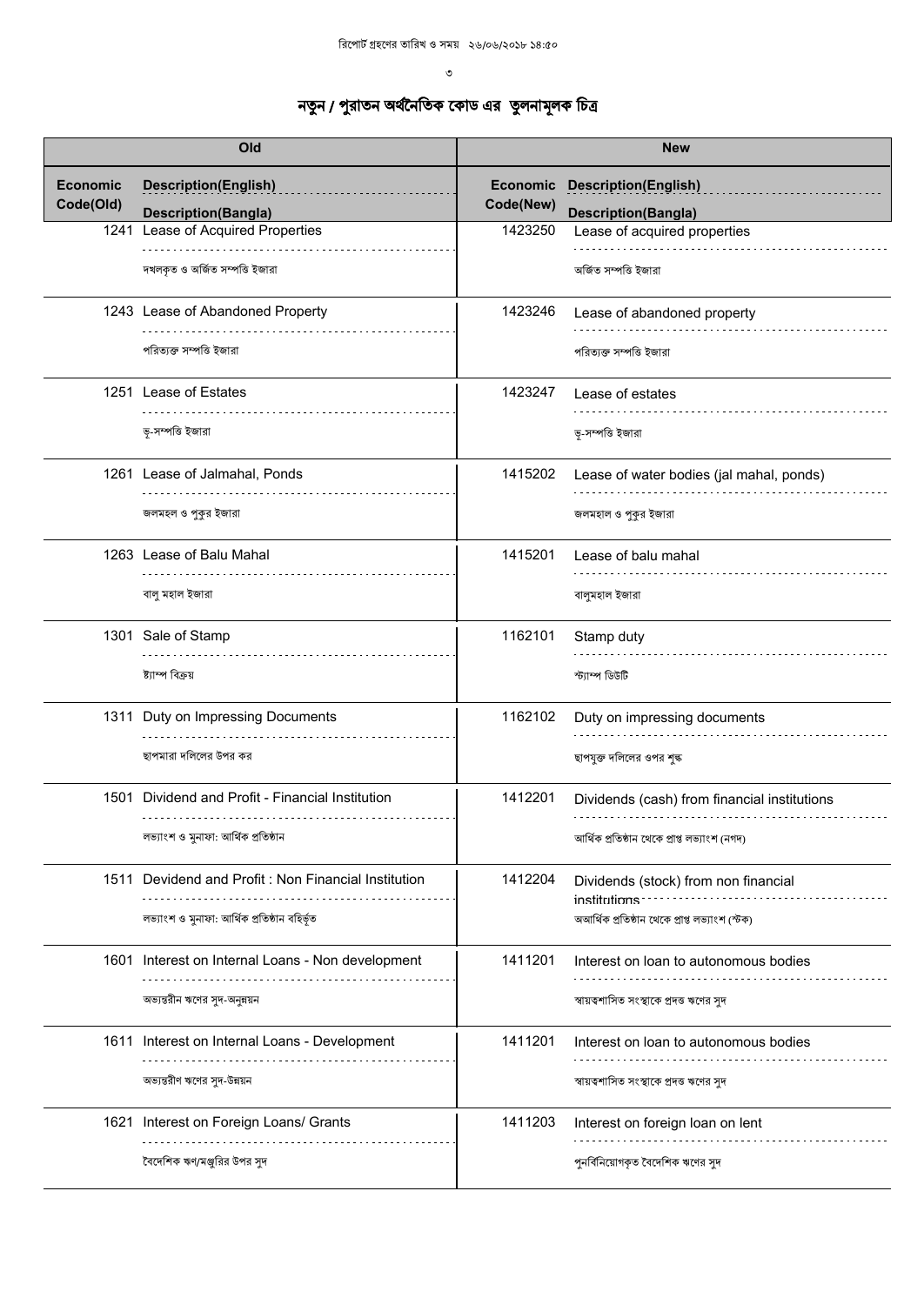# নতুন / পুরাতন অর্থনৈতিক কোড এর তুলনামূলক চিত্র

| Old | | New | |
|---|---|---|---|
| Economic Code(Old) | Description(English) / Description(Bangla) | Economic Code(New) | Description(English) / Description(Bangla) |
| 1241 | Lease of Acquired Properties<br>দখলকৃত ও অর্জিত সম্পত্তি ইজারা | 1423250 | Lease of acquired properties<br>অর্জিত সম্পত্তি ইজারা |
| 1243 | Lease of Abandoned Property<br>পরিত্যক্ত সম্পত্তি ইজারা | 1423246 | Lease of abandoned property<br>পরিত্যক্ত সম্পত্তি ইজারা |
| 1251 | Lease of Estates<br>ভূ-সম্পত্তি ইজারা | 1423247 | Lease of estates<br>ভূ-সম্পত্তি ইজারা |
| 1261 | Lease of Jalmahal, Ponds<br>জলমহল ও পুকুর ইজারা | 1415202 | Lease of water bodies (jal mahal, ponds)<br>জলমহাল ও পুকুর ইজারা |
| 1263 | Lease of Balu Mahal<br>বালু মহাল ইজারা | 1415201 | Lease of balu mahal<br>বালুমহাল ইজারা |
| 1301 | Sale of Stamp<br>ষ্ট্যাম্প বিক্রয় | 1162101 | Stamp duty<br>স্ট্যাম্প ডিউটি |
| 1311 | Duty on Impressing Documents<br>ছাপমারা দলিলের উপর কর | 1162102 | Duty on impressing documents<br>ছাপযুক্ত দলিলের ওপর শুল্ক |
| 1501 | Dividend and Profit - Financial Institution<br>লভ্যাংশ ও মুনাফা: আর্থিক প্রতিষ্ঠান | 1412201 | Dividends (cash) from financial institutions<br>আর্থিক প্রতিষ্ঠান থেকে প্রাপ্ত লভ্যাংশ (নগদ) |
| 1511 | Devidend and Profit : Non Financial Institution<br>লভ্যাংশ ও মুনাফা: আর্থিক প্রতিষ্ঠান বহির্ভূত | 1412204 | Dividends (stock) from non financial institutions<br>অআর্থিক প্রতিষ্ঠান থেকে প্রাপ্ত লভ্যাংশ (স্টক) |
| 1601 | Interest on Internal Loans - Non development<br>অভ্যন্তরীন ঋণের সুদ-অনুন্নয়ন | 1411201 | Interest on loan to autonomous bodies<br>স্বায়ত্তশাসিত সংস্থাকে প্রদত্ত ঋণের সুদ |
| 1611 | Interest on Internal Loans - Development<br>অভ্যন্তরীণ ঋণের সুদ-উন্নয়ন | 1411201 | Interest on loan to autonomous bodies<br>স্বায়ত্তশাসিত সংস্থাকে প্রদত্ত ঋণের সুদ |
| 1621 | Interest on Foreign Loans/ Grants<br>বৈদেশিক ঋণ/মঞ্জুরির উপর সুদ | 1411203 | Interest on foreign loan on lent<br>পুনর্বিনিয়োগকৃত বৈদেশিক ঋণের সুদ |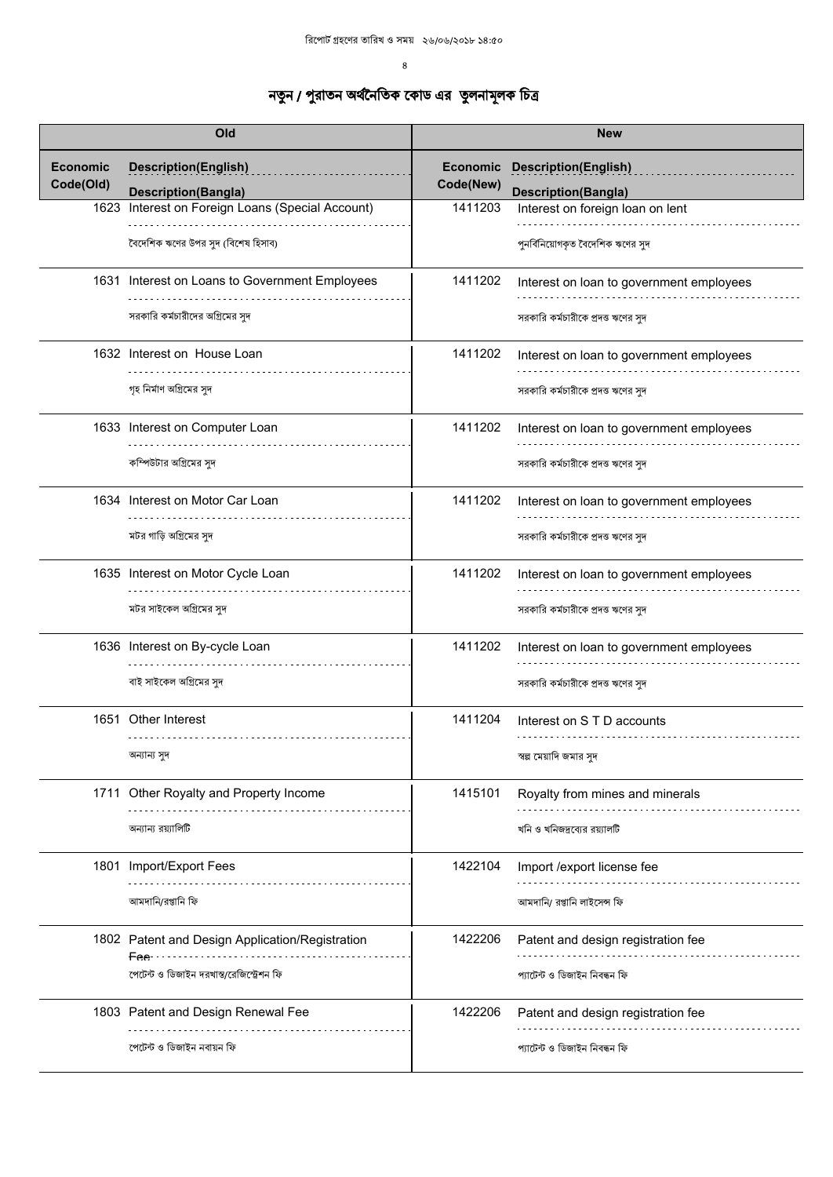# নতুন / পুরাতন অর্থনৈতিক কোড এর তুলনামূলক চিত্র

| Old | | New | |
|---|---|---|---|
| Economic Code(Old) | Description(English) / Description(Bangla) | Economic Code(New) | Description(English) / Description(Bangla) |
| 1623 | Interest on Foreign Loans (Special Account) / বৈদেশিক ঋণের উপর সুদ (বিশেষ হিসাব) | 1411203 | Interest on foreign loan on lent / পুনর্বিনিয়োগকৃত বৈদেশিক ঋণের সুদ |
| 1631 | Interest on Loans to Government Employees / সরকারি কর্মচারীদের অগ্রিমের সুদ | 1411202 | Interest on loan to government employees / সরকারি কর্মচারীকে প্রদত্ত ঋণের সুদ |
| 1632 | Interest on House Loan / গৃহ নির্মাণ অগ্রিমের সুদ | 1411202 | Interest on loan to government employees / সরকারি কর্মচারীকে প্রদত্ত ঋণের সুদ |
| 1633 | Interest on Computer Loan / কম্পিউটার অগ্রিমের সুদ | 1411202 | Interest on loan to government employees / সরকারি কর্মচারীকে প্রদত্ত ঋণের সুদ |
| 1634 | Interest on Motor Car Loan / মটর গাড়ি অগ্রিমের সুদ | 1411202 | Interest on loan to government employees / সরকারি কর্মচারীকে প্রদত্ত ঋণের সুদ |
| 1635 | Interest on Motor Cycle Loan / মটর সাইকেল অগ্রিমের সুদ | 1411202 | Interest on loan to government employees / সরকারি কর্মচারীকে প্রদত্ত ঋণের সুদ |
| 1636 | Interest on By-cycle Loan / বাই সাইকেল অগ্রিমের সুদ | 1411202 | Interest on loan to government employees / সরকারি কর্মচারীকে প্রদত্ত ঋণের সুদ |
| 1651 | Other Interest / অন্যান্য সুদ | 1411204 | Interest on S T D accounts / স্বল্প মেয়াদি জমার সুদ |
| 1711 | Other Royalty and Property Income / অন্যান্য রয়্যালিটি | 1415101 | Royalty from mines and minerals / খনি ও খনিজদ্রব্যের রয়্যালটি |
| 1801 | Import/Export Fees / আমদানি/রপ্তানি ফি | 1422104 | Import /export license fee / আমদানি/ রপ্তানি লাইসেন্স ফি |
| 1802 | Patent and Design Application/Registration Fee / পেটেন্ট ও ডিজাইন দরখাস্ত/রেজিস্ট্রেশন ফি | 1422206 | Patent and design registration fee / প্যাটেন্ট ও ডিজাইন নিবন্ধন ফি |
| 1803 | Patent and Design Renewal Fee / পেটেন্ট ও ডিজাইন নবায়ন ফি | 1422206 | Patent and design registration fee / প্যাটেন্ট ও ডিজাইন নিবন্ধন ফি |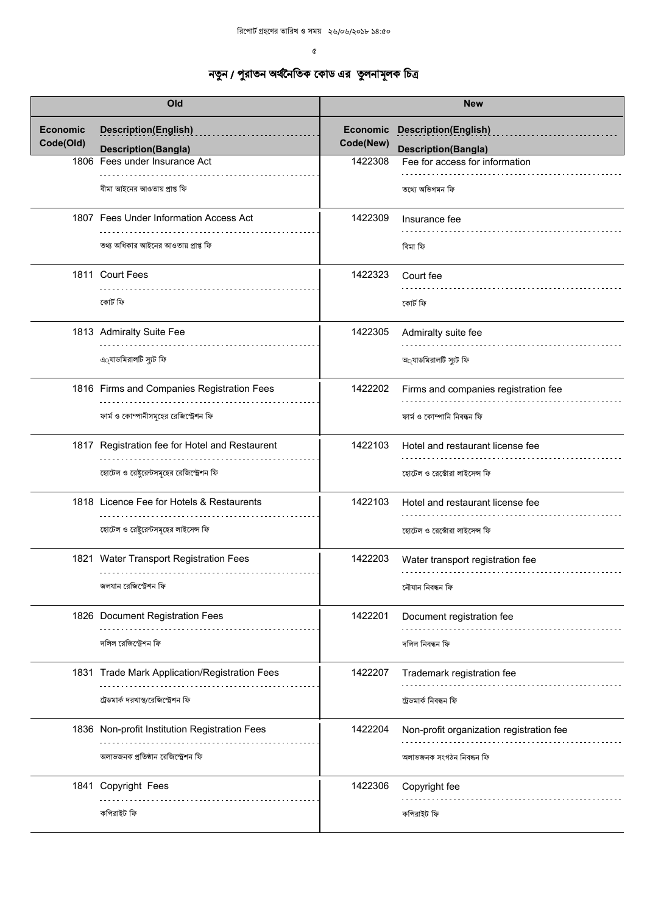# নতুন / পুরাতন অর্থনৈতিক কোড এর তুলনামূলক চিত্র

| Old | | New | |
|---|---|---|---|
| Economic Code(Old) | Description(English) / Description(Bangla) | Economic Code(New) | Description(English) / Description(Bangla) |
| 1806 | Fees under Insurance Act<br>বীমা আইনের আওতায় প্রাপ্ত ফি | 1422308 | Fee for access for information<br>তথ্যে অভিগমন ফি |
| 1807 | Fees Under Information Access Act<br>তথ্য অধিকার আইনের আওতায় প্রাপ্ত ফি | 1422309 | Insurance fee<br>বিমা ফি |
| 1811 | Court Fees<br>কোর্ট ফি | 1422323 | Court fee<br>কোর্ট ফি |
| 1813 | Admiralty Suite Fee<br>এ্যাডমিরালটি স্যুট ফি | 1422305 | Admiralty suite fee<br>অ্যাডমিরালটি স্যুট ফি |
| 1816 | Firms and Companies Registration Fees<br>ফার্ম ও কোম্পানীসমূহের রেজিস্ট্রেশন ফি | 1422202 | Firms and companies registration fee<br>ফার্ম ও কোম্পানি নিবন্ধন ফি |
| 1817 | Registration fee for Hotel and Restaurent<br>হোটেল ও রেষ্টুরেন্টসমূহের রেজিস্ট্রেশন ফি | 1422103 | Hotel and restaurant license fee<br>হোটেল ও রেস্তোরা লাইসেন্স ফি |
| 1818 | Licence Fee for Hotels & Restaurents<br>হোটেল ও রেষ্টুরেন্টসমূহের লাইসেন্স ফি | 1422103 | Hotel and restaurant license fee<br>হোটেল ও রেস্তোরা লাইসেন্স ফি |
| 1821 | Water Transport Registration Fees<br>জলযান রেজিস্ট্রেশন ফি | 1422203 | Water transport registration fee<br>নৌযান নিবন্ধন ফি |
| 1826 | Document Registration Fees<br>দলিল রেজিস্ট্রেশন ফি | 1422201 | Document registration fee<br>দলিল নিবন্ধন ফি |
| 1831 | Trade Mark Application/Registration Fees<br>ট্রেডমার্ক দরখাস্ত/রেজিস্ট্রেশন ফি | 1422207 | Trademark registration fee<br>ট্রেডমার্ক নিবন্ধন ফি |
| 1836 | Non-profit Institution Registration Fees<br>অলাভজনক প্রতিষ্ঠান রেজিস্ট্রেশন ফি | 1422204 | Non-profit organization registration fee<br>অলাভজনক সংগঠন নিবন্ধন ফি |
| 1841 | Copyright Fees<br>কপিরাইট ফি | 1422306 | Copyright fee<br>কপিরাইট ফি |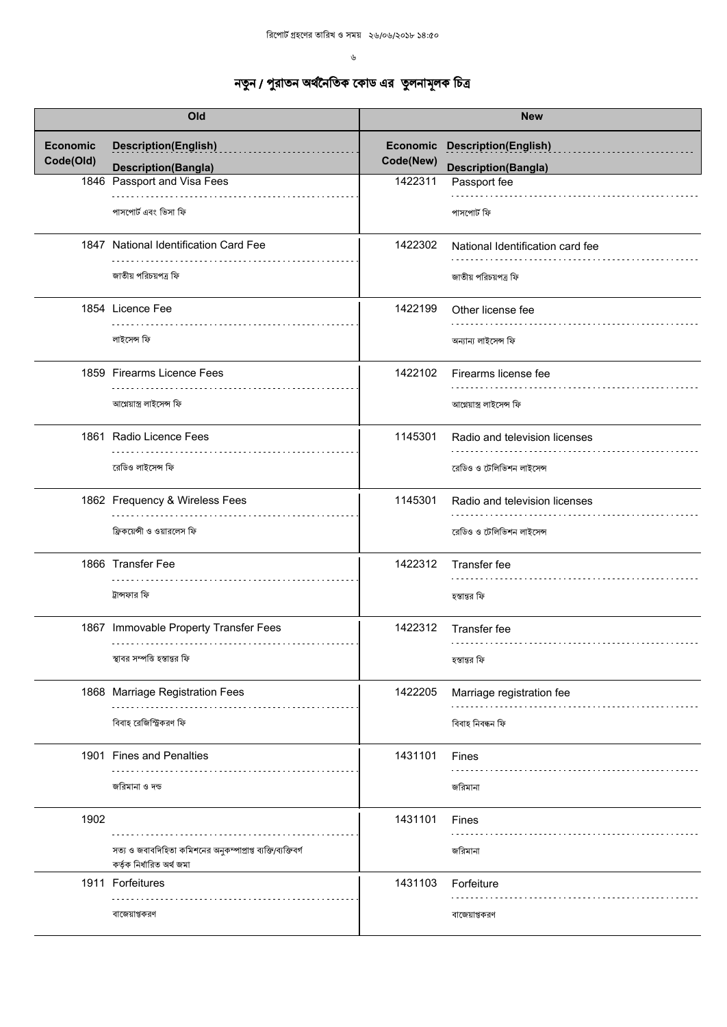# নতুন / পুরাতন অর্থনৈতিক কোড এর তুলনামূলক চিত্র

| Old | | New | |
|---|---|---|---|
| Economic Code(Old) | Description(English) / Description(Bangla) | Economic Code(New) | Description(English) / Description(Bangla) |
| 1846 | Passport and Visa Fees / পাসপোর্ট এবং ভিসা ফি | 1422311 | Passport fee / পাসপোর্ট ফি |
| 1847 | National Identification Card Fee / জাতীয় পরিচয়পত্র ফি | 1422302 | National Identification card fee / জাতীয় পরিচয়পত্র ফি |
| 1854 | Licence Fee / লাইসেন্স ফি | 1422199 | Other license fee / অন্যান্য লাইসেন্স ফি |
| 1859 | Firearms Licence Fees / আগ্নেয়াস্ত্র লাইসেন্স ফি | 1422102 | Firearms license fee / আগ্নেয়াস্ত্র লাইসেন্স ফি |
| 1861 | Radio Licence Fees / রেডিও লাইসেন্স ফি | 1145301 | Radio and television licenses / রেডিও ও টেলিভিশন লাইসেন্স |
| 1862 | Frequency & Wireless Fees / ফ্রিকয়েন্সী ও ওয়ারলেস ফি | 1145301 | Radio and television licenses / রেডিও ও টেলিভিশন লাইসেন্স |
| 1866 | Transfer Fee / ট্রান্সফার ফি | 1422312 | Transfer fee / হস্তান্তর ফি |
| 1867 | Immovable Property Transfer Fees / স্থাবর সম্পত্তি হস্তান্তর ফি | 1422312 | Transfer fee / হস্তান্তর ফি |
| 1868 | Marriage Registration Fees / বিবাহ রেজিস্ট্রিকরণ ফি | 1422205 | Marriage registration fee / বিবাহ নিবন্ধন ফি |
| 1901 | Fines and Penalties / জরিমানা ও দন্ড | 1431101 | Fines / জরিমানা |
| 1902 | সত্য ও জবাবদিহিতা কমিশনের অনুকম্পাপ্রাপ্ত ব্যক্তি/ব্যক্তিবর্গ কর্তৃক নির্ধারিত অর্থ জমা | 1431101 | Fines / জরিমানা |
| 1911 | Forfeitures / বাজেয়াপ্তকরণ | 1431103 | Forfeiture / বাজেয়াপ্তকরণ |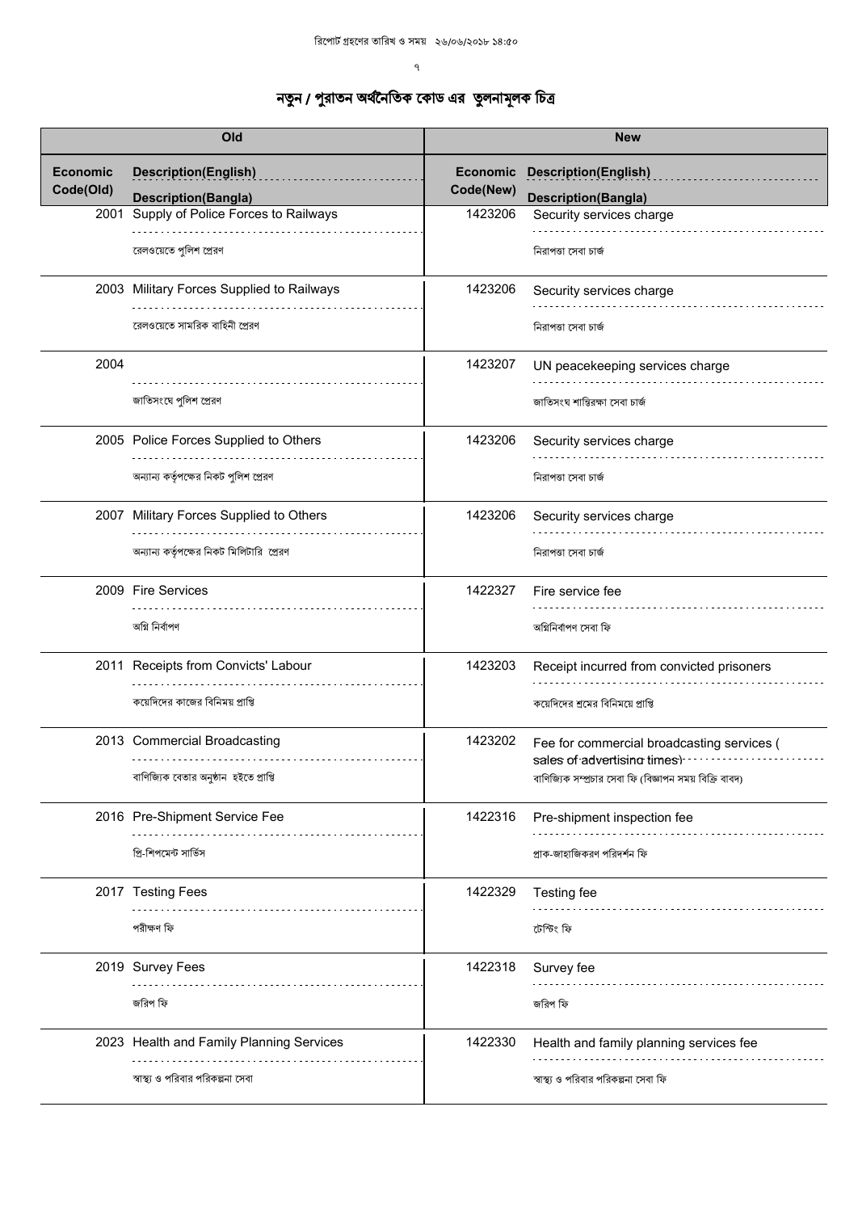# নতুন / পুরাতন অর্থনৈতিক কোড এর তুলনামূলক চিত্র

| Old | | New | |
|---|---|---|---|
| Economic Code(Old) | Description(English) / Description(Bangla) | Economic Code(New) | Description(English) / Description(Bangla) |
| 2001 | Supply of Police Forces to Railways<br>রেলওয়েতে পুলিশ প্রেরণ | 1423206 | Security services charge<br>নিরাপত্তা সেবা চার্জ |
| 2003 | Military Forces Supplied to Railways<br>রেলওয়েতে সামরিক বাহিনী প্রেরণ | 1423206 | Security services charge<br>নিরাপত্তা সেবা চার্জ |
| 2004 | জাতিসংঘে পুলিশ প্রেরণ | 1423207 | UN peacekeeping services charge<br>জাতিসংঘ শান্তিরক্ষা সেবা চার্জ |
| 2005 | Police Forces Supplied to Others<br>অন্যান্য কর্তৃপক্ষের নিকট পুলিশ প্রেরণ | 1423206 | Security services charge<br>নিরাপত্তা সেবা চার্জ |
| 2007 | Military Forces Supplied to Others<br>অন্যান্য কর্তৃপক্ষের নিকট মিলিটারি প্রেরণ | 1423206 | Security services charge<br>নিরাপত্তা সেবা চার্জ |
| 2009 | Fire Services<br>অগ্নি নির্বাপণ | 1422327 | Fire service fee<br>অগ্নিনির্বাপণ সেবা ফি |
| 2011 | Receipts from Convicts' Labour<br>কয়েদিদের কাজের বিনিময় প্রাপ্তি | 1423203 | Receipt incurred from convicted prisoners<br>কয়েদিদের শ্রমের বিনিময়ে প্রাপ্তি |
| 2013 | Commercial Broadcasting<br>বাণিজ্যিক বেতার অনুষ্ঠান হইতে প্রাপ্তি | 1423202 | Fee for commercial broadcasting services ( sales of advertising times)<br>বাণিজ্যিক সম্প্রচার সেবা ফি (বিজ্ঞাপন সময় বিক্রি বাবদ) |
| 2016 | Pre-Shipment Service Fee<br>প্রি-শিপমেন্ট সার্ভিস | 1422316 | Pre-shipment inspection fee<br>প্রাক-জাহাজিকরণ পরিদর্শন ফি |
| 2017 | Testing Fees<br>পরীক্ষণ ফি | 1422329 | Testing fee<br>টেস্টিং ফি |
| 2019 | Survey Fees<br>জরিপ ফি | 1422318 | Survey fee<br>জরিপ ফি |
| 2023 | Health and Family Planning Services<br>স্বাস্থ্য ও পরিবার পরিকল্পনা সেবা | 1422330 | Health and family planning services fee<br>স্বাস্থ্য ও পরিবার পরিকল্পনা সেবা ফি |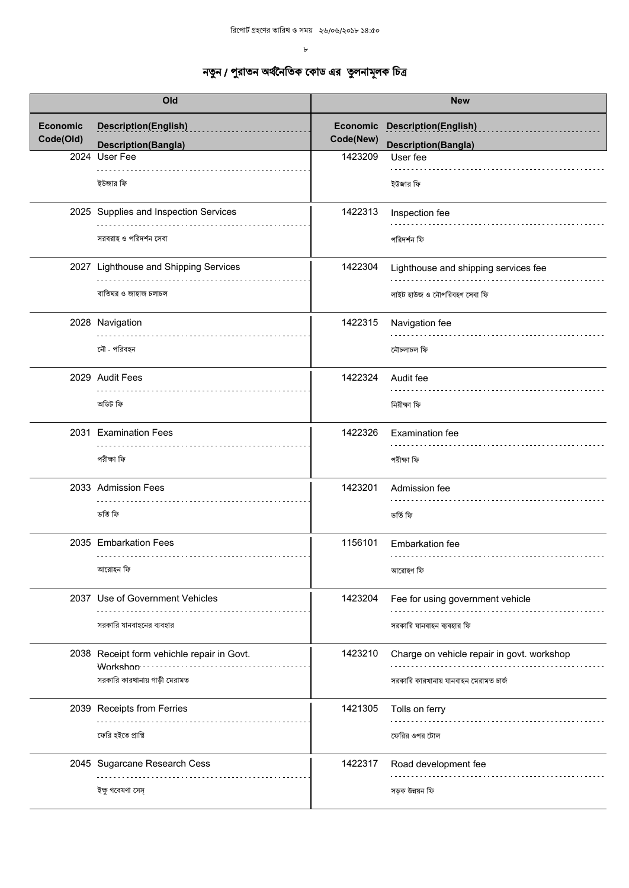# নতুন / পুরাতন অর্থনৈতিক কোড এর তুলনামূলক চিত্র

| Old | | | New | | |
|---|---|---|---|---|---|
| Economic Code(Old) | Description(English) | Description(Bangla) | Economic Code(New) | Description(English) | Description(Bangla) |
| 2024 | User Fee | ইউজার ফি | 1423209 | User fee | ইউজার ফি |
| 2025 | Supplies and Inspection Services | সরবরাহ ও পরিদর্শন সেবা | 1422313 | Inspection fee | পরিদর্শন ফি |
| 2027 | Lighthouse and Shipping Services | বাতিঘর ও জাহাজ চলাচল | 1422304 | Lighthouse and shipping services fee | লাইট হাউজ ও নৌপরিবহণ সেবা ফি |
| 2028 | Navigation | নৌ - পরিবহন | 1422315 | Navigation fee | নৌচলাচল ফি |
| 2029 | Audit Fees | অডিট ফি | 1422324 | Audit fee | নিরীক্ষা ফি |
| 2031 | Examination Fees | পরীক্ষা ফি | 1422326 | Examination fee | পরীক্ষা ফি |
| 2033 | Admission Fees | ভর্তি ফি | 1423201 | Admission fee | ভর্তি ফি |
| 2035 | Embarkation Fees | আরোহন ফি | 1156101 | Embarkation fee | আরোহণ ফি |
| 2037 | Use of Government Vehicles | সরকারি যানবাহনের ব্যবহার | 1423204 | Fee for using government vehicle | সরকারি যানবাহন ব্যবহার ফি |
| 2038 | Receipt form vehichle repair in Govt. Workshop | সরকারি কারখানায় গাড়ী মেরামত | 1423210 | Charge on vehicle repair in govt. workshop | সরকারি কারখানায় যানবাহন মেরামত চার্জ |
| 2039 | Receipts from Ferries | ফেরি হইতে প্রাপ্তি | 1421305 | Tolls on ferry | ফেরির ওপর টোল |
| 2045 | Sugarcane Research Cess | ইক্ষু গবেষণা সেস্ | 1422317 | Road development fee | সড়ক উন্নয়ন ফি |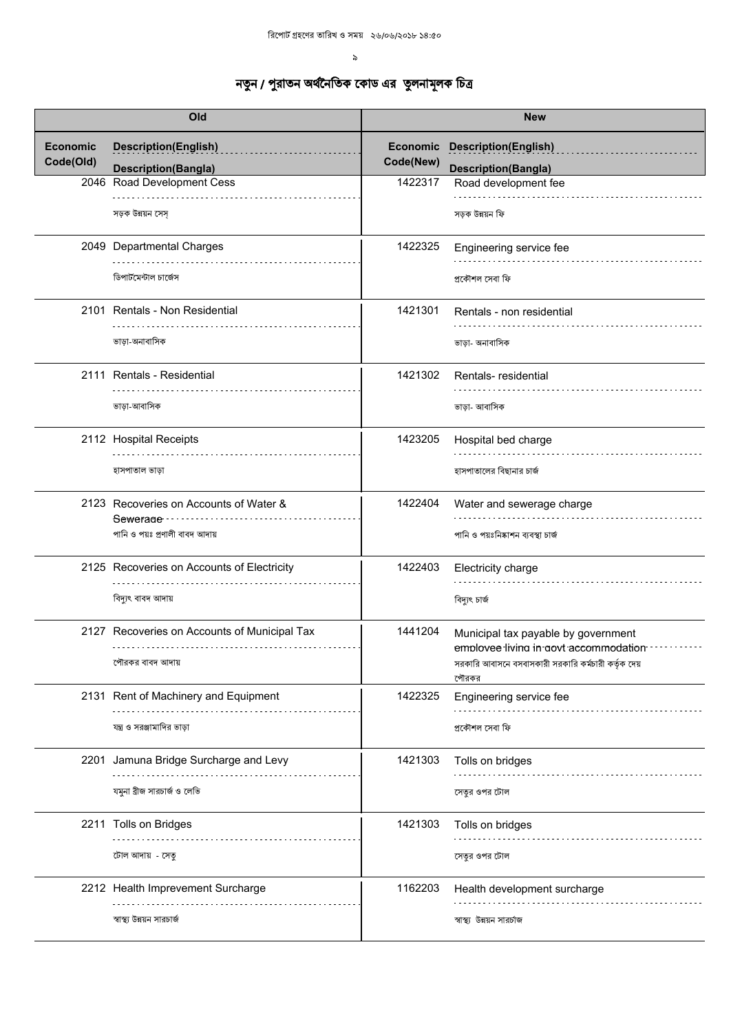# নতুন / পুরাতন অর্থনৈতিক কোড এর তুলনামূলক চিত্র

| Old | | | New | |
|---|---|---|---|---|
| Economic Code(Old) | Description(English) / Description(Bangla) | | Economic Code(New) | Description(English) / Description(Bangla) |
| 2046 | Road Development Cess<br>সড়ক উন্নয়ন সেস্ | | 1422317 | Road development fee<br>সড়ক উন্নয়ন ফি |
| 2049 | Departmental Charges<br>ডিপার্টমেন্টাল চার্জেস | | 1422325 | Engineering service fee<br>প্রকৌশল সেবা ফি |
| 2101 | Rentals - Non Residential<br>ভাড়া-অনাবাসিক | | 1421301 | Rentals - non residential<br>ভাড়া- অনাবাসিক |
| 2111 | Rentals - Residential<br>ভাড়া-আবাসিক | | 1421302 | Rentals- residential<br>ভাড়া- আবাসিক |
| 2112 | Hospital Receipts<br>হাসপাতাল ভাড়া | | 1423205 | Hospital bed charge<br>হাসপাতালের বিছানার চার্জ |
| 2123 | Recoveries on Accounts of Water & Sewerage<br>পানি ও পয়ঃ প্রণালী বাবদ আদায় | | 1422404 | Water and sewerage charge<br>পানি ও পয়ঃনিষ্কাশন ব্যবস্থা চার্জ |
| 2125 | Recoveries on Accounts of Electricity<br>বিদ্যুৎ বাবদ আদায় | | 1422403 | Electricity charge<br>বিদ্যুৎ চার্জ |
| 2127 | Recoveries on Accounts of Municipal Tax<br>পৌরকর বাবদ আদায় | | 1441204 | Municipal tax payable by government employee living in govt accommodation<br>সরকারি আবাসনে বসবাসকারী সরকারি কর্মচারী কর্তৃক দেয় পৌরকর |
| 2131 | Rent of Machinery and Equipment<br>যন্ত্র ও সরঞ্জামাদির ভাড়া | | 1422325 | Engineering service fee<br>প্রকৌশল সেবা ফি |
| 2201 | Jamuna Bridge Surcharge and Levy<br>যমুনা ব্রীজ সারচার্জ ও লেভি | | 1421303 | Tolls on bridges<br>সেতুর ওপর টোল |
| 2211 | Tolls on Bridges<br>টোল আদায় - সেতু | | 1421303 | Tolls on bridges<br>সেতুর ওপর টোল |
| 2212 | Health Imprevement Surcharge<br>স্বাস্থ্য উন্নয়ন সারচার্জ | | 1162203 | Health development surcharge<br>স্বাস্থ্য উন্নয়ন সারচার্জ |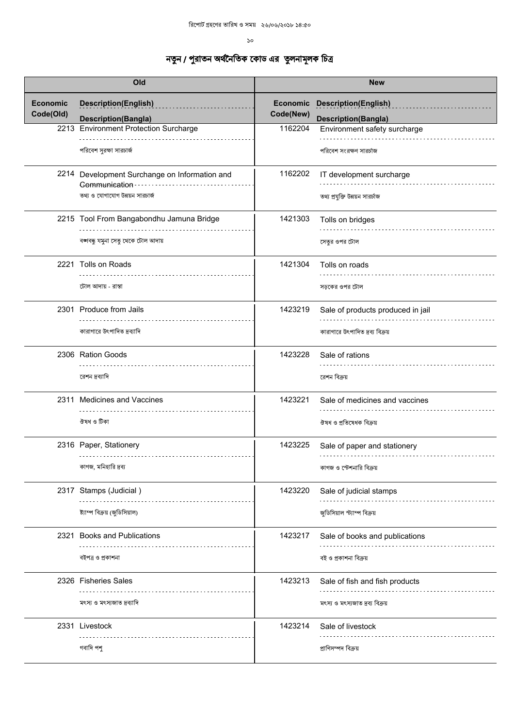রিপোর্ট গ্রহণের তারিখ ও সময় ২৬/০৬/২০১৮ ১৪:৫০

# নতুন / পুরাতন অর্থনৈতিক কোড এর তুলনামূলক চিত্র

| Old | | New | |
|---|---|---|---|
| Economic Code(Old) | Description(English) / Description(Bangla) | Economic Code(New) | Description(English) / Description(Bangla) |
| 2213 | Environment Protection Surcharge<br>পরিবেশ সুরক্ষা সারচার্জ | 1162204 | Environment safety surcharge<br>পরিবেশ সংরক্ষণ সারচাজ |
| 2214 | Development Surchange on Information and Communication<br>তথ্য ও যোগাযোগ উন্নয়ন সারচার্জ | 1162202 | IT development surcharge<br>তথ্য প্রযুক্তি উন্নয়ন সারর্চাজ |
| 2215 | Tool From Bangabondhu Jamuna Bridge<br>বঙ্গবন্ধু যমুনা সেতু থেকে টোল আদায় | 1421303 | Tolls on bridges<br>সেতুর ওপর টোল |
| 2221 | Tolls on Roads<br>টোল আদায় - রাস্তা | 1421304 | Tolls on roads<br>সড়কের ওপর টোল |
| 2301 | Produce from Jails<br>কারাগারে উৎপাদিত দ্রব্যাদি | 1423219 | Sale of products produced in jail<br>কারাগারে উৎপাদিত দ্রব্য বিক্রয় |
| 2306 | Ration Goods<br>রেশন দ্রব্যাদি | 1423228 | Sale of rations<br>রেশন বিক্রয় |
| 2311 | Medicines and Vaccines<br>ঔষধ ও টিকা | 1423221 | Sale of medicines and vaccines<br>ঔষধ ও প্রতিষেধক বিক্রয় |
| 2316 | Paper, Stationery<br>কাগজ, মনিহারি দ্রব্য | 1423225 | Sale of paper and stationery<br>কাগজ ও স্টেশনারি বিক্রয় |
| 2317 | Stamps (Judicial )<br>ষ্ট্যাম্প বিক্রয় (জুডিসিয়াল) | 1423220 | Sale of judicial stamps<br>জুডিসিয়াল স্ট্যাম্প বিক্রয় |
| 2321 | Books and Publications<br>বইপত্র ও প্রকাশনা | 1423217 | Sale of books and publications<br>বই ও প্রকাশনা বিক্রয় |
| 2326 | Fisheries Sales<br>মৎস্য ও মৎস্যজাত দ্রব্যাদি | 1423213 | Sale of fish and fish products<br>মৎস্য ও মৎস্যজাত দ্রব্য বিক্রয় |
| 2331 | Livestock<br>গবাদি পশু | 1423214 | Sale of livestock<br>প্রাণিসম্পদ বিক্রয় |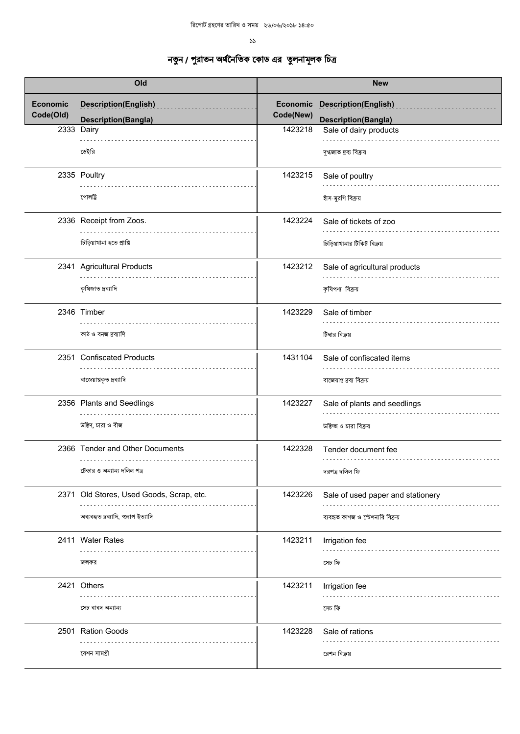# নতুন / পুরাতন অর্থনৈতিক কোড এর তুলনামূলক চিত্র

| Old | | | New | |
|---|---|---|---|---|
| Economic Code(Old) | Description(English) | Description(Bangla) | Economic Code(New) | Description(English) | Description(Bangla) |
| 2333 | Dairy | ডেইরি | 1423218 | Sale of dairy products | দুগ্ধজাত দ্রব্য বিক্রয় |
| 2335 | Poultry | পোলট্রি | 1423215 | Sale of poultry | হাঁস-মুরগি বিক্রয় |
| 2336 | Receipt from Zoos. | চিড়িয়াখানা হতে প্রাপ্তি | 1423224 | Sale of tickets of zoo | চিড়িয়াখানার টিকিট বিক্রয় |
| 2341 | Agricultural Products | কৃষিজাত দ্রব্যাদি | 1423212 | Sale of agricultural products | কৃষিপণ্য বিক্রয় |
| 2346 | Timber | কাঠ ও বনজ দ্রব্যাদি | 1423229 | Sale of timber | টিম্বার বিক্রয় |
| 2351 | Confiscated Products | বাজেয়াপ্তকৃত দ্রব্যাদি | 1431104 | Sale of confiscated items | বাজেয়াপ্ত দ্রব্য বিক্রয় |
| 2356 | Plants and Seedlings | উদ্ভিদ, চারা ও বীজ | 1423227 | Sale of plants and seedlings | উদ্ভিজ্জ ও চারা বিক্রয় |
| 2366 | Tender and Other Documents | টেন্ডার ও অন্যান্য দলিল পত্র | 1422328 | Tender document fee | দরপত্র দলিল ফি |
| 2371 | Old Stores, Used Goods, Scrap, etc. | অব্যবহৃত দ্রব্যাদি, স্ক্র্যাপ ইত্যাদি | 1423226 | Sale of used paper and stationery | ব্যবহৃত কাগজ ও স্টেশনারি বিক্রয় |
| 2411 | Water Rates | জলকর | 1423211 | Irrigation fee | সেচ ফি |
| 2421 | Others | সেচ বাবদ অন্যান্য | 1423211 | Irrigation fee | সেচ ফি |
| 2501 | Ration Goods | রেশন সামগ্রী | 1423228 | Sale of rations | রেশন বিক্রয় |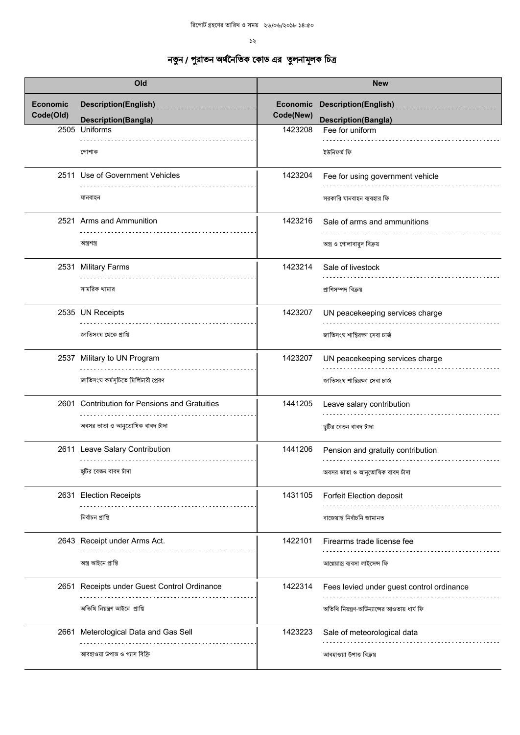# নতুন / পুরাতন অর্থনৈতিক কোড এর তুলনামূলক চিত্র

| Old | | | New | | |
|---|---|---|---|---|---|
| Economic Code(Old) | Description(English) | Description(Bangla) | Economic Code(New) | Description(English) | Description(Bangla) |
| 2505 | Uniforms | পোশাক | 1423208 | Fee for uniform | ইউনিফর্ম ফি |
| 2511 | Use of Government Vehicles | যানবাহন | 1423204 | Fee for using government vehicle | সরকারি যানবাহন ব্যবহার ফি |
| 2521 | Arms and Ammunition | অস্ত্রশস্ত্র | 1423216 | Sale of arms and ammunitions | অস্ত্র ও গোলাবারুদ বিক্রয় |
| 2531 | Military Farms | সামরিক খামার | 1423214 | Sale of livestock | প্রাণিসম্পদ বিক্রয় |
| 2535 | UN Receipts | জাতিসংঘ থেকে প্রাপ্তি | 1423207 | UN peacekeeping services charge | জাতিসংঘ শান্তিরক্ষা সেবা চার্জ |
| 2537 | Military to UN Program | জাতিসংঘ কর্মসূচিতে মিলিটারী প্রেরণ | 1423207 | UN peacekeeping services charge | জাতিসংঘ শান্তিরক্ষা সেবা চার্জ |
| 2601 | Contribution for Pensions and Gratuities | অবসর ভাতা ও আনুতোষিক বাবদ চাঁদা | 1441205 | Leave salary contribution | ছুটির বেতন বাবদ চাঁদা |
| 2611 | Leave Salary Contribution | ছুটির বেতন বাবদ চাঁদা | 1441206 | Pension and gratuity contribution | অবসর ভাতা ও আনুতোষিক বাবদ চাঁদা |
| 2631 | Election Receipts | নির্বাচন প্রাপ্তি | 1431105 | Forfeit Election deposit | বাজেয়াপ্ত নির্বাচনি জামানত |
| 2643 | Receipt under Arms Act. | অস্ত্র আইনে প্রাপ্তি | 1422101 | Firearms trade license fee | আগ্নেয়াস্ত্র ব্যবসা লাইসেন্স ফি |
| 2651 | Receipts under Guest Control Ordinance | অতিথি নিয়ন্ত্রণ আইনে প্রাপ্তি | 1422314 | Fees levied under guest control ordinance | অতিথি নিয়ন্ত্রণ-অর্ডিন্যান্সের আওতায় ধার্য ফি |
| 2661 | Meterological Data and Gas Sell | আবহাওয়া উপাত্ত ও গ্যাস বিক্রি | 1423223 | Sale of meteorological data | আবহাওয়া উপাত্ত বিক্রয় |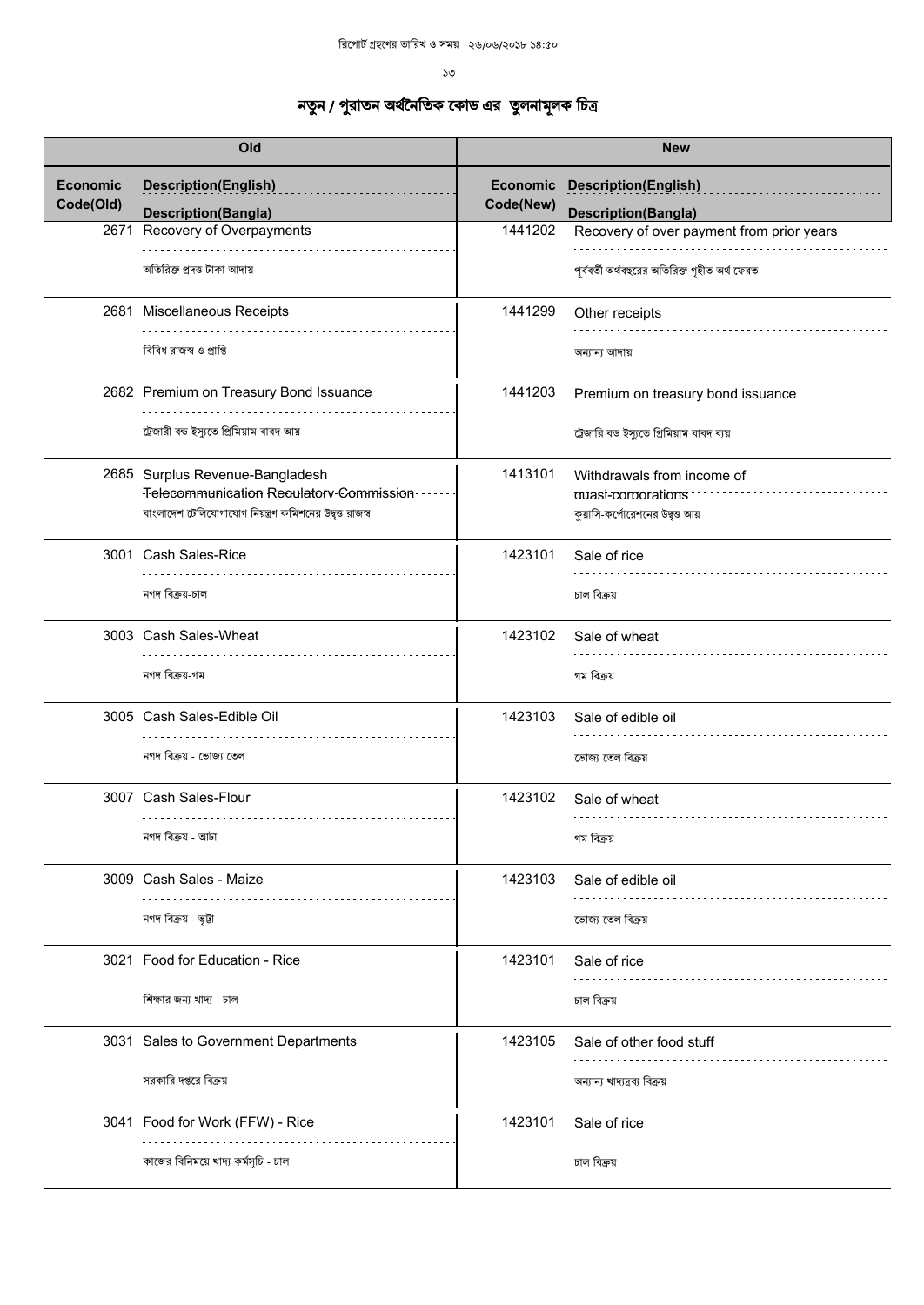# নতুন / পুরাতন অর্থনৈতিক কোড এর তুলনামূলক চিত্র

| Old | | | New | | |
|---|---|---|---|---|---|
| Economic Code(Old) | Description(English) | Description(Bangla) | Economic Code(New) | Description(English) | Description(Bangla) |
| 2671 | Recovery of Overpayments | অতিরিক্ত প্রদত্ত টাকা আদায় | 1441202 | Recovery of over payment from prior years | পূর্ববর্তী অর্থবছরের অতিরিক্ত গৃহীত অর্থ ফেরত |
| 2681 | Miscellaneous Receipts | বিবিধ রাজস্ব ও প্রাপ্তি | 1441299 | Other receipts | অন্যান্য আদায় |
| 2682 | Premium on Treasury Bond Issuance | ট্রেজারী বন্ড ইস্যুতে প্রিমিয়াম বাবদ আয় | 1441203 | Premium on treasury bond issuance | ট্রেজারি বন্ড ইস্যুতে প্রিমিয়াম বাবদ ব্যয় |
| 2685 | Surplus Revenue-Bangladesh Telecommunication Regulatory Commission | বাংলাদেশ টেলিযোগাযোগ নিয়ন্ত্রণ কমিশনের উদ্বৃত্ত রাজস্ব | 1413101 | Withdrawals from income of quasi-corporations | কুয়াসি-কর্পোরেশনের উদ্বৃত্ত আয় |
| 3001 | Cash Sales-Rice | নগদ বিক্রয়-চাল | 1423101 | Sale of rice | চাল বিক্রয় |
| 3003 | Cash Sales-Wheat | নগদ বিক্রয়-গম | 1423102 | Sale of wheat | গম বিক্রয় |
| 3005 | Cash Sales-Edible Oil | নগদ বিক্রয় - ভোজ্য তেল | 1423103 | Sale of edible oil | ভোজ্য তেল বিক্রয় |
| 3007 | Cash Sales-Flour | নগদ বিক্রয় - আটা | 1423102 | Sale of wheat | গম বিক্রয় |
| 3009 | Cash Sales - Maize | নগদ বিক্রয় - ভূট্টা | 1423103 | Sale of edible oil | ভোজ্য তেল বিক্রয় |
| 3021 | Food for Education - Rice | শিক্ষার জন্য খাদ্য - চাল | 1423101 | Sale of rice | চাল বিক্রয় |
| 3031 | Sales to Government Departments | সরকারি দপ্তরে বিক্রয় | 1423105 | Sale of other food stuff | অন্যান্য খাদ্যদ্রব্য বিক্রয় |
| 3041 | Food for Work (FFW) - Rice | কাজের বিনিময়ে খাদ্য কর্মসূচি - চাল | 1423101 | Sale of rice | চাল বিক্রয় |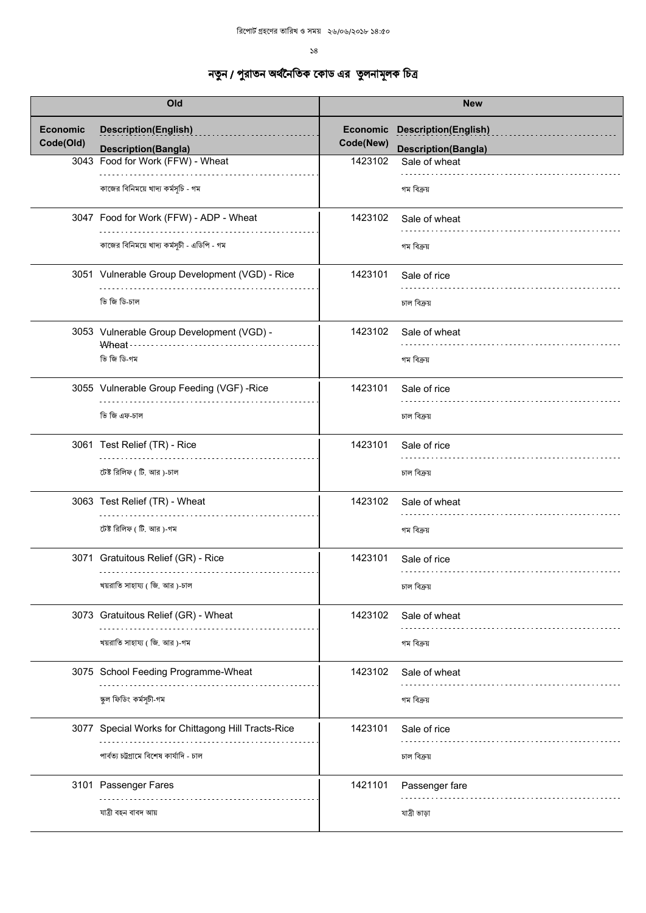# নতুন / পুরাতন অর্থনৈতিক কোড এর তুলনামূলক চিত্র

| Old | | New | |
|---|---|---|---|
| Economic Code(Old) | Description(English) / Description(Bangla) | Economic Code(New) | Description(English) / Description(Bangla) |
| 3043 | Food for Work (FFW) - Wheat<br>কাজের বিনিময়ে খাদ্য কর্মসূচি - গম | 1423102 | Sale of wheat<br>গম বিক্রয় |
| 3047 | Food for Work (FFW) - ADP - Wheat<br>কাজের বিনিময়ে খাদ্য কর্মসূচী - এডিপি - গম | 1423102 | Sale of wheat<br>গম বিক্রয় |
| 3051 | Vulnerable Group Development (VGD) - Rice<br>ভি জি ডি-চাল | 1423101 | Sale of rice<br>চাল বিক্রয় |
| 3053 | Vulnerable Group Development (VGD) - Wheat<br>ভি জি ডি-গম | 1423102 | Sale of wheat<br>গম বিক্রয় |
| 3055 | Vulnerable Group Feeding (VGF) -Rice<br>ভি জি এফ-চাল | 1423101 | Sale of rice<br>চাল বিক্রয় |
| 3061 | Test Relief (TR) - Rice<br>টেষ্ট রিলিফ ( টি. আর )-চাল | 1423101 | Sale of rice<br>চাল বিক্রয় |
| 3063 | Test Relief (TR) - Wheat<br>টেষ্ট রিলিফ ( টি. আর )-গম | 1423102 | Sale of wheat<br>গম বিক্রয় |
| 3071 | Gratuitous Relief (GR) - Rice<br>খয়রাতি সাহায্য ( জি. আর )-চাল | 1423101 | Sale of rice<br>চাল বিক্রয় |
| 3073 | Gratuitous Relief (GR) - Wheat<br>খয়রাতি সাহায্য ( জি. আর )-গম | 1423102 | Sale of wheat<br>গম বিক্রয় |
| 3075 | School Feeding Programme-Wheat<br>স্কুল ফিডিং কর্মসূচী-গম | 1423102 | Sale of wheat<br>গম বিক্রয় |
| 3077 | Special Works for Chittagong Hill Tracts-Rice<br>পার্বত্য চট্টগ্রামে বিশেষ কার্যাদি - চাল | 1423101 | Sale of rice<br>চাল বিক্রয় |
| 3101 | Passenger Fares<br>যাত্রী বহন বাবদ আয় | 1421101 | Passenger fare<br>যাত্রী ভাড়া |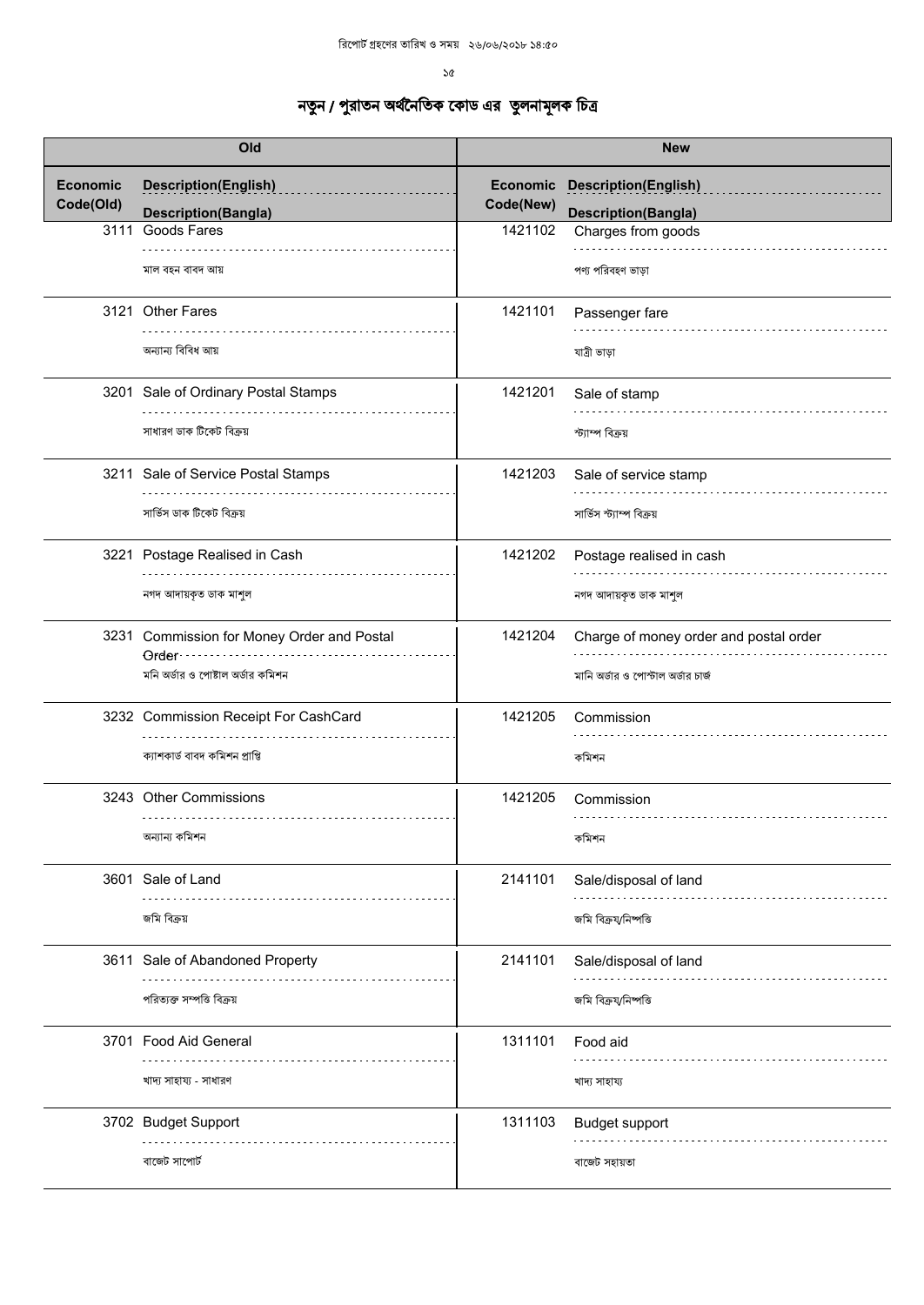# নতুন / পুরাতন অর্থনৈতিক কোড এর তুলনামূলক চিত্র

| Old | | New | |
|---|---|---|---|
| **Economic Code(Old)** | **Description(English)** / **Description(Bangla)** | **Economic Code(New)** | **Description(English)** / **Description(Bangla)** |
| 3111 | Goods Fares / মাল বহন বাবদ আয় | 1421102 | Charges from goods / পণ্য পরিবহণ ভাড়া |
| 3121 | Other Fares / অন্যান্য বিবিধ আয় | 1421101 | Passenger fare / যাত্রী ভাড়া |
| 3201 | Sale of Ordinary Postal Stamps / সাধারণ ডাক টিকেট বিক্রয় | 1421201 | Sale of stamp / স্ট্যাম্প বিক্রয় |
| 3211 | Sale of Service Postal Stamps / সার্ভিস ডাক টিকেট বিক্রয় | 1421203 | Sale of service stamp / সার্ভিস স্ট্যাম্প বিক্রয় |
| 3221 | Postage Realised in Cash / নগদ আদায়কৃত ডাক মাশুল | 1421202 | Postage realised in cash / নগদ আদায়কৃত ডাক মাশুল |
| 3231 | Commission for Money Order and Postal Order / মনি অর্ডার ও পোষ্টাল অর্ডার কমিশন | 1421204 | Charge of money order and postal order / মানি অর্ডার ও পোস্টাল অর্ডার চার্জ |
| 3232 | Commission Receipt For CashCard / ক্যাশকার্ড বাবদ কমিশন প্রাপ্তি | 1421205 | Commission / কমিশন |
| 3243 | Other Commissions / অন্যান্য কমিশন | 1421205 | Commission / কমিশন |
| 3601 | Sale of Land / জমি বিক্রয় | 2141101 | Sale/disposal of land / জমি বিক্রয়/নিষ্পত্তি |
| 3611 | Sale of Abandoned Property / পরিত্যক্ত সম্পত্তি বিক্রয় | 2141101 | Sale/disposal of land / জমি বিক্রয়/নিষ্পত্তি |
| 3701 | Food Aid General / খাদ্য সাহায্য - সাধারণ | 1311101 | Food aid / খাদ্য সাহায্য |
| 3702 | Budget Support / বাজেট সাপোর্ট | 1311103 | Budget support / বাজেট সহায়তা |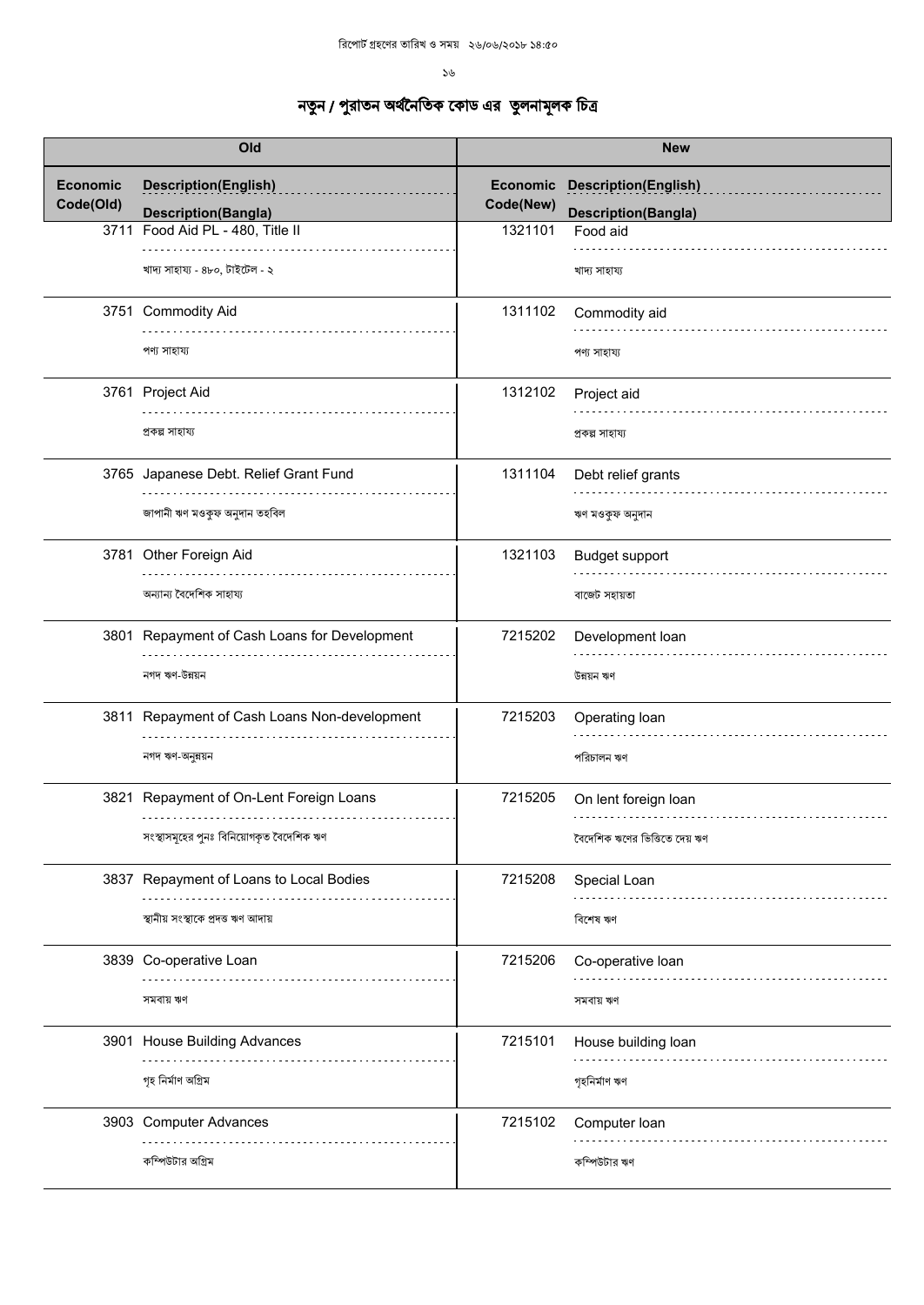রিপোর্ট গ্রহণের তারিখ ও সময় ২৬/০৬/২০১৮ ১৪:৫০

# নতুন / পুরাতন অর্থনৈতিক কোড এর তুলনামূলক চিত্র

| Old | | New | |
|---|---|---|---|
| Economic Code(Old) | Description(English) / Description(Bangla) | Economic Code(New) | Description(English) / Description(Bangla) |
| 3711 | Food Aid PL - 480, Title II / খাদ্য সাহায্য - ৪৮০, টাইটেল - ২ | 1321101 | Food aid / খাদ্য সাহায্য |
| 3751 | Commodity Aid / পণ্য সাহায্য | 1311102 | Commodity aid / পণ্য সাহায্য |
| 3761 | Project Aid / প্রকল্প সাহায্য | 1312102 | Project aid / প্রকল্প সাহায্য |
| 3765 | Japanese Debt. Relief Grant Fund / জাপানী ঋণ মওকুফ অনুদান তহবিল | 1311104 | Debt relief grants / ঋণ মওকুফ অনুদান |
| 3781 | Other Foreign Aid / অন্যান্য বৈদেশিক সাহায্য | 1321103 | Budget support / বাজেট সহায়তা |
| 3801 | Repayment of Cash Loans for Development / নগদ ঋণ-উন্নয়ন | 7215202 | Development loan / উন্নয়ন ঋণ |
| 3811 | Repayment of Cash Loans Non-development / নগদ ঋণ-অনুন্নয়ন | 7215203 | Operating loan / পরিচালন ঋণ |
| 3821 | Repayment of On-Lent Foreign Loans / সংস্থাসমূহের পুনঃ বিনিয়োগকৃত বৈদেশিক ঋণ | 7215205 | On lent foreign loan / বৈদেশিক ঋণের ভিত্তিতে দেয় ঋণ |
| 3837 | Repayment of Loans to Local Bodies / স্থানীয় সংস্থাকে প্রদত্ত ঋণ আদায় | 7215208 | Special Loan / বিশেষ ঋণ |
| 3839 | Co-operative Loan / সমবায় ঋণ | 7215206 | Co-operative loan / সমবায় ঋণ |
| 3901 | House Building Advances / গৃহ নির্মাণ অগ্রিম | 7215101 | House building loan / গৃহনির্মাণ ঋণ |
| 3903 | Computer Advances / কম্পিউটার অগ্রিম | 7215102 | Computer loan / কম্পিউটার ঋণ |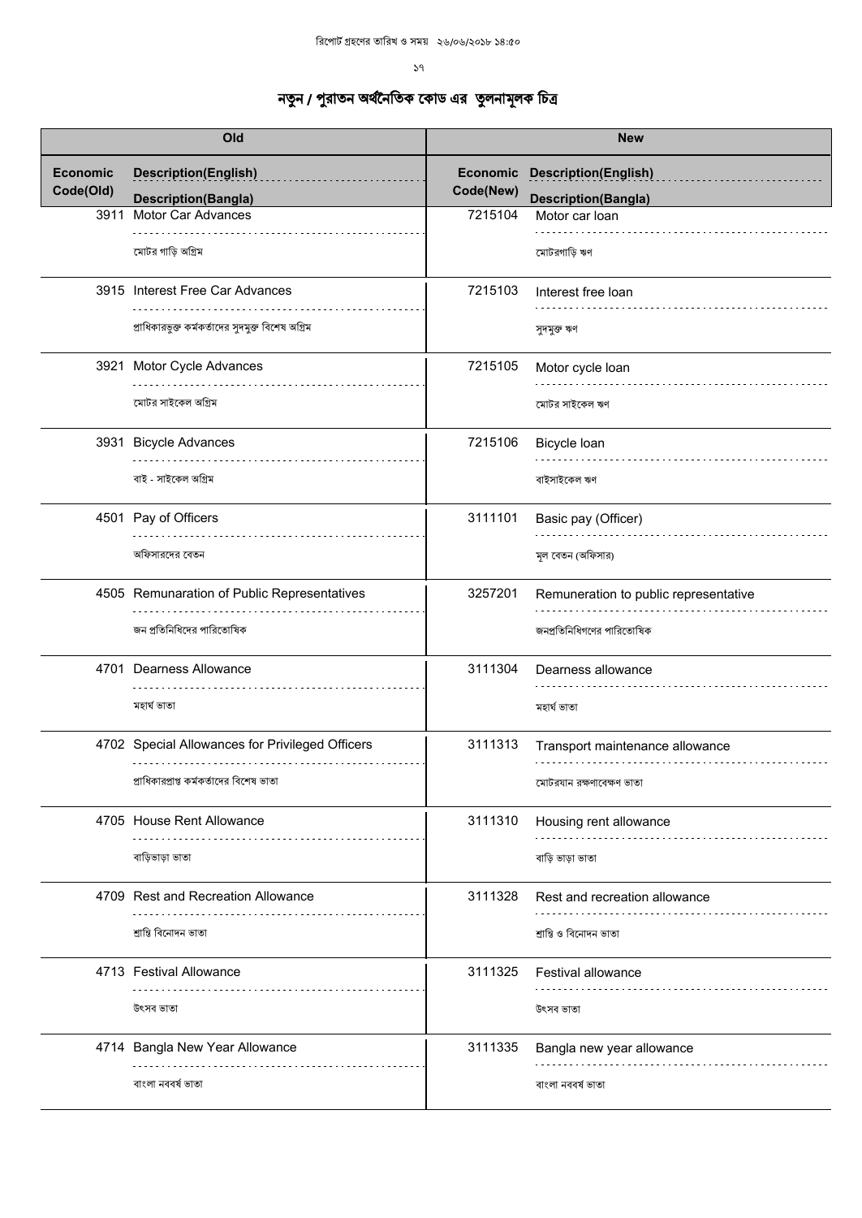# নতুন / পুরাতন অর্থনৈতিক কোড এর তুলনামূলক চিত্র

| Old | | New | |
|---|---|---|---|
| Economic Code(Old) | Description(English) / Description(Bangla) | Economic Code(New) | Description(English) / Description(Bangla) |
| 3911 | Motor Car Advances / মোটর গাড়ি অগ্রিম | 7215104 | Motor car loan / মোটরগাড়ি ঋণ |
| 3915 | Interest Free Car Advances / প্রাধিকারভুক্ত কর্মকর্তাদের সুদমুক্ত বিশেষ অগ্রিম | 7215103 | Interest free loan / সুদমুক্ত ঋণ |
| 3921 | Motor Cycle Advances / মোটর সাইকেল অগ্রিম | 7215105 | Motor cycle loan / মোটর সাইকেল ঋণ |
| 3931 | Bicycle Advances / বাই - সাইকেল অগ্রিম | 7215106 | Bicycle loan / বাইসাইকেল ঋণ |
| 4501 | Pay of Officers / অফিসারদের বেতন | 3111101 | Basic pay (Officer) / মূল বেতন (অফিসার) |
| 4505 | Remunaration of Public Representatives / জন প্রতিনিধিদের পারিতোষিক | 3257201 | Remuneration to public representative / জনপ্রতিনিধিগণের পারিতোষিক |
| 4701 | Dearness Allowance / মহার্ঘ ভাতা | 3111304 | Dearness allowance / মহার্ঘ ভাতা |
| 4702 | Special Allowances for Privileged Officers / প্রাধিকারপ্রাপ্ত কর্মকর্তাদের বিশেষ ভাতা | 3111313 | Transport maintenance allowance / মোটরযান রক্ষণাবেক্ষণ ভাতা |
| 4705 | House Rent Allowance / বাড়িভাড়া ভাতা | 3111310 | Housing rent allowance / বাড়ি ভাড়া ভাতা |
| 4709 | Rest and Recreation Allowance / শ্রান্তি বিনোদন ভাতা | 3111328 | Rest and recreation allowance / শ্রান্তি ও বিনোদন ভাতা |
| 4713 | Festival Allowance / উৎসব ভাতা | 3111325 | Festival allowance / উৎসব ভাতা |
| 4714 | Bangla New Year Allowance / বাংলা নববর্ষ ভাতা | 3111335 | Bangla new year allowance / বাংলা নববর্ষ ভাতা |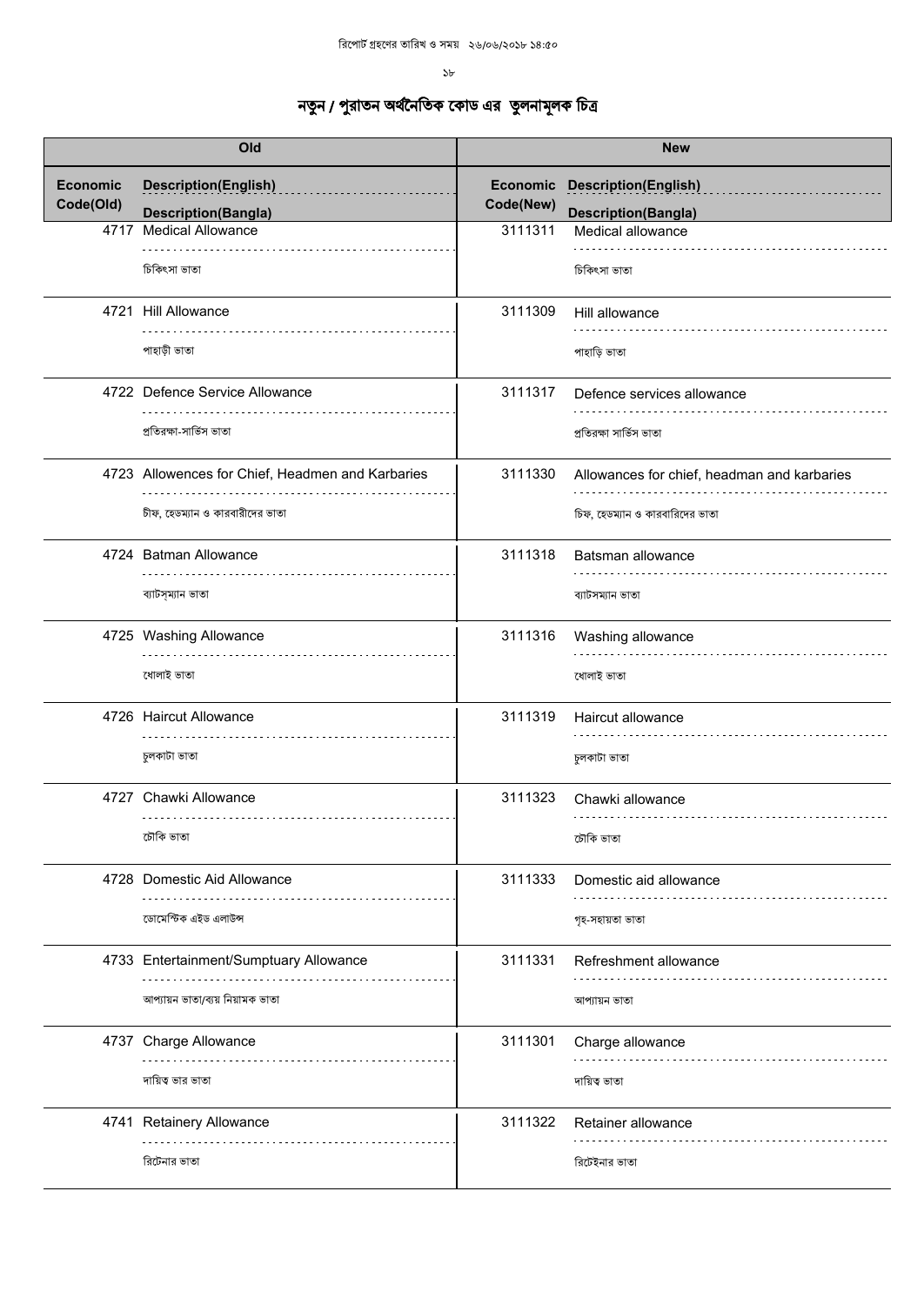# নতুন / পুরাতন অর্থনৈতিক কোড এর তুলনামূলক চিত্র

| Old | | New | |
|---|---|---|---|
| Economic Code(Old) | Description(English) / Description(Bangla) | Economic Code(New) | Description(English) / Description(Bangla) |
| 4717 | Medical Allowance<br>চিকিৎসা ভাতা | 3111311 | Medical allowance<br>চিকিৎসা ভাতা |
| 4721 | Hill Allowance<br>পাহাড়ী ভাতা | 3111309 | Hill allowance<br>পাহাড়ি ভাতা |
| 4722 | Defence Service Allowance<br>প্রতিরক্ষা-সার্ভিস ভাতা | 3111317 | Defence services allowance<br>প্রতিরক্ষা সার্ভিস ভাতা |
| 4723 | Allowences for Chief, Headmen and Karbaries<br>চীফ, হেডম্যান ও কারবারীদের ভাতা | 3111330 | Allowances for chief, headman and karbaries<br>চিফ, হেডম্যান ও কারবারিদের ভাতা |
| 4724 | Batman Allowance<br>ব্যাটস্‌ম্যান ভাতা | 3111318 | Batsman allowance<br>ব্যাটসম্যান ভাতা |
| 4725 | Washing Allowance<br>ধোলাই ভাতা | 3111316 | Washing allowance<br>ধোলাই ভাতা |
| 4726 | Haircut Allowance<br>চুলকাটা ভাতা | 3111319 | Haircut allowance<br>চুলকাটা ভাতা |
| 4727 | Chawki Allowance<br>চৌকি ভাতা | 3111323 | Chawki allowance<br>চৌকি ভাতা |
| 4728 | Domestic Aid Allowance<br>ডোমেস্টিক এইড এলাউন্স | 3111333 | Domestic aid allowance<br>গৃহ-সহায়তা ভাতা |
| 4733 | Entertainment/Sumptuary Allowance<br>আপ্যায়ন ভাতা/ব্যয় নিয়ামক ভাতা | 3111331 | Refreshment allowance<br>আপ্যায়ন ভাতা |
| 4737 | Charge Allowance<br>দায়িত্ব ভার ভাতা | 3111301 | Charge allowance<br>দায়িত্ব ভাতা |
| 4741 | Retainery Allowance<br>রিটেনার ভাতা | 3111322 | Retainer allowance<br>রিটেইনার ভাতা |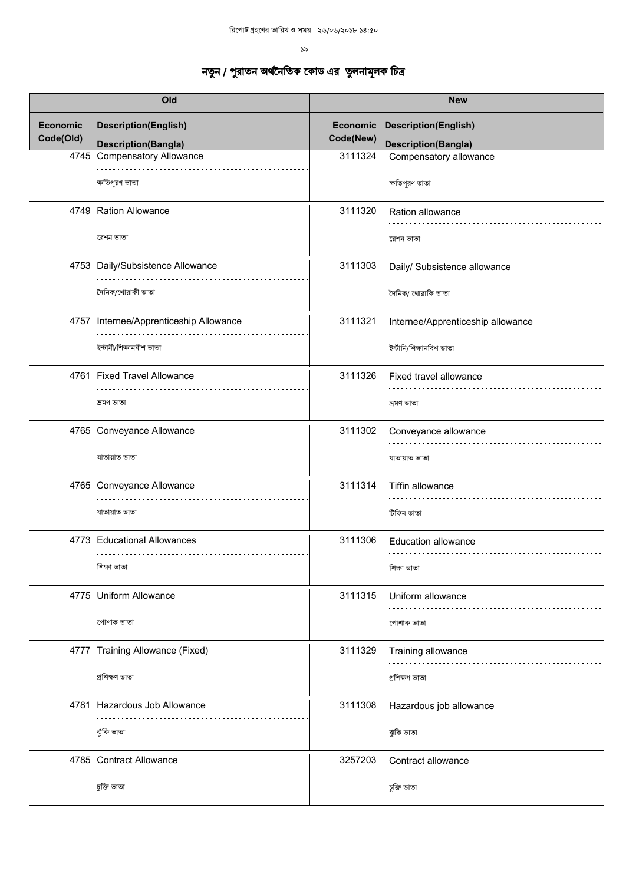# নতুন / পুরাতন অর্থনৈতিক কোড এর তুলনামূলক চিত্র

| Old | | | New | | |
|---|---|---|---|---|---|
| Economic Code(Old) | Description(English) | Description(Bangla) | Economic Code(New) | Description(English) | Description(Bangla) |
| 4745 | Compensatory Allowance | ক্ষতিপূরণ ভাতা | 3111324 | Compensatory allowance | ক্ষতিপূরণ ভাতা |
| 4749 | Ration Allowance | রেশন ভাতা | 3111320 | Ration allowance | রেশন ভাতা |
| 4753 | Daily/Subsistence Allowance | দৈনিক/খোরাকী ভাতা | 3111303 | Daily/ Subsistence allowance | দৈনিক/ খোরাকি ভাতা |
| 4757 | Internee/Apprenticeship Allowance | ইন্টার্নী/শিক্ষানবীশ ভাতা | 3111321 | Internee/Apprenticeship allowance | ইন্টার্নি/শিক্ষানবিশ ভাতা |
| 4761 | Fixed Travel Allowance | ভ্রমণ ভাতা | 3111326 | Fixed travel allowance | ভ্রমণ ভাতা |
| 4765 | Conveyance Allowance | যাতায়াত ভাতা | 3111302 | Conveyance allowance | যাতায়াত ভাতা |
| 4765 | Conveyance Allowance | যাতায়াত ভাতা | 3111314 | Tiffin allowance | টিফিন ভাতা |
| 4773 | Educational Allowances | শিক্ষা ভাতা | 3111306 | Education allowance | শিক্ষা ভাতা |
| 4775 | Uniform Allowance | পোশাক ভাতা | 3111315 | Uniform allowance | পোশাক ভাতা |
| 4777 | Training Allowance (Fixed) | প্রশিক্ষণ ভাতা | 3111329 | Training allowance | প্রশিক্ষণ ভাতা |
| 4781 | Hazardous Job Allowance | ঝুঁকি ভাতা | 3111308 | Hazardous job allowance | ঝুঁকি ভাতা |
| 4785 | Contract Allowance | চুক্তি ভাতা | 3257203 | Contract allowance | চুক্তি ভাতা |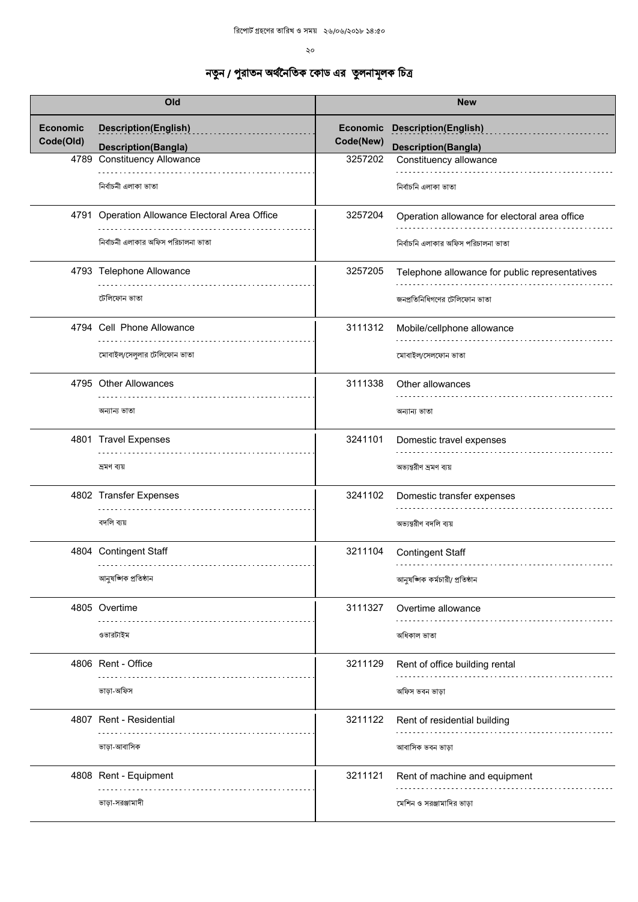# নতুন / পুরাতন অর্থনৈতিক কোড এর তুলনামূলক চিত্র

| Old | | New | |
|---|---|---|---|
| Economic Code(Old) | Description(English) / Description(Bangla) | Economic Code(New) | Description(English) / Description(Bangla) |
| 4789 | Constituency Allowance<br>নির্বাচনী এলাকা ভাতা | 3257202 | Constituency allowance<br>নির্বাচনি এলাকা ভাতা |
| 4791 | Operation Allowance Electoral Area Office<br>নির্বাচনী এলাকার অফিস পরিচালনা ভাতা | 3257204 | Operation allowance for electoral area office<br>নির্বাচনি এলাকার অফিস পরিচালনা ভাতা |
| 4793 | Telephone Allowance<br>টেলিফোন ভাতা | 3257205 | Telephone allowance for public representatives<br>জনপ্রতিনিধিগণের টেলিফোন ভাতা |
| 4794 | Cell Phone Allowance<br>মোবাইল/সেলুলার টেলিফোন ভাতা | 3111312 | Mobile/cellphone allowance<br>মোবাইল/সেলফোন ভাতা |
| 4795 | Other Allowances<br>অন্যান্য ভাতা | 3111338 | Other allowances<br>অন্যান্য ভাতা |
| 4801 | Travel Expenses<br>ভ্রমণ ব্যয় | 3241101 | Domestic travel expenses<br>অভ্যন্তরীণ ভ্রমণ ব্যয় |
| 4802 | Transfer Expenses<br>বদলি ব্যয় | 3241102 | Domestic transfer expenses<br>অভ্যন্তরীণ বদলি ব্যয় |
| 4804 | Contingent Staff<br>আনুষঙ্গিক প্রতিষ্ঠান | 3211104 | Contingent Staff<br>আনুষঙ্গিক কর্মচারী/ প্রতিষ্ঠান |
| 4805 | Overtime<br>ওভারটাইম | 3111327 | Overtime allowance<br>অধিকাল ভাতা |
| 4806 | Rent - Office<br>ভাড়া-অফিস | 3211129 | Rent of office building rental<br>অফিস ভবন ভাড়া |
| 4807 | Rent - Residential<br>ভাড়া-আবাসিক | 3211122 | Rent of residential building<br>আবাসিক ভবন ভাড়া |
| 4808 | Rent - Equipment<br>ভাড়া-সরঞ্জামাদী | 3211121 | Rent of machine and equipment<br>মেশিন ও সরঞ্জামাদির ভাড়া |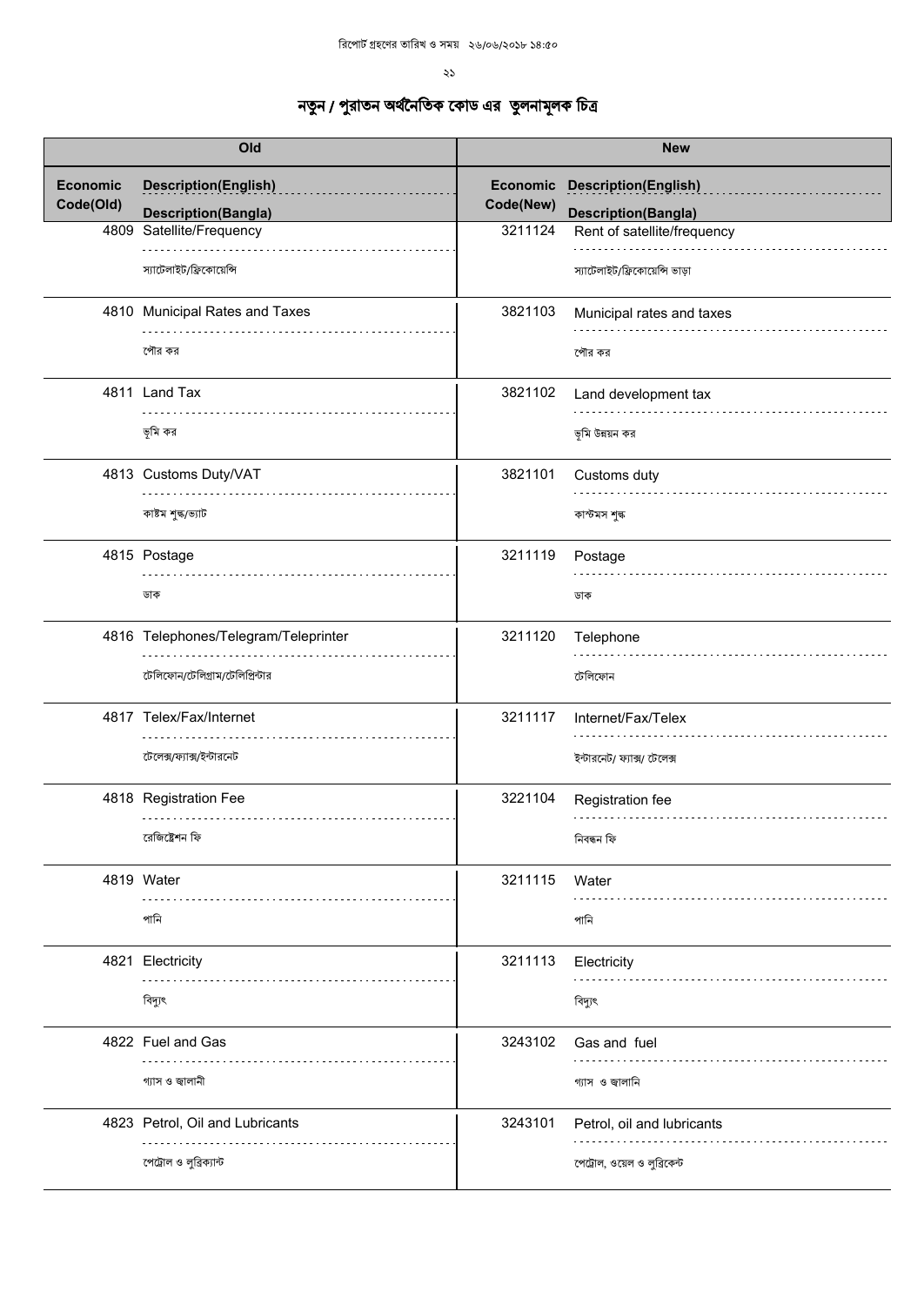# নতুন / পুরাতন অর্থনৈতিক কোড এর তুলনামূলক চিত্র

| Old | | | New | | |
|---|---|---|---|---|---|
| Economic Code(Old) | Description(English) | Description(Bangla) | Economic Code(New) | Description(English) | Description(Bangla) |
| 4809 | Satellite/Frequency | স্যাটেলাইট/ফ্রিকোয়েন্সি | 3211124 | Rent of satellite/frequency | স্যাটেলাইট/ফ্রিকোয়েন্সি ভাড়া |
| 4810 | Municipal Rates and Taxes | পৌর কর | 3821103 | Municipal rates and taxes | পৌর কর |
| 4811 | Land Tax | ভূমি কর | 3821102 | Land development tax | ভূমি উন্নয়ন কর |
| 4813 | Customs Duty/VAT | কাষ্টম শুল্ক/ভ্যাট | 3821101 | Customs duty | কাস্টমস শুল্ক |
| 4815 | Postage | ডাক | 3211119 | Postage | ডাক |
| 4816 | Telephones/Telegram/Teleprinter | টেলিফোন/টেলিগ্রাম/টেলিপ্রিন্টার | 3211120 | Telephone | টেলিফোন |
| 4817 | Telex/Fax/Internet | টেলেক্স/ফ্যাক্স/ইন্টারনেট | 3211117 | Internet/Fax/Telex | ইন্টারনেট/ ফ্যাক্স/ টেলেক্স |
| 4818 | Registration Fee | রেজিষ্ট্রেশন ফি | 3221104 | Registration fee | নিবন্ধন ফি |
| 4819 | Water | পানি | 3211115 | Water | পানি |
| 4821 | Electricity | বিদ্যুৎ | 3211113 | Electricity | বিদ্যুৎ |
| 4822 | Fuel and Gas | গ্যাস ও জ্বালানী | 3243102 | Gas and fuel | গ্যাস ও জ্বালানি |
| 4823 | Petrol, Oil and Lubricants | পেট্রোল ও লুব্রিক্যান্ট | 3243101 | Petrol, oil and lubricants | পেট্রোল, ওয়েল ও লুব্রিকেন্ট |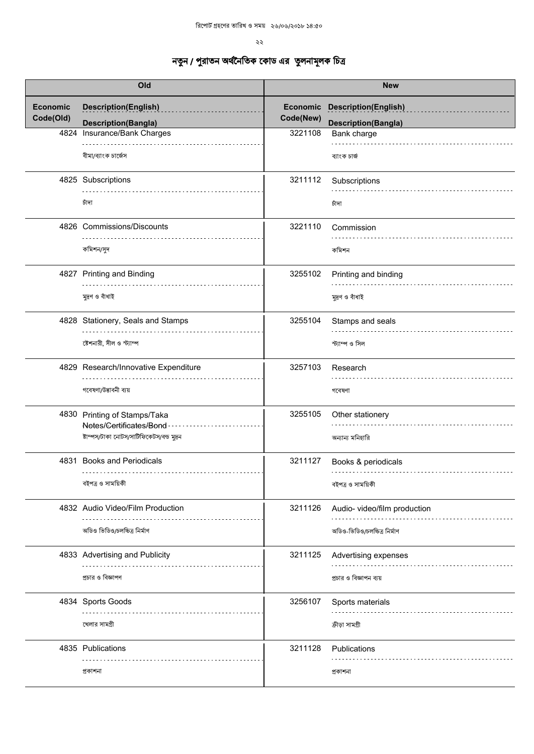# নতুন / পুরাতন অর্থনৈতিক কোড এর তুলনামূলক চিত্র

| Old | | | New | | |
|---|---|---|---|---|---|
| Economic Code(Old) | Description(English) | Description(Bangla) | Economic Code(New) | Description(English) | Description(Bangla) |
| 4824 | Insurance/Bank Charges | বীমা/ব্যাংক চার্জেস | 3221108 | Bank charge | ব্যাংক চার্জ |
| 4825 | Subscriptions | চাঁদা | 3211112 | Subscriptions | চাঁদা |
| 4826 | Commissions/Discounts | কমিশন/সুদ | 3221110 | Commission | কমিশন |
| 4827 | Printing and Binding | মুদ্রণ ও বাঁধাই | 3255102 | Printing and binding | মুদ্রণ ও বাঁধাই |
| 4828 | Stationery, Seals and Stamps | ষ্টেশনারী, সীল ও স্ট্যাম্প | 3255104 | Stamps and seals | স্ট্যাম্প ও সিল |
| 4829 | Research/Innovative Expenditure | গবেষণা/উদ্ভাবনী ব্যয় | 3257103 | Research | গবেষণা |
| 4830 | Printing of Stamps/Taka Notes/Certificates/Bond | ষ্টাম্পস/টাকা নোটস/সার্টিফিকেটস/বন্ড মুদ্রন | 3255105 | Other stationery | অন্যান্য মনিহারি |
| 4831 | Books and Periodicals | বইপত্র ও সাময়িকী | 3211127 | Books & periodicals | বইপত্র ও সাময়িকী |
| 4832 | Audio Video/Film Production | অডিও ভিডিও/চলচ্চিত্র নির্মাণ | 3211126 | Audio- video/film production | অডিও-ভিডিও/চলচ্চিত্র নির্মাণ |
| 4833 | Advertising and Publicity | প্রচার ও বিজ্ঞাপণ | 3211125 | Advertising expenses | প্রচার ও বিজ্ঞাপন ব্যয় |
| 4834 | Sports Goods | খেলার সামগ্রী | 3256107 | Sports materials | ক্রীড়া সামগ্রী |
| 4835 | Publications | প্রকাশনা | 3211128 | Publications | প্রকাশনা |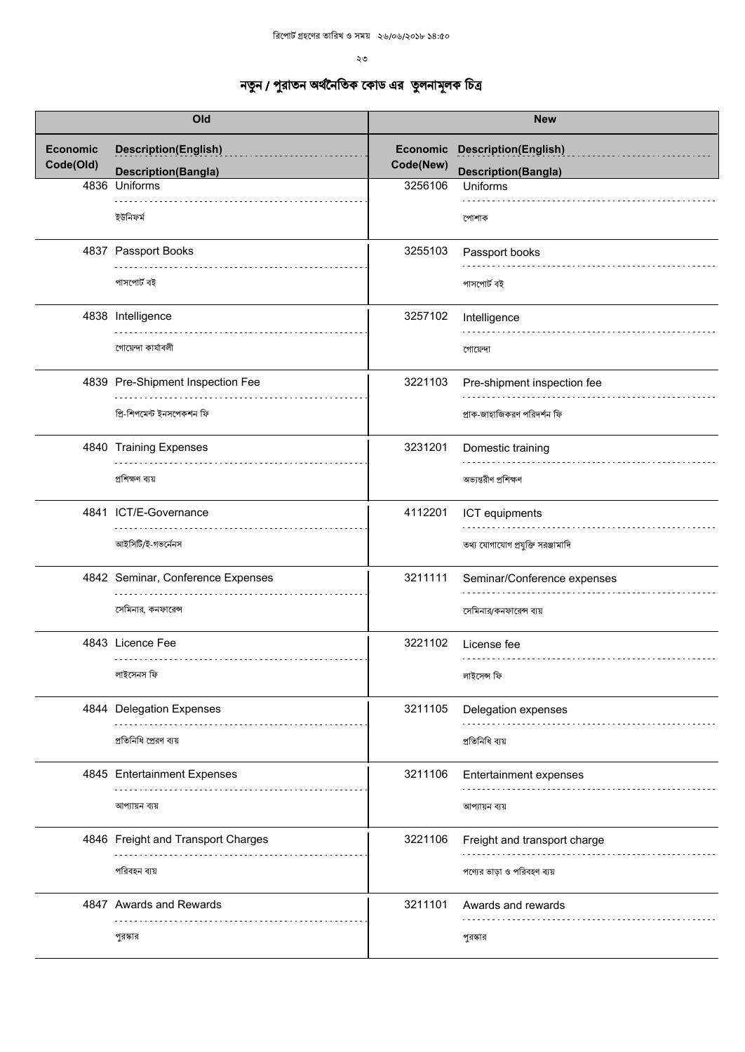# নতুন / পুরাতন অর্থনৈতিক কোড এর তুলনামূলক চিত্র

| Old | | New | |
|---|---|---|---|
| Economic Code(Old) | Description(English) / Description(Bangla) | Economic Code(New) | Description(English) / Description(Bangla) |
| 4836 | Uniforms<br>ইউনিফর্ম | 3256106 | Uniforms<br>পোশাক |
| 4837 | Passport Books<br>পাসপোর্ট বই | 3255103 | Passport books<br>পাসপোর্ট বই |
| 4838 | Intelligence<br>গোয়েন্দা কার্যাবলী | 3257102 | Intelligence<br>গোয়েন্দা |
| 4839 | Pre-Shipment Inspection Fee<br>প্রি-শিপমেন্ট ইনসপেকশন ফি | 3221103 | Pre-shipment inspection fee<br>প্রাক-জাহাজিকরণ পরিদর্শন ফি |
| 4840 | Training Expenses<br>প্রশিক্ষণ ব্যয় | 3231201 | Domestic training<br>অভ্যন্তরীণ প্রশিক্ষণ |
| 4841 | ICT/E-Governance<br>আইসিটি/ই-গভর্নেনস | 4112201 | ICT equipments<br>তথ্য যোগাযোগ প্রযুক্তি সরঞ্জামাদি |
| 4842 | Seminar, Conference Expenses<br>সেমিনার, কনফারেন্স | 3211111 | Seminar/Conference expenses<br>সেমিনার/কনফারেন্স ব্যয় |
| 4843 | Licence Fee<br>লাইসেনস ফি | 3221102 | License fee<br>লাইসেন্স ফি |
| 4844 | Delegation Expenses<br>প্রতিনিধি প্রেরণ ব্যয় | 3211105 | Delegation expenses<br>প্রতিনিধি ব্যয় |
| 4845 | Entertainment Expenses<br>আপ্যায়ন ব্যয় | 3211106 | Entertainment expenses<br>আপ্যায়ন ব্যয় |
| 4846 | Freight and Transport Charges<br>পরিবহন ব্যয় | 3221106 | Freight and transport charge<br>পণ্যের ভাড়া ও পরিবহণ ব্যয় |
| 4847 | Awards and Rewards<br>পুরস্কার | 3211101 | Awards and rewards<br>পুরস্কার |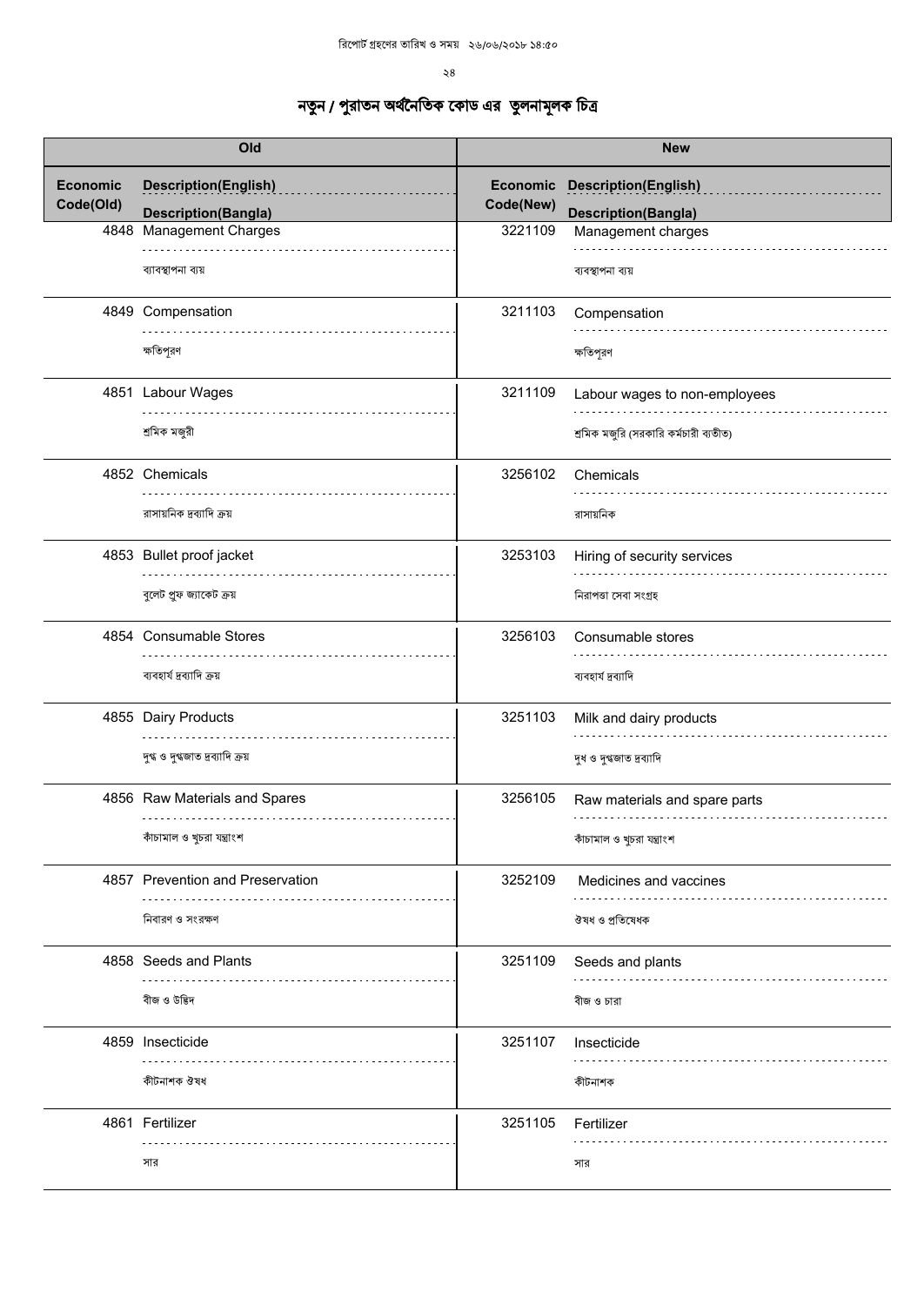রিপোর্ট গ্রহণের তারিখ ও সময় ২৬/০৬/২০১৮ ১৪:৫০

# নতুন / পুরাতন অর্থনৈতিক কোড এর তুলনামূলক চিত্র

| Old | | New | |
|---|---|---|---|
| Economic Code(Old) | Description(English) / Description(Bangla) | Economic Code(New) | Description(English) / Description(Bangla) |
| 4848 | Management Charges<br>ব্যাবস্থাপনা ব্যয় | 3221109 | Management charges<br>ব্যবস্থাপনা ব্যয় |
| 4849 | Compensation<br>ক্ষতিপূরণ | 3211103 | Compensation<br>ক্ষতিপূরণ |
| 4851 | Labour Wages<br>শ্রমিক মজুরী | 3211109 | Labour wages to non-employees<br>শ্রমিক মজুরি (সরকারি কর্মচারী ব্যতীত) |
| 4852 | Chemicals<br>রাসায়নিক দ্রব্যাদি ক্রয় | 3256102 | Chemicals<br>রাসায়নিক |
| 4853 | Bullet proof jacket<br>বুলেট প্রুফ জ্যাকেট ক্রয় | 3253103 | Hiring of security services<br>নিরাপত্তা সেবা সংগ্রহ |
| 4854 | Consumable Stores<br>ব্যবহার্য দ্রব্যাদি ক্রয় | 3256103 | Consumable stores<br>ব্যবহার্য দ্রব্যাদি |
| 4855 | Dairy Products<br>দুগ্ধ ও দুগ্ধজাত দ্রব্যাদি ক্রয় | 3251103 | Milk and dairy products<br>দুধ ও দুগ্ধজাত দ্রব্যাদি |
| 4856 | Raw Materials and Spares<br>কাঁচামাল ও খুচরা যন্ত্রাংশ | 3256105 | Raw materials and spare parts<br>কাঁচামাল ও খুচরা যন্ত্রাংশ |
| 4857 | Prevention and Preservation<br>নিবারণ ও সংরক্ষণ | 3252109 | Medicines and vaccines<br>ঔষধ ও প্রতিষেধক |
| 4858 | Seeds and Plants<br>বীজ ও উদ্ভিদ | 3251109 | Seeds and plants<br>বীজ ও চারা |
| 4859 | Insecticide<br>কীটনাশক ঔষধ | 3251107 | Insecticide<br>কীটনাশক |
| 4861 | Fertilizer<br>সার | 3251105 | Fertilizer<br>সার |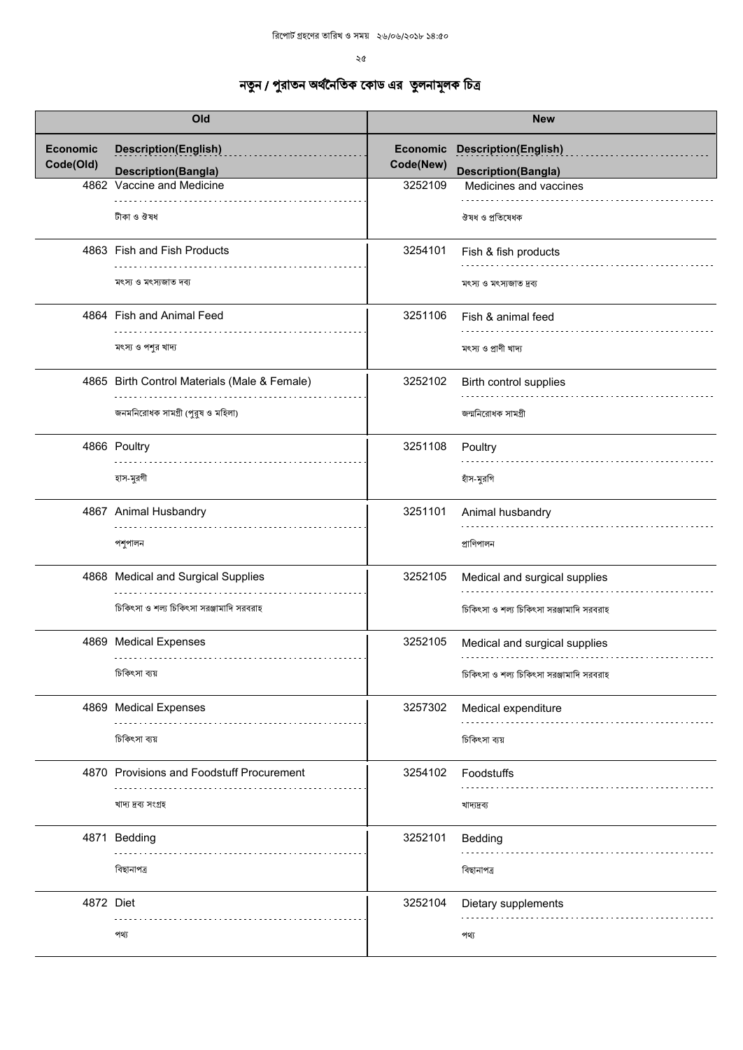# নতুন / পুরাতন অর্থনৈতিক কোড এর তুলনামূলক চিত্র

| Old | | | New | | |
|---|---|---|---|---|---|
| Economic Code(Old) | Description(English) | Description(Bangla) | Economic Code(New) | Description(English) | Description(Bangla) |
| 4862 | Vaccine and Medicine | টীকা ও ঔষধ | 3252109 | Medicines and vaccines | ঔষধ ও প্রতিষেধক |
| 4863 | Fish and Fish Products | মৎস্য ও মৎস্যজাত দব্য | 3254101 | Fish & fish products | মৎস্য ও মৎস্যজাত দ্রব্য |
| 4864 | Fish and Animal Feed | মৎস্য ও পশুর খাদ্য | 3251106 | Fish & animal feed | মৎস্য ও প্রাণী খাদ্য |
| 4865 | Birth Control Materials (Male & Female) | জনমনিরোধক সামগ্রী (পুরুষ ও মহিলা) | 3252102 | Birth control supplies | জন্মনিরোধক সামগ্রী |
| 4866 | Poultry | হাস-মুরগী | 3251108 | Poultry | হাঁস-মুরগি |
| 4867 | Animal Husbandry | পশুপালন | 3251101 | Animal husbandry | প্রাণিপালন |
| 4868 | Medical and Surgical Supplies | চিকিৎসা ও শল্য চিকিৎসা সরঞ্জামাদি সরবরাহ | 3252105 | Medical and surgical supplies | চিকিৎসা ও শল্য চিকিৎসা সরঞ্জামাদি সরবরাহ |
| 4869 | Medical Expenses | চিকিৎসা ব্যয় | 3252105 | Medical and surgical supplies | চিকিৎসা ও শল্য চিকিৎসা সরঞ্জামাদি সরবরাহ |
| 4869 | Medical Expenses | চিকিৎসা ব্যয় | 3257302 | Medical expenditure | চিকিৎসা ব্যয় |
| 4870 | Provisions and Foodstuff Procurement | খাদ্য দ্রব্য সংগ্রহ | 3254102 | Foodstuffs | খাদ্যদ্রব্য |
| 4871 | Bedding | বিছানাপত্র | 3252101 | Bedding | বিছানাপত্র |
| 4872 | Diet | পথ্য | 3252104 | Dietary supplements | পথ্য |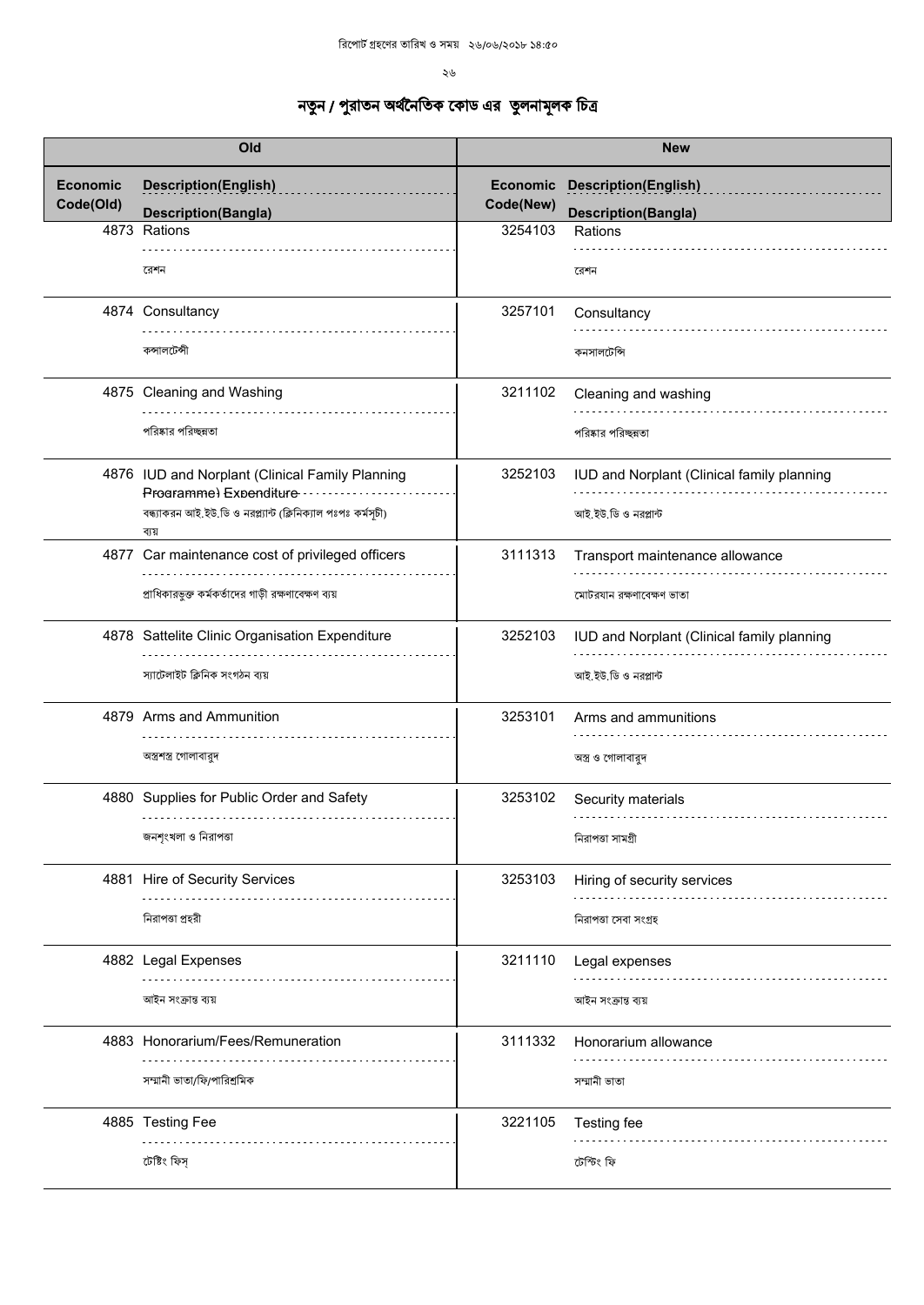রিপোর্ট গ্রহণের তারিখ ও সময় ২৬/০৬/২০১৮ ১৪:৫০

# নতুন / পুরাতন অর্থনৈতিক কোড এর তুলনামূলক চিত্র

| Old | | New | |
|---|---|---|---|
| Economic Code(Old) | Description(English) / Description(Bangla) | Economic Code(New) | Description(English) / Description(Bangla) |
| 4873 | Rations / রেশন | 3254103 | Rations / রেশন |
| 4874 | Consultancy / কন্সালটেন্সী | 3257101 | Consultancy / কনসালটেন্সি |
| 4875 | Cleaning and Washing / পরিষ্কার পরিচ্ছন্নতা | 3211102 | Cleaning and washing / পরিষ্কার পরিচ্ছন্নতা |
| 4876 | IUD and Norplant (Clinical Family Planning Programme) Expenditure / বন্ধ্যাকরন আই.ইউ.ডি ও নরপ্ল্যান্ট (ক্লিনিক্যাল পঃপঃ কর্মসূচী) ব্যয় | 3252103 | IUD and Norplant (Clinical family planning / আই.ইউ.ডি ও নরপ্লান্ট |
| 4877 | Car maintenance cost of privileged officers / প্রাধিকারভুক্ত কর্মকর্তাদের গাড়ী রক্ষণাবেক্ষণ ব্যয় | 3111313 | Transport maintenance allowance / মোটরযান রক্ষণাবেক্ষণ ভাতা |
| 4878 | Sattelite Clinic Organisation Expenditure / স্যাটেলাইট ক্লিনিক সংগঠন ব্যয় | 3252103 | IUD and Norplant (Clinical family planning / আই.ইউ.ডি ও নরপ্লান্ট |
| 4879 | Arms and Ammunition / অস্ত্রশস্ত্র গোলাবারুদ | 3253101 | Arms and ammunitions / অস্ত্র ও গোলাবারুদ |
| 4880 | Supplies for Public Order and Safety / জনশৃংখলা ও নিরাপত্তা | 3253102 | Security materials / নিরাপত্তা সামগ্রী |
| 4881 | Hire of Security Services / নিরাপত্তা প্রহরী | 3253103 | Hiring of security services / নিরাপত্তা সেবা সংগ্রহ |
| 4882 | Legal Expenses / আইন সংক্রান্ত ব্যয় | 3211110 | Legal expenses / আইন সংক্রান্ত ব্যয় |
| 4883 | Honorarium/Fees/Remuneration / সম্মানী ভাতা/ফি/পারিশ্রমিক | 3111332 | Honorarium allowance / সম্মানী ভাতা |
| 4885 | Testing Fee / টেষ্টিং ফিস্ | 3221105 | Testing fee / টেস্টিং ফি |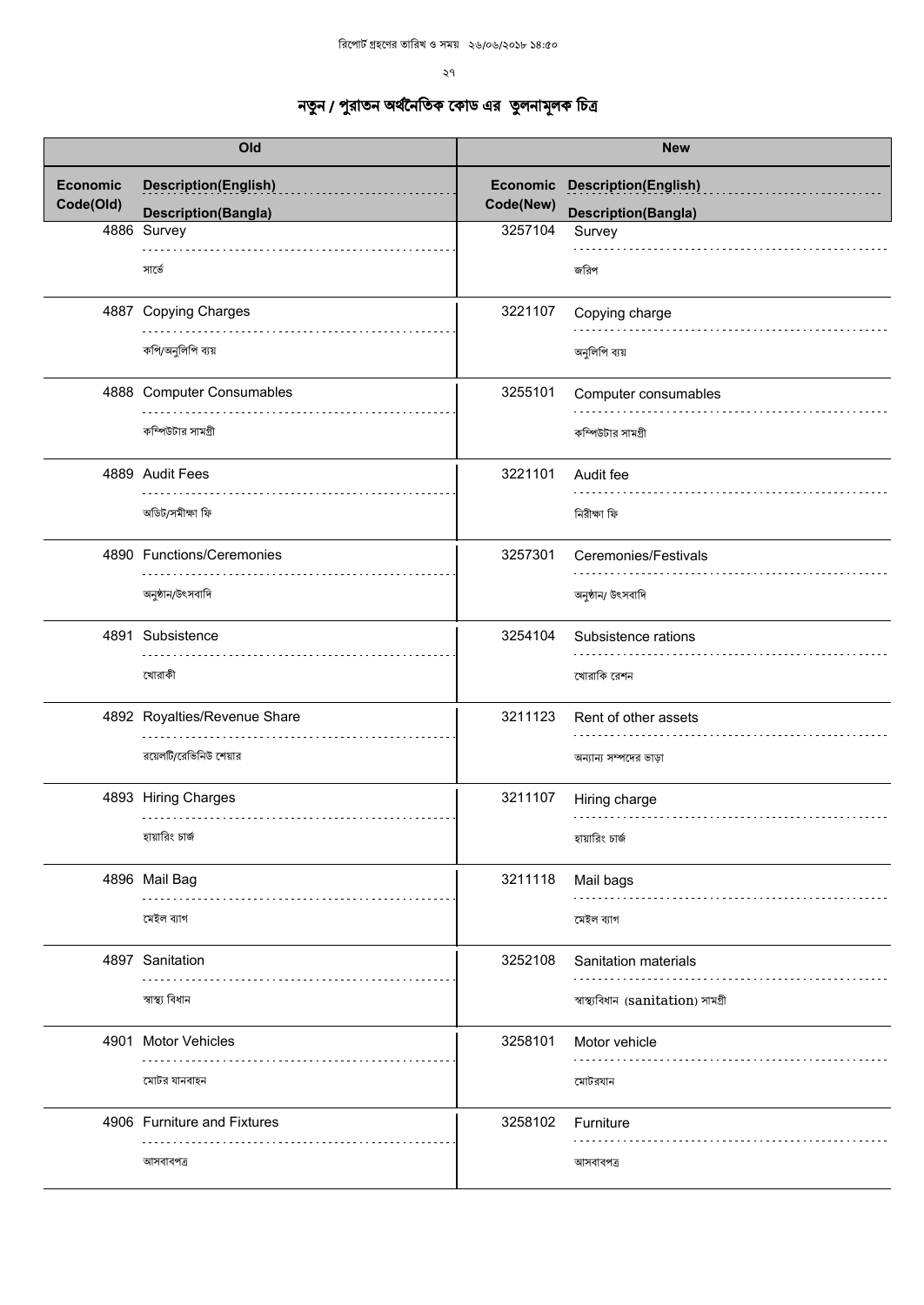রিপোর্ট গ্রহণের তারিখ ও সময় ২৬/০৬/২০১৮ ১৪:৫০

# নতুন / পুরাতন অর্থনৈতিক কোড এর তুলনামূলক চিত্র

| Old | | New | |
|---|---|---|---|
| Economic Code(Old) | Description(English) / Description(Bangla) | Economic Code(New) | Description(English) / Description(Bangla) |
| 4886 | Survey / সার্ভে | 3257104 | Survey / জরিপ |
| 4887 | Copying Charges / কপি/অনুলিপি ব্যয় | 3221107 | Copying charge / অনুলিপি ব্যয় |
| 4888 | Computer Consumables / কম্পিউটার সামগ্রী | 3255101 | Computer consumables / কম্পিউটার সামগ্রী |
| 4889 | Audit Fees / অডিট/সমীক্ষা ফি | 3221101 | Audit fee / নিরীক্ষা ফি |
| 4890 | Functions/Ceremonies / অনুষ্ঠান/উৎসবাদি | 3257301 | Ceremonies/Festivals / অনুষ্ঠান/ উৎসবাদি |
| 4891 | Subsistence / খোরাকী | 3254104 | Subsistence rations / খোরাকি রেশন |
| 4892 | Royalties/Revenue Share / রয়েলটি/রেভিনিউ শেয়ার | 3211123 | Rent of other assets / অন্যান্য সম্পদের ভাড়া |
| 4893 | Hiring Charges / হায়ারিং চার্জ | 3211107 | Hiring charge / হায়ারিং চার্জ |
| 4896 | Mail Bag / মেইল ব্যাগ | 3211118 | Mail bags / মেইল ব্যাগ |
| 4897 | Sanitation / স্বাস্থ্য বিধান | 3252108 | Sanitation materials / স্বাস্থ্যবিধান (sanitation) সামগ্রী |
| 4901 | Motor Vehicles / মোটর যানবাহন | 3258101 | Motor vehicle / মোটরযান |
| 4906 | Furniture and Fixtures / আসবাবপত্র | 3258102 | Furniture / আসবাবপত্র |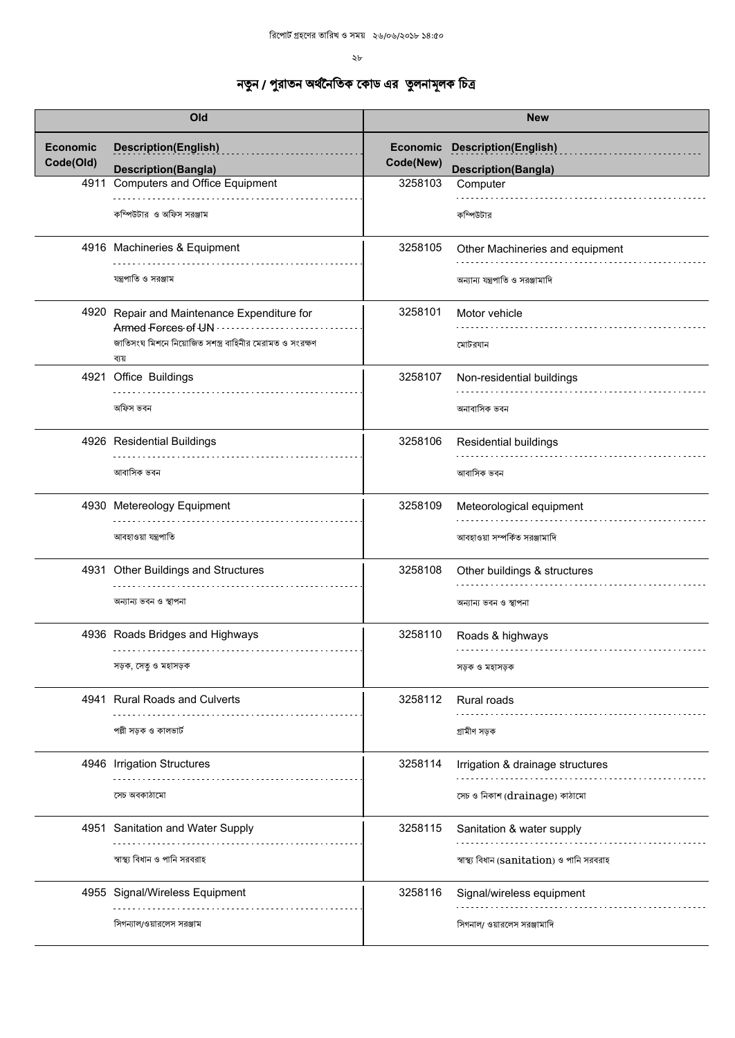রিপোর্ট গ্রহণের তারিখ ও সময় ২৬/০৬/২০১৮ ১৪:৫০

# নতুন / পুরাতন অর্থনৈতিক কোড এর তুলনামূলক চিত্র

| Old | | New | |
|---|---|---|---|
| Economic Code(Old) | Description(English) / Description(Bangla) | Economic Code(New) | Description(English) / Description(Bangla) |
| 4911 | Computers and Office Equipment<br>কম্পিউটার ও অফিস সরঞ্জাম | 3258103 | Computer<br>কম্পিউটার |
| 4916 | Machineries & Equipment<br>যন্ত্রপাতি ও সরঞ্জাম | 3258105 | Other Machineries and equipment<br>অন্যান্য যন্ত্রপাতি ও সরঞ্জামাদি |
| 4920 | Repair and Maintenance Expenditure for Armed Forces of UN<br>জাতিসংঘ মিশনে নিয়োজিত সশস্ত্র বাহিনীর মেরামত ও সংরক্ষণ ব্যয় | 3258101 | Motor vehicle<br>মোটরযান |
| 4921 | Office Buildings<br>অফিস ভবন | 3258107 | Non-residential buildings<br>অনাবাসিক ভবন |
| 4926 | Residential Buildings<br>আবাসিক ভবন | 3258106 | Residential buildings<br>আবাসিক ভবন |
| 4930 | Metereology Equipment<br>আবহাওয়া যন্ত্রপাতি | 3258109 | Meteorological equipment<br>আবহাওয়া সম্পর্কিত সরঞ্জামাদি |
| 4931 | Other Buildings and Structures<br>অন্যান্য ভবন ও স্থাপনা | 3258108 | Other buildings & structures<br>অন্যান্য ভবন ও স্থাপনা |
| 4936 | Roads Bridges and Highways<br>সড়ক, সেতু ও মহাসড়ক | 3258110 | Roads & highways<br>সড়ক ও মহাসড়ক |
| 4941 | Rural Roads and Culverts<br>পল্লী সড়ক ও কালভার্ট | 3258112 | Rural roads<br>গ্রামীণ সড়ক |
| 4946 | Irrigation Structures<br>সেচ অবকাঠামো | 3258114 | Irrigation & drainage structures<br>সেচ ও নিকাশ (drainage) কাঠামো |
| 4951 | Sanitation and Water Supply<br>স্বাস্থ্য বিধান ও পানি সরবরাহ | 3258115 | Sanitation & water supply<br>স্বাস্থ্য বিধান (sanitation) ও পানি সরবরাহ |
| 4955 | Signal/Wireless Equipment<br>সিগন্যাল/ওয়ারলেস সরঞ্জাম | 3258116 | Signal/wireless equipment<br>সিগনাল/ ওয়ারলেস সরঞ্জামাদি |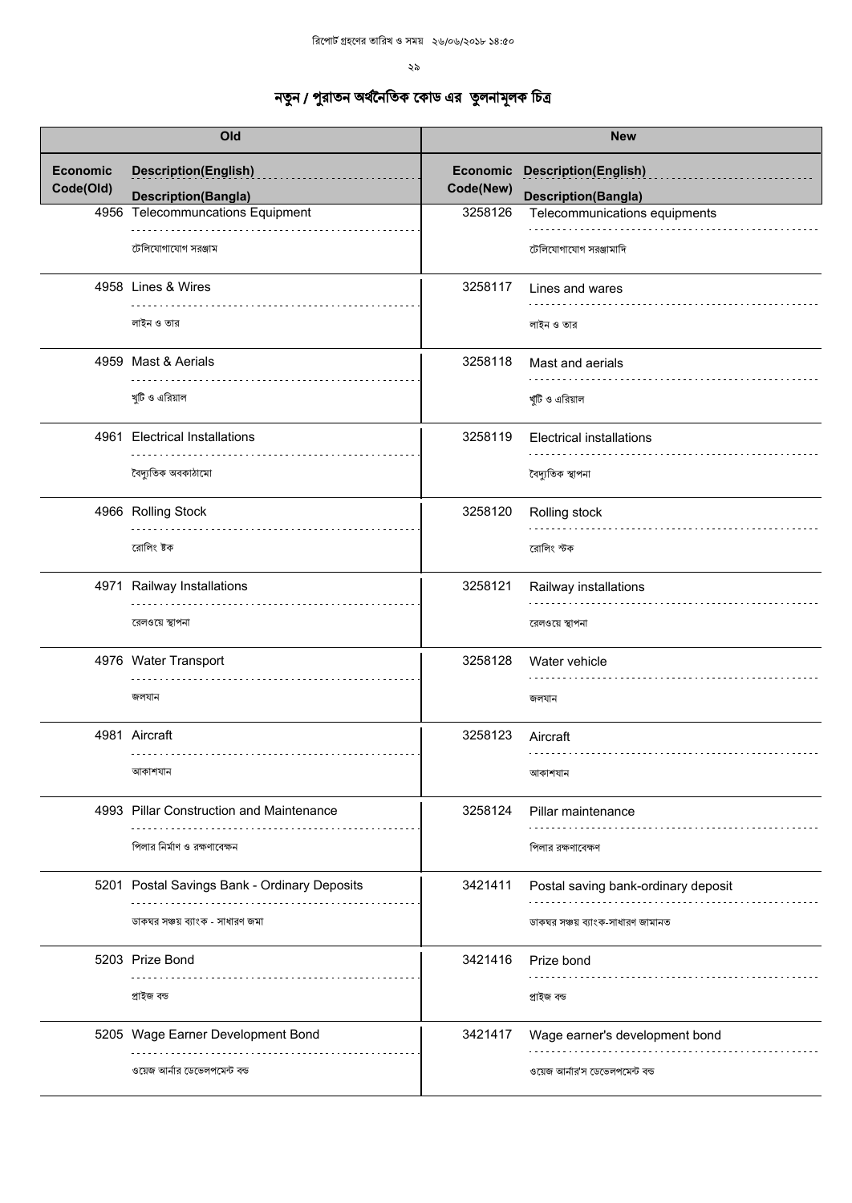# নতুন / পুরাতন অর্থনৈতিক কোড এর তুলনামূলক চিত্র

| Old | | | New | | |
|---|---|---|---|---|---|
| Economic Code(Old) | Description(English) | Description(Bangla) | Economic Code(New) | Description(English) | Description(Bangla) |
| 4956 | Telecommuncations Equipment | টেলিযোগাযোগ সরঞ্জাম | 3258126 | Telecommunications equipments | টেলিযোগাযোগ সরঞ্জামাদি |
| 4958 | Lines & Wires | লাইন ও তার | 3258117 | Lines and wares | লাইন ও তার |
| 4959 | Mast & Aerials | খুটি ও এরিয়াল | 3258118 | Mast and aerials | খুটি ও এরিয়াল |
| 4961 | Electrical Installations | বৈদ্যুতিক অবকাঠামো | 3258119 | Electrical installations | বৈদ্যুতিক স্থাপনা |
| 4966 | Rolling Stock | রোলিং ষ্টক | 3258120 | Rolling stock | রোলিং স্টক |
| 4971 | Railway Installations | রেলওয়ে স্থাপনা | 3258121 | Railway installations | রেলওয়ে স্থাপনা |
| 4976 | Water Transport | জলযান | 3258128 | Water vehicle | জলযান |
| 4981 | Aircraft | আকাশযান | 3258123 | Aircraft | আকাশযান |
| 4993 | Pillar Construction and Maintenance | পিলার নির্মাণ ও রক্ষণাবেক্ষন | 3258124 | Pillar maintenance | পিলার রক্ষণাবেক্ষণ |
| 5201 | Postal Savings Bank - Ordinary Deposits | ডাকঘর সঞ্চয় ব্যাংক - সাধারণ জমা | 3421411 | Postal saving bank-ordinary deposit | ডাকঘর সঞ্চয় ব্যাংক-সাধারণ জামানত |
| 5203 | Prize Bond | প্রাইজ বন্ড | 3421416 | Prize bond | প্রাইজ বন্ড |
| 5205 | Wage Earner Development Bond | ওয়েজ আর্নার ডেভেলপমেন্ট বন্ড | 3421417 | Wage earner's development bond | ওয়েজ আর্নার'স ডেভেলপমেন্ট বন্ড |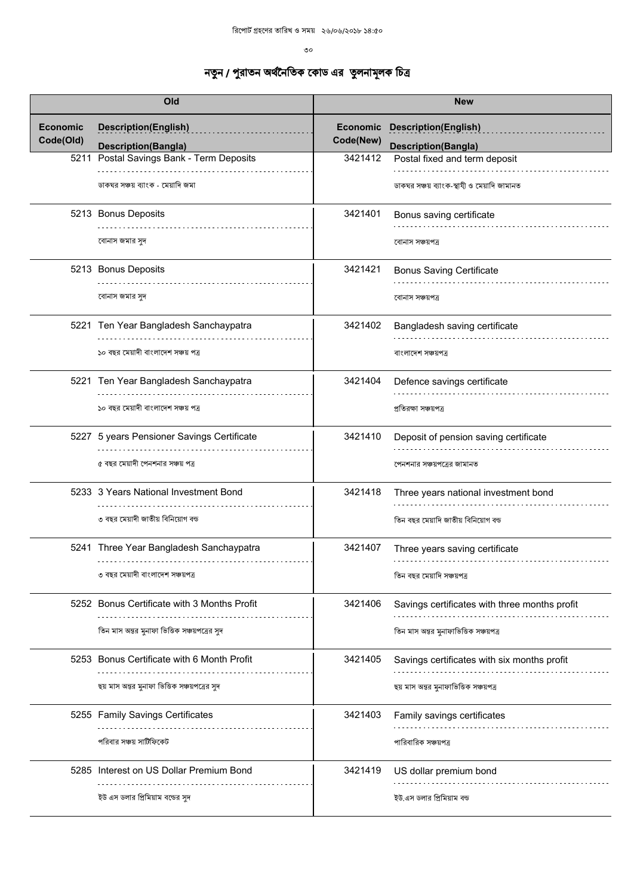# নতুন / পুরাতন অর্থনৈতিক কোড এর তুলনামূলক চিত্র

| Old | | New | |
|---|---|---|---|
| Economic Code(Old) | Description(English) / Description(Bangla) | Economic Code(New) | Description(English) / Description(Bangla) |
| 5211 | Postal Savings Bank - Term Deposits<br>ডাকঘর সঞ্চয় ব্যাংক - মেয়াদি জমা | 3421412 | Postal fixed and term deposit<br>ডাকঘর সঞ্চয় ব্যাংক-স্থায়ী ও মেয়াদি জামানত |
| 5213 | Bonus Deposits<br>বোনাস জমার সুদ | 3421401 | Bonus saving certificate<br>বোনাস সঞ্চয়পত্র |
| 5213 | Bonus Deposits<br>বোনাস জমার সুদ | 3421421 | Bonus Saving Certificate<br>বোনাস সঞ্চয়পত্র |
| 5221 | Ten Year Bangladesh Sanchaypatra<br>১০ বছর মেয়াদী বাংলাদেশ সঞ্চয় পত্র | 3421402 | Bangladesh saving certificate<br>বাংলাদেশ সঞ্চয়পত্র |
| 5221 | Ten Year Bangladesh Sanchaypatra<br>১০ বছর মেয়াদী বাংলাদেশ সঞ্চয় পত্র | 3421404 | Defence savings certificate<br>প্রতিরক্ষা সঞ্চয়পত্র |
| 5227 | 5 years Pensioner Savings Certificate<br>৫ বছর মেয়াদী পেনশনার সঞ্চয় পত্র | 3421410 | Deposit of pension saving certificate<br>পেনশনার সঞ্চয়পত্রের জামানত |
| 5233 | 3 Years National Investment Bond<br>৩ বছর মেয়াদী জাতীয় বিনিয়োগ বন্ড | 3421418 | Three years national investment bond<br>তিন বছর মেয়াদি জাতীয় বিনিয়োগ বন্ড |
| 5241 | Three Year Bangladesh Sanchaypatra<br>৩ বছর মেয়াদী বাংলাদেশ সঞ্চয়পত্র | 3421407 | Three years saving certificate<br>তিন বছর মেয়াদি সঞ্চয়পত্র |
| 5252 | Bonus Certificate with 3 Months Profit<br>তিন মাস অন্তর মুনাফা ভিত্তিক সঞ্চয়পত্রের সুদ | 3421406 | Savings certificates with three months profit<br>তিন মাস অন্তর মুনাফাভিত্তিক সঞ্চয়পত্র |
| 5253 | Bonus Certificate with 6 Month Profit<br>ছয় মাস অন্তর মুনাফা ভিত্তিক সঞ্চয়পত্রের সুদ | 3421405 | Savings certificates with six months profit<br>ছয় মাস অন্তর মুনাফাভিত্তিক সঞ্চয়পত্র |
| 5255 | Family Savings Certificates<br>পরিবার সঞ্চয় সার্টিফিকেট | 3421403 | Family savings certificates<br>পারিবারিক সঞ্চয়পত্র |
| 5285 | Interest on US Dollar Premium Bond<br>ইউ এস ডলার প্রিমিয়াম বন্ডের সুদ | 3421419 | US dollar premium bond<br>ইউ.এস ডলার প্রিমিয়াম বন্ড |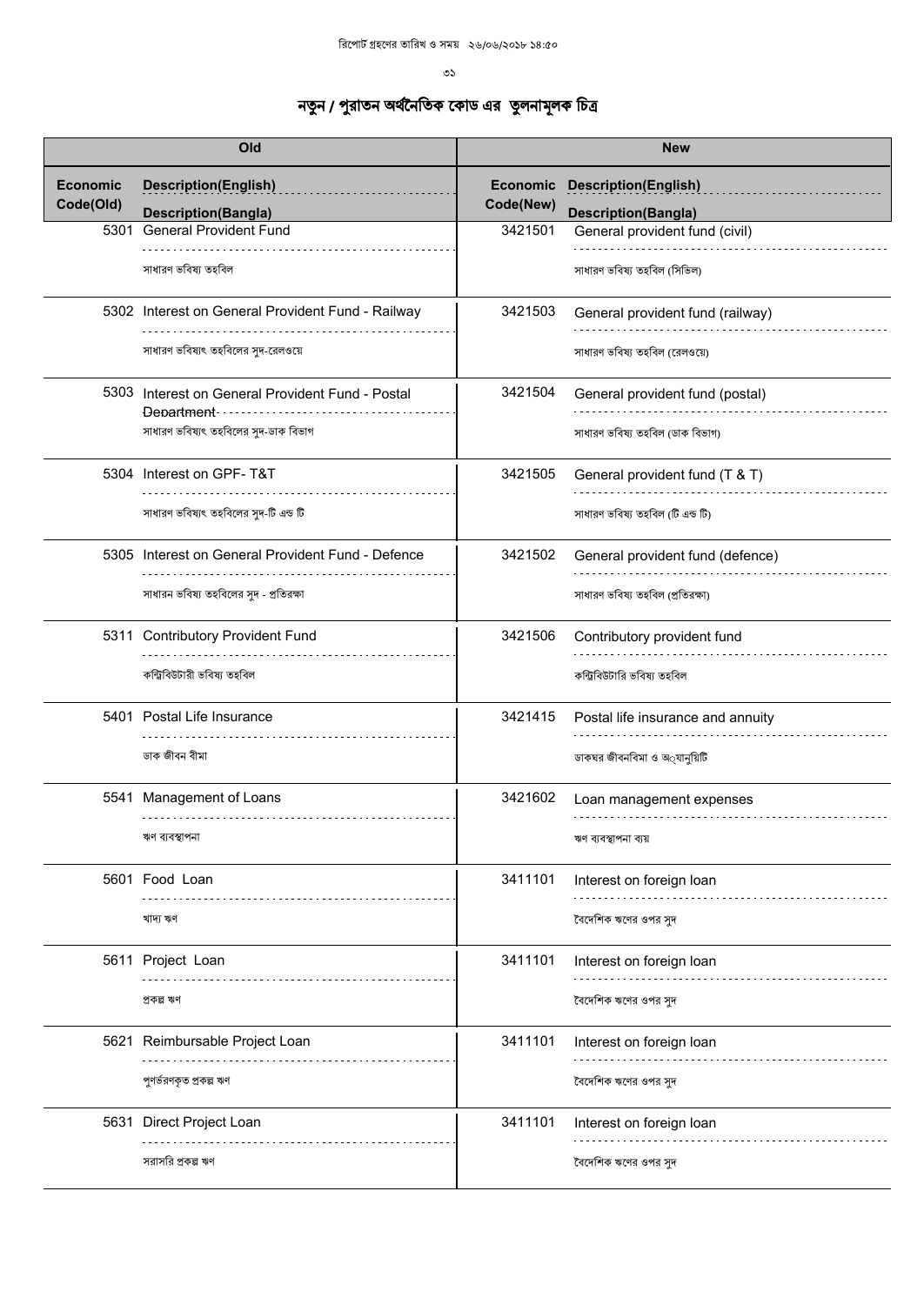রিপোর্ট গ্রহণের তারিখ ও সময় ২৬/০৬/২০১৮ ১৪:৫০

# নতুন / পুরাতন অর্থনৈতিক কোড এর তুলনামূলক চিত্র

| Old | | New | |
|---|---|---|---|
| Economic Code(Old) | Description(English) / Description(Bangla) | Economic Code(New) | Description(English) / Description(Bangla) |
| 5301 | General Provident Fund<br>সাধারণ ভবিষ্য তহবিল | 3421501 | General provident fund (civil)<br>সাধারণ ভবিষ্য তহবিল (সিভিল) |
| 5302 | Interest on General Provident Fund - Railway<br>সাধারণ ভবিষ্যৎ তহবিলের সুদ-রেলওয়ে | 3421503 | General provident fund (railway)<br>সাধারণ ভবিষ্য তহবিল (রেলওয়ে) |
| 5303 | Interest on General Provident Fund - Postal Department<br>সাধারণ ভবিষ্যৎ তহবিলের সুদ-ডাক বিভাগ | 3421504 | General provident fund (postal)<br>সাধারণ ভবিষ্য তহবিল (ডাক বিভাগ) |
| 5304 | Interest on GPF- T&T<br>সাধারণ ভবিষ্যৎ তহবিলের সুদ-টি এন্ড টি | 3421505 | General provident fund (T & T)<br>সাধারণ ভবিষ্য তহবিল (টি এন্ড টি) |
| 5305 | Interest on General Provident Fund - Defence<br>সাধারন ভবিষ্য তহবিলের সুদ - প্রতিরক্ষা | 3421502 | General provident fund (defence)<br>সাধারণ ভবিষ্য তহবিল (প্রতিরক্ষা) |
| 5311 | Contributory Provident Fund<br>কন্ট্রিবিউটারী ভবিষ্য তহবিল | 3421506 | Contributory provident fund<br>কন্ট্রিবিউটারি ভবিষ্য তহবিল |
| 5401 | Postal Life Insurance<br>ডাক জীবন বীমা | 3421415 | Postal life insurance and annuity<br>ডাকঘর জীবনবিমা ও অ্যানুয়িটি |
| 5541 | Management of Loans<br>ঋণ ব্যবস্থাপনা | 3421602 | Loan management expenses<br>ঋণ ব্যবস্থাপনা ব্যয় |
| 5601 | Food Loan<br>খাদ্য ঋণ | 3411101 | Interest on foreign loan<br>বৈদেশিক ঋণের ওপর সুদ |
| 5611 | Project Loan<br>প্রকল্প ঋণ | 3411101 | Interest on foreign loan<br>বৈদেশিক ঋণের ওপর সুদ |
| 5621 | Reimbursable Project Loan<br>পুনর্ভরণকৃত প্রকল্প ঋণ | 3411101 | Interest on foreign loan<br>বৈদেশিক ঋণের ওপর সুদ |
| 5631 | Direct Project Loan<br>সরাসরি প্রকল্প ঋণ | 3411101 | Interest on foreign loan<br>বৈদেশিক ঋণের ওপর সুদ |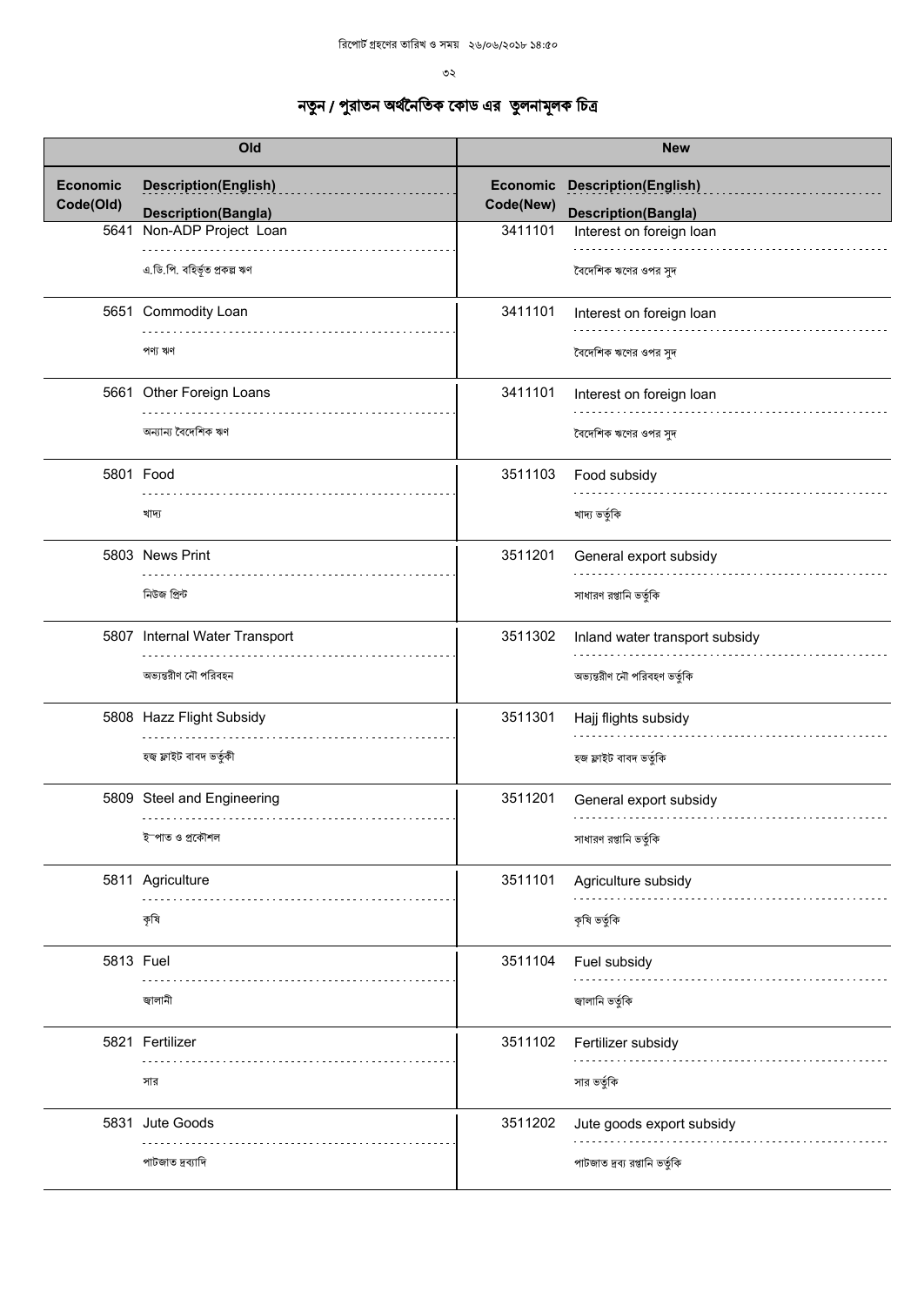# নতুন / পুরাতন অর্থনৈতিক কোড এর তুলনামূলক চিত্র

| Old | | New | |
|---|---|---|---|
| Economic Code(Old) | Description(English) / Description(Bangla) | Economic Code(New) | Description(English) / Description(Bangla) |
| 5641 | Non-ADP Project Loan<br>এ.ডি.পি. বহির্ভূত প্রকল্প ঋণ | 3411101 | Interest on foreign loan<br>বৈদেশিক ঋণের ওপর সুদ |
| 5651 | Commodity Loan<br>পণ্য ঋণ | 3411101 | Interest on foreign loan<br>বৈদেশিক ঋণের ওপর সুদ |
| 5661 | Other Foreign Loans<br>অন্যান্য বৈদেশিক ঋণ | 3411101 | Interest on foreign loan<br>বৈদেশিক ঋণের ওপর সুদ |
| 5801 | Food<br>খাদ্য | 3511103 | Food subsidy<br>খাদ্য ভর্তুকি |
| 5803 | News Print<br>নিউজ প্রিন্ট | 3511201 | General export subsidy<br>সাধারণ রপ্তানি ভর্তুকি |
| 5807 | Internal Water Transport<br>অভ্যন্তরীণ নৌ পরিবহন | 3511302 | Inland water transport subsidy<br>অভ্যন্তরীণ নৌ পরিবহণ ভর্তুকি |
| 5808 | Hazz Flight Subsidy<br>হজ্ব ফ্লাইট বাবদ ভর্তুকী | 3511301 | Hajj flights subsidy<br>হজ ফ্লাইট বাবদ ভর্তুকি |
| 5809 | Steel and Engineering<br>ই¯পাত ও প্রকৌশল | 3511201 | General export subsidy<br>সাধারণ রপ্তানি ভর্তুকি |
| 5811 | Agriculture<br>কৃষি | 3511101 | Agriculture subsidy<br>কৃষি ভর্তুকি |
| 5813 | Fuel<br>জ্বালানী | 3511104 | Fuel subsidy<br>জ্বালানি ভর্তুকি |
| 5821 | Fertilizer<br>সার | 3511102 | Fertilizer subsidy<br>সার ভর্তুকি |
| 5831 | Jute Goods<br>পাটজাত দ্রব্যাদি | 3511202 | Jute goods export subsidy<br>পাটজাত দ্রব্য রপ্তানি ভর্তুকি |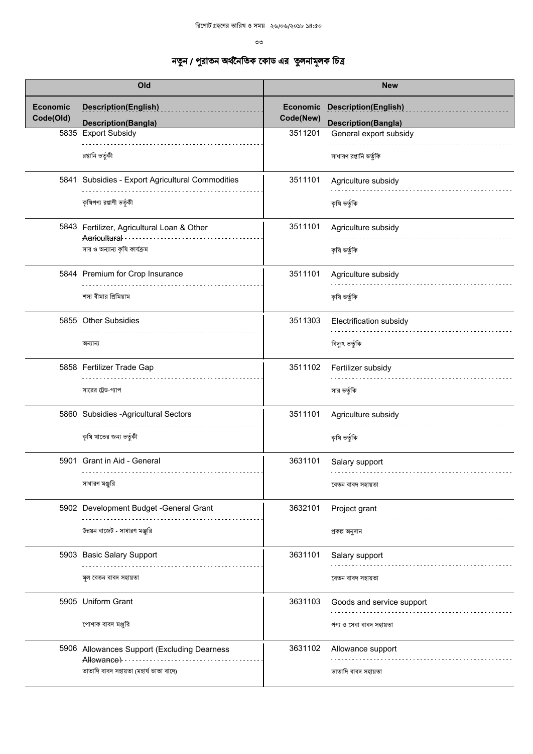# নতুন / পুরাতন অর্থনৈতিক কোড এর তুলনামূলক চিত্র

| Old | | | New | | |
|---|---|---|---|---|---|
| Economic Code(Old) | Description(English) | Description(Bangla) | Economic Code(New) | Description(English) | Description(Bangla) |
| 5835 | Export Subsidy | রপ্তানি ভর্তুকী | 3511201 | General export subsidy | সাধারণ রপ্তানি ভর্তুকি |
| 5841 | Subsidies - Export Agricultural Commodities | কৃষিপণ্য রপ্তাণী ভর্তুকী | 3511101 | Agriculture subsidy | কৃষি ভর্তুকি |
| 5843 | Fertilizer, Agricultural Loan & Other Agricultural | সার ও অন্যান্য কৃষি কার্যক্রম | 3511101 | Agriculture subsidy | কৃষি ভর্তুকি |
| 5844 | Premium for Crop Insurance | শস্য বীমার প্রিমিয়াম | 3511101 | Agriculture subsidy | কৃষি ভর্তুকি |
| 5855 | Other Subsidies | অন্যান্য | 3511303 | Electrification subsidy | বিদ্যুৎ ভর্তুকি |
| 5858 | Fertilizer Trade Gap | সারের ট্রেড-গ্যাপ | 3511102 | Fertilizer subsidy | সার ভর্তুকি |
| 5860 | Subsidies -Agricultural Sectors | কৃষি খাতের জন্য ভর্তুকী | 3511101 | Agriculture subsidy | কৃষি ভর্তুকি |
| 5901 | Grant in Aid - General | সাধারণ মঞ্জুরি | 3631101 | Salary support | বেতন বাবদ সহায়তা |
| 5902 | Development Budget -General Grant | উন্নয়ন বাজেট - সাধারণ মঞ্জুরি | 3632101 | Project grant | প্রকল্প অনুদান |
| 5903 | Basic Salary Support | মূল বেতন বাবদ সহায়তা | 3631101 | Salary support | বেতন বাবদ সহায়তা |
| 5905 | Uniform Grant | পোশাক বাবদ মঞ্জুরি | 3631103 | Goods and service support | পণ্য ও সেবা বাবদ সহায়তা |
| 5906 | Allowances Support (Excluding Dearness Allowance) | ভাতাদি বাবদ সহায়তা (মহার্ঘ ভাতা বাদে) | 3631102 | Allowance support | ভাতাদি বাবদ সহায়তা |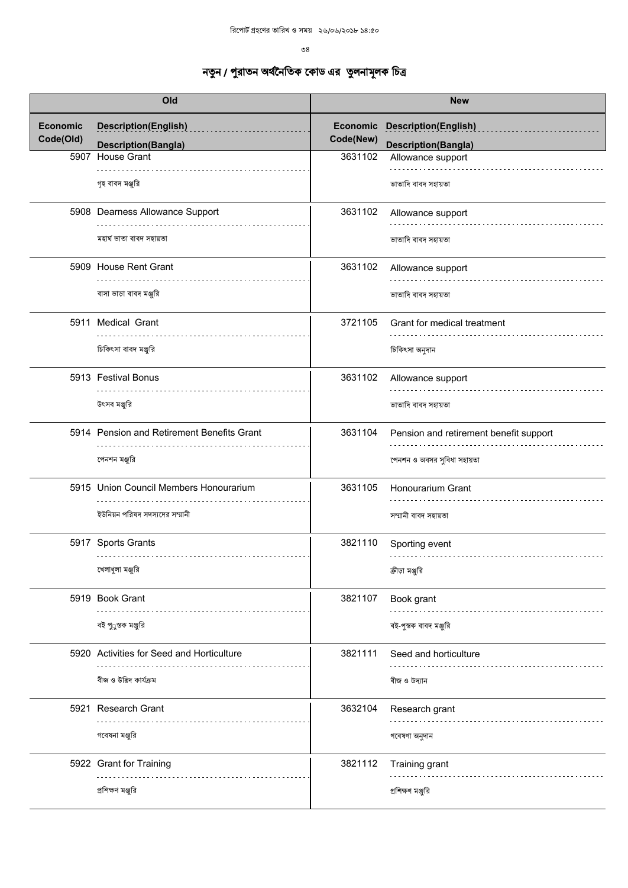# নতুন / পুরাতন অর্থনৈতিক কোড এর তুলনামূলক চিত্র

| Old | | New | |
|---|---|---|---|
| **Economic Code(Old)** | **Description(English) / Description(Bangla)** | **Economic Code(New)** | **Description(English) / Description(Bangla)** |
| 5907 | House Grant<br>গৃহ বাবদ মঞ্জুরি | 3631102 | Allowance support<br>ভাতাদি বাবদ সহায়তা |
| 5908 | Dearness Allowance Support<br>মহার্ঘ ভাতা বাবদ সহায়তা | 3631102 | Allowance support<br>ভাতাদি বাবদ সহায়তা |
| 5909 | House Rent Grant<br>বাসা ভাড়া বাবদ মঞ্জুরি | 3631102 | Allowance support<br>ভাতাদি বাবদ সহায়তা |
| 5911 | Medical Grant<br>চিকিৎসা বাবদ মঞ্জুরি | 3721105 | Grant for medical treatment<br>চিকিৎসা অনুদান |
| 5913 | Festival Bonus<br>উৎসব মঞ্জুরি | 3631102 | Allowance support<br>ভাতাদি বাবদ সহায়তা |
| 5914 | Pension and Retirement Benefits Grant<br>পেনশন মঞ্জুরি | 3631104 | Pension and retirement benefit support<br>পেনশন ও অবসর সুবিধা সহায়তা |
| 5915 | Union Council Members Honourarium<br>ইউনিয়ন পরিষদ সদস্যদের সম্মানী | 3631105 | Honourarium Grant<br>সম্মানী বাবদ সহায়তা |
| 5917 | Sports Grants<br>খেলাধুলা মঞ্জুরি | 3821110 | Sporting event<br>ক্রীড়া মঞ্জুরি |
| 5919 | Book Grant<br>বই পুস্তক মঞ্জুরি | 3821107 | Book grant<br>বই-পুস্তক বাবদ মঞ্জুরি |
| 5920 | Activities for Seed and Horticulture<br>বীজ ও উদ্ভিদ কার্যক্রম | 3821111 | Seed and horticulture<br>বীজ ও উদ্যান |
| 5921 | Research Grant<br>গবেষনা মঞ্জুরি | 3632104 | Research grant<br>গবেষণা অনুদান |
| 5922 | Grant for Training<br>প্রশিক্ষণ মঞ্জুরি | 3821112 | Training grant<br>প্রশিক্ষণ মঞ্জুরি |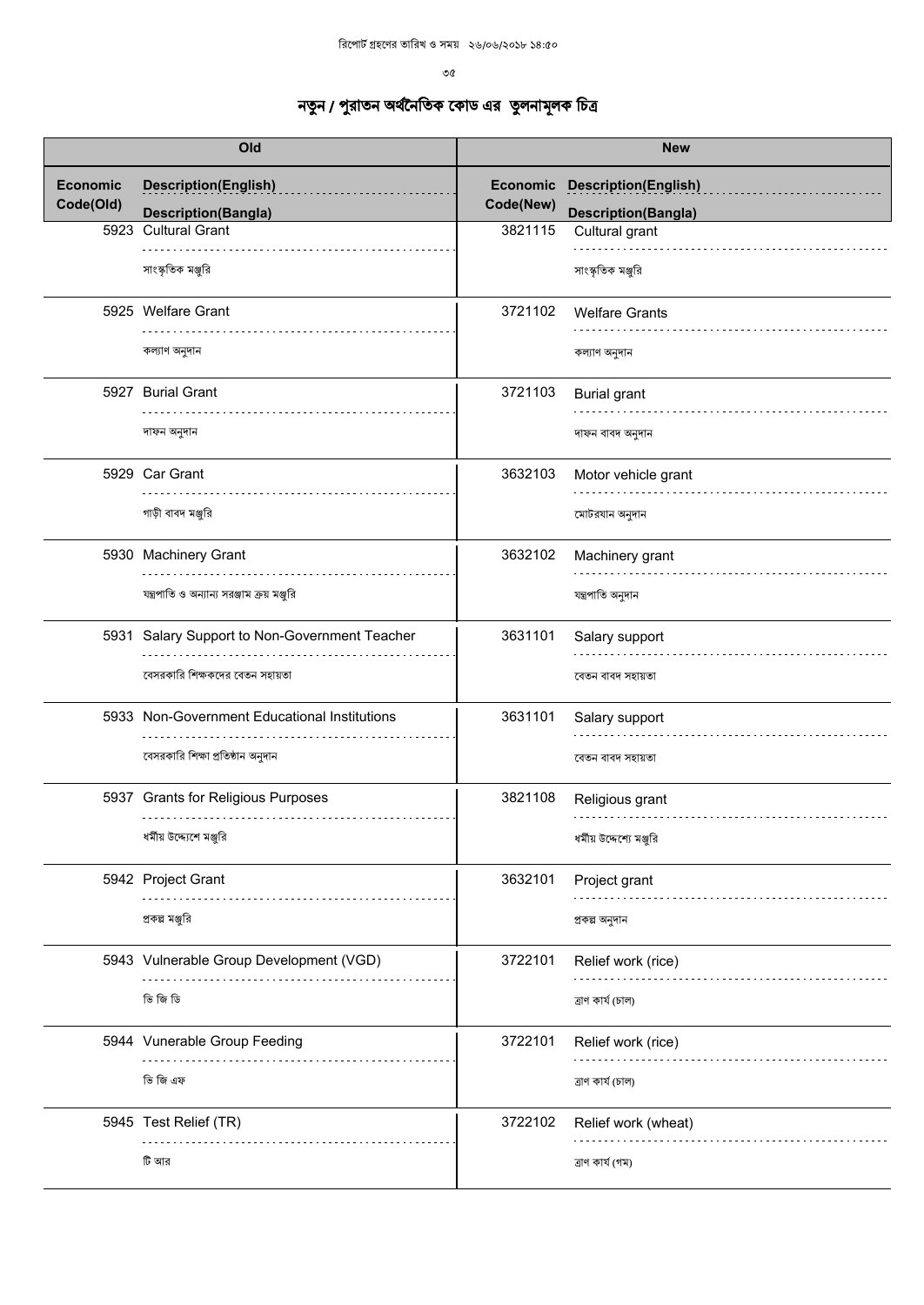# নতুন / পুরাতন অর্থনৈতিক কোড এর তুলনামূলক চিত্র

| Old | | | New | |
|---|---|---|---|---|
| **Economic Code(Old)** | **Description(English)** | | **Economic Code(New)** | **Description(English)** |
| | **Description(Bangla)** | | | **Description(Bangla)** |
| 5923 | Cultural Grant | | 3821115 | Cultural grant |
| | সাংস্কৃতিক মঞ্জুরি | | | সাংস্কৃতিক মঞ্জুরি |
| 5925 | Welfare Grant | | 3721102 | Welfare Grants |
| | কল্যাণ অনুদান | | | কল্যাণ অনুদান |
| 5927 | Burial Grant | | 3721103 | Burial grant |
| | দাফন অনুদান | | | দাফন বাবদ অনুদান |
| 5929 | Car Grant | | 3632103 | Motor vehicle grant |
| | গাড়ী বাবদ মঞ্জুরি | | | মোটরযান অনুদান |
| 5930 | Machinery Grant | | 3632102 | Machinery grant |
| | যন্ত্রপাতি ও অন্যান্য সরঞ্জাম ক্রয় মঞ্জুরি | | | যন্ত্রপাতি অনুদান |
| 5931 | Salary Support to Non-Government Teacher | | 3631101 | Salary support |
| | বেসরকারি শিক্ষকদের বেতন সহায়তা | | | বেতন বাবদ সহায়তা |
| 5933 | Non-Government Educational Institutions | | 3631101 | Salary support |
| | বেসরকারি শিক্ষা প্রতিষ্ঠান অনুদান | | | বেতন বাবদ সহায়তা |
| 5937 | Grants for Religious Purposes | | 3821108 | Religious grant |
| | ধর্মীয় উদ্দেশে মঞ্জুরি | | | ধর্মীয় উদ্দেশ্যে মঞ্জুরি |
| 5942 | Project Grant | | 3632101 | Project grant |
| | প্রকল্প মঞ্জুরি | | | প্রকল্প অনুদান |
| 5943 | Vulnerable Group Development (VGD) | | 3722101 | Relief work (rice) |
| | ভি জি ডি | | | ত্রাণ কার্য (চাল) |
| 5944 | Vunerable Group Feeding | | 3722101 | Relief work (rice) |
| | ভি জি এফ | | | ত্রাণ কার্য (চাল) |
| 5945 | Test Relief (TR) | | 3722102 | Relief work (wheat) |
| | টি আর | | | ত্রাণ কার্য (গম) |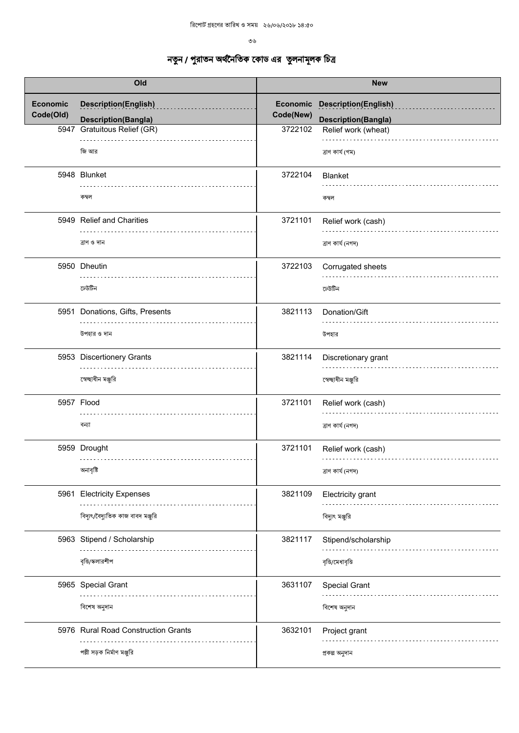রিপোর্ট গ্রহণের তারিখ ও সময় ২৬/০৬/২০১৮ ১৪:৫০

# নতুন / পুরাতন অর্থনৈতিক কোড এর তুলনামূলক চিত্র

| Old | | New | |
|---|---|---|---|
| Economic Code(Old) | Description(English) / Description(Bangla) | Economic Code(New) | Description(English) / Description(Bangla) |
| 5947 | Gratuitous Relief (GR) / জি আর | 3722102 | Relief work (wheat) / ত্রাণ কার্য (গম) |
| 5948 | Blunket / কম্বল | 3722104 | Blanket / কম্বল |
| 5949 | Relief and Charities / ত্রাণ ও দান | 3721101 | Relief work (cash) / ত্রাণ কার্য (নগদ) |
| 5950 | Dheutin / ঢেউটিন | 3722103 | Corrugated sheets / ঢেউটিন |
| 5951 | Donations, Gifts, Presents / উপহার ও দান | 3821113 | Donation/Gift / উপহার |
| 5953 | Discertionery Grants / স্বেচ্ছাধীন মঞ্জুরি | 3821114 | Discretionary grant / স্বেচ্ছাধীন মঞ্জুরি |
| 5957 | Flood / বন্যা | 3721101 | Relief work (cash) / ত্রাণ কার্য (নগদ) |
| 5959 | Drought / অনাবৃষ্টি | 3721101 | Relief work (cash) / ত্রাণ কার্য (নগদ) |
| 5961 | Electricity Expenses / বিদ্যুৎ/বৈদ্যুতিক কাজ বাবদ মঞ্জুরি | 3821109 | Electricity grant / বিদ্যুৎ মঞ্জুরি |
| 5963 | Stipend / Scholarship / বৃত্তি/স্কলারশীপ | 3821117 | Stipend/scholarship / বৃত্তি/মেধাবৃত্তি |
| 5965 | Special Grant / বিশেষ অনুদান | 3631107 | Special Grant / বিশেষ অনুদান |
| 5976 | Rural Road Construction Grants / পল্লী সড়ক নির্মাণ মঞ্জুরি | 3632101 | Project grant / প্রকল্প অনুদান |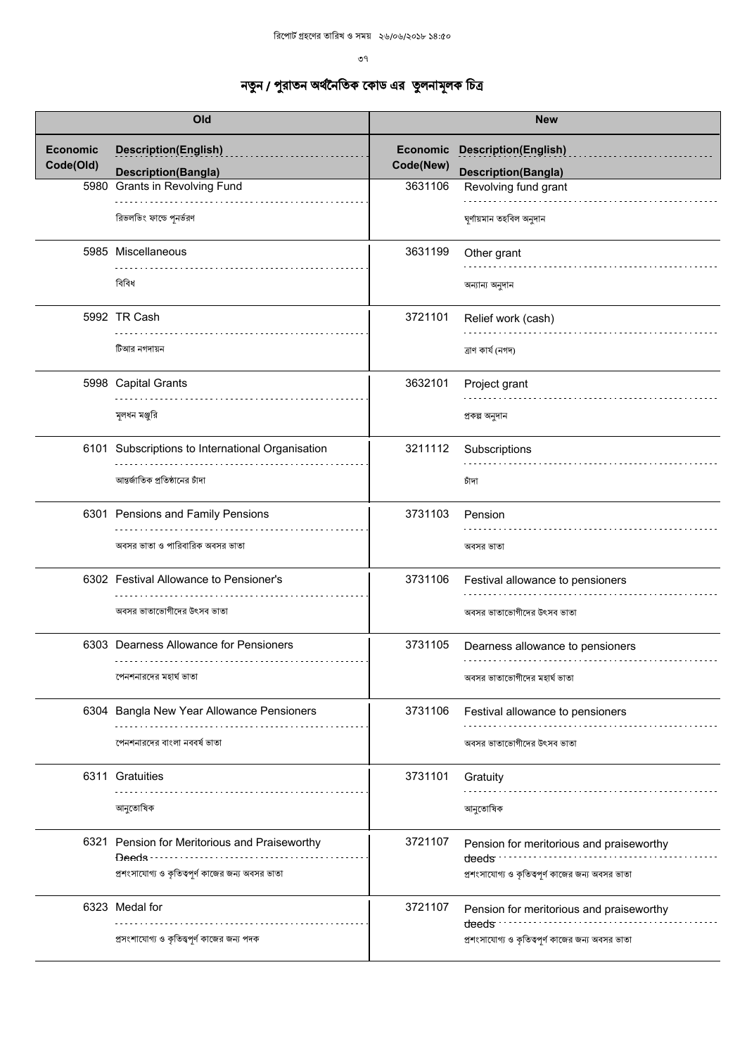রিপোর্ট গ্রহণের তারিখ ও সময় ২৬/০৬/২০১৮ ১৪:৫০

# নতুন / পুরাতন অর্থনৈতিক কোড এর তুলনামূলক চিত্র

| Old | | New | |
|---|---|---|---|
| **Economic Code(Old)** | **Description(English) / Description(Bangla)** | **Economic Code(New)** | **Description(English) / Description(Bangla)** |
| 5980 | Grants in Revolving Fund<br>রিভলভিং ফান্ডে পূনর্ভরণ | 3631106 | Revolving fund grant<br>ঘূর্ণায়মান তহবিল অনুদান |
| 5985 | Miscellaneous<br>বিবিধ | 3631199 | Other grant<br>অন্যান্য অনুদান |
| 5992 | TR Cash<br>টিআর নগদায়ন | 3721101 | Relief work (cash)<br>ত্রাণ কার্য (নগদ) |
| 5998 | Capital Grants<br>মূলধন মঞ্জুরি | 3632101 | Project grant<br>প্রকল্প অনুদান |
| 6101 | Subscriptions to International Organisation<br>আন্তর্জাতিক প্রতিষ্ঠানের চাঁদা | 3211112 | Subscriptions<br>চাঁদা |
| 6301 | Pensions and Family Pensions<br>অবসর ভাতা ও পারিবারিক অবসর ভাতা | 3731103 | Pension<br>অবসর ভাতা |
| 6302 | Festival Allowance to Pensioner's<br>অবসর ভাতাভোগীদের উৎসব ভাতা | 3731106 | Festival allowance to pensioners<br>অবসর ভাতাভোগীদের উৎসব ভাতা |
| 6303 | Dearness Allowance for Pensioners<br>পেনশনারদের মহার্ঘ ভাতা | 3731105 | Dearness allowance to pensioners<br>অবসর ভাতাভোগীদের মহার্ঘ ভাতা |
| 6304 | Bangla New Year Allowance Pensioners<br>পেনশনারদের বাংলা নববর্ষ ভাতা | 3731106 | Festival allowance to pensioners<br>অবসর ভাতাভোগীদের উৎসব ভাতা |
| 6311 | Gratuities<br>আনুতোষিক | 3731101 | Gratuity<br>আনুতোষিক |
| 6321 | Pension for Meritorious and Praiseworthy Deeds<br>প্রশংসাযোগ্য ও কৃতিত্বপূর্ণ কাজের জন্য অবসর ভাতা | 3721107 | Pension for meritorious and praiseworthy deeds<br>প্রশংসাযোগ্য ও কৃতিত্বপূর্ণ কাজের জন্য অবসর ভাতা |
| 6323 | Medal for<br>প্রসংশাযোগ্য ও কৃতিত্বপূর্ণ কাজের জন্য পদক | 3721107 | Pension for meritorious and praiseworthy deeds<br>প্রশংসাযোগ্য ও কৃতিত্বপূর্ণ কাজের জন্য অবসর ভাতা |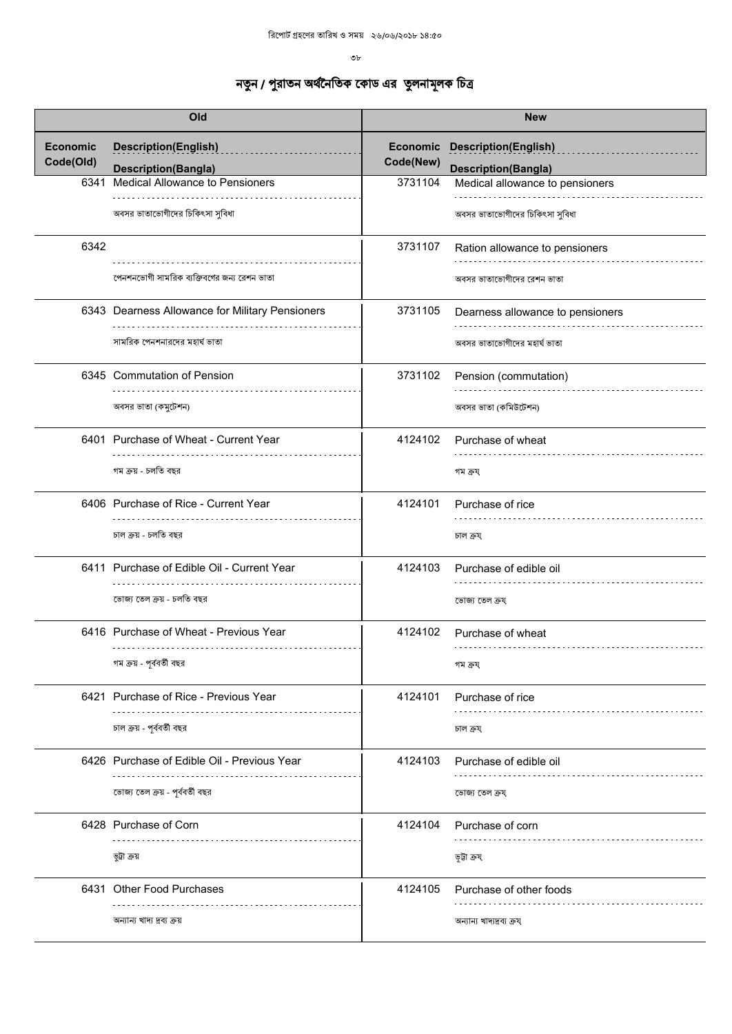# নতুন / পুরাতন অর্থনৈতিক কোড এর তুলনামূলক চিত্র

| Old | | New | |
|---|---|---|---|
| Economic Code(Old) | Description(English) / Description(Bangla) | Economic Code(New) | Description(English) / Description(Bangla) |
| 6341 | Medical Allowance to Pensioners<br>অবসর ভাতাভোগীদের চিকিৎসা সুবিধা | 3731104 | Medical allowance to pensioners<br>অবসর ভাতাভোগীদের চিকিৎসা সুবিধা |
| 6342 | <br>পেনশনভোগী সামরিক ব্যক্তিবর্গের জন্য রেশন ভাতা | 3731107 | Ration allowance to pensioners<br>অবসর ভাতাভোগীদের রেশন ভাতা |
| 6343 | Dearness Allowance for Military Pensioners<br>সামরিক পেনশনারদের মহার্ঘ ভাতা | 3731105 | Dearness allowance to pensioners<br>অবসর ভাতাভোগীদের মহার্ঘ ভাতা |
| 6345 | Commutation of Pension<br>অবসর ভাতা (কমুটেশন) | 3731102 | Pension (commutation)<br>অবসর ভাতা (কমিউটেশন) |
| 6401 | Purchase of Wheat - Current Year<br>গম ক্রয় - চলতি বছর | 4124102 | Purchase of wheat<br>গম ক্রয় |
| 6406 | Purchase of Rice - Current Year<br>চাল ক্রয় - চলতি বছর | 4124101 | Purchase of rice<br>চাল ক্রয় |
| 6411 | Purchase of Edible Oil - Current Year<br>ভোজ্য তেল ক্রয় - চলতি বছর | 4124103 | Purchase of edible oil<br>ভোজ্য তেল ক্রয় |
| 6416 | Purchase of Wheat - Previous Year<br>গম ক্রয় - পূর্ববর্তী বছর | 4124102 | Purchase of wheat<br>গম ক্রয় |
| 6421 | Purchase of Rice - Previous Year<br>চাল ক্রয় - পূর্ববর্তী বছর | 4124101 | Purchase of rice<br>চাল ক্রয় |
| 6426 | Purchase of Edible Oil - Previous Year<br>ভোজ্য তেল ক্রয় - পূর্ববর্তী বছর | 4124103 | Purchase of edible oil<br>ভোজ্য তেল ক্রয় |
| 6428 | Purchase of Corn<br>ভুট্টা ক্রয় | 4124104 | Purchase of corn<br>ভুট্টা ক্রয় |
| 6431 | Other Food Purchases<br>অন্যান্য খাদ্য দ্রব্য ক্রয় | 4124105 | Purchase of other foods<br>অন্যান্য খাদ্যদ্রব্য ক্রয় |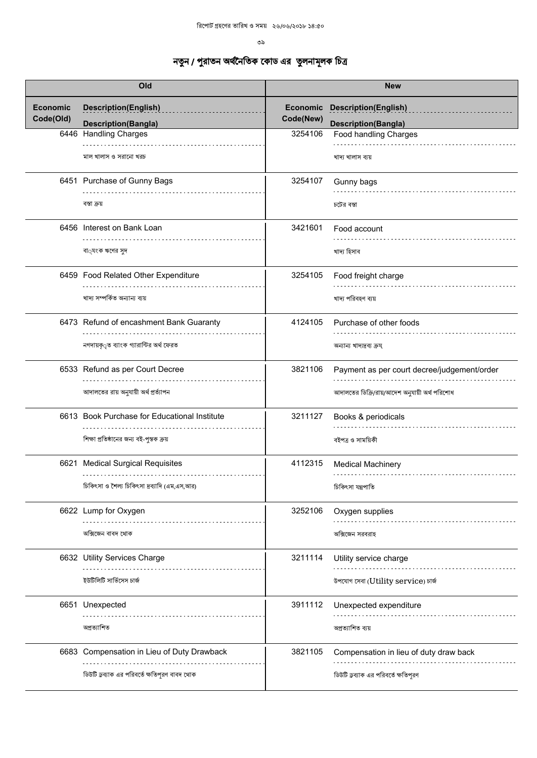রিপোর্ট গ্রহণের তারিখ ও সময় ২৬/০৬/২০১৮ ১৪:৫০

# নতুন / পুরাতন অর্থনৈতিক কোড এর তুলনামূলক চিত্র

| Old | | New | |
|---|---|---|---|
| Economic Code(Old) | Description(English) / Description(Bangla) | Economic Code(New) | Description(English) / Description(Bangla) |
| 6446 | Handling Charges<br>মাল খালাস ও সরানো খরচ | 3254106 | Food handling Charges<br>খাদ্য খালাস ব্যয় |
| 6451 | Purchase of Gunny Bags<br>বস্তা ক্রয় | 3254107 | Gunny bags<br>চটের বস্তা |
| 6456 | Interest on Bank Loan<br>বা্যংক ঋণের সুদ | 3421601 | Food account<br>খাদ্য হিসাব |
| 6459 | Food Related Other Expenditure<br>খাদ্য সম্পর্কিত অন্যান্য ব্যয় | 3254105 | Food freight charge<br>খাদ্য পরিবহণ ব্যয় |
| 6473 | Refund of encashment Bank Guaranty<br>নগদায়কৃত ব্যাংক গ্যারান্টির অর্থ ফেরত | 4124105 | Purchase of other foods<br>অন্যান্য খাদ্যদ্রব্য ক্রয় |
| 6533 | Refund as per Court Decree<br>আদালতের রায় অনুযায়ী অর্থ প্রর্ত্যাপন | 3821106 | Payment as per court decree/judgement/order<br>আদালতের ডিক্রি/রায়/আদেশ অনুযায়ী অর্থ পরিশোধ |
| 6613 | Book Purchase for Educational Institute<br>শিক্ষা প্রতিষ্ঠানের জন্য বই-পুস্তক ক্রয় | 3211127 | Books & periodicals<br>বইপত্র ও সাময়িকী |
| 6621 | Medical Surgical Requisites<br>চিকিৎসা ও শৈল্য চিকিৎসা দ্রব্যাদি (এম,এস,আর) | 4112315 | Medical Machinery<br>চিকিৎসা যন্ত্রপাতি |
| 6622 | Lump for Oxygen<br>অক্সিজেন বাবদ থোক | 3252106 | Oxygen supplies<br>অক্সিজেন সরবরাহ |
| 6632 | Utility Services Charge<br>ইউটিলিটি সার্ভিসেস চার্জ | 3211114 | Utility service charge<br>উপযোগ সেবা (Utility service) চার্জ |
| 6651 | Unexpected<br>অপ্রত্যাশিত | 3911112 | Unexpected expenditure<br>অপ্রত্যাশিত ব্যয় |
| 6683 | Compensation in Lieu of Duty Drawback<br>ডিউটি ড্রব্যাক এর পরিবর্তে ক্ষতিপূরণ বাবদ থোক | 3821105 | Compensation in lieu of duty draw back<br>ডিউটি ড্রব্যাক এর পরিবর্তে ক্ষতিপূরণ |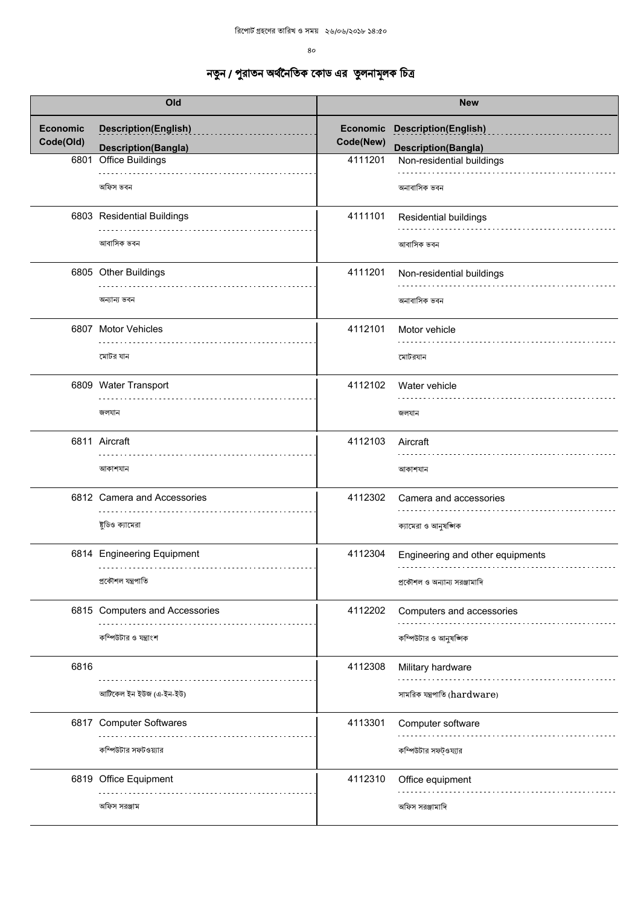রিপোর্ট গ্রহণের তারিখ ও সময় ২৬/০৬/২০১৮ ১৪:৫০

# নতুন / পুরাতন অর্থনৈতিক কোড এর তুলনামূলক চিত্র

| Old | | | New | | |
|---|---|---|---|---|---|
| Economic Code(Old) | Description(English) | Description(Bangla) | Economic Code(New) | Description(English) | Description(Bangla) |
| 6801 | Office Buildings | অফিস ভবন | 4111201 | Non-residential buildings | অনাবাসিক ভবন |
| 6803 | Residential Buildings | আবাসিক ভবন | 4111101 | Residential buildings | আবাসিক ভবন |
| 6805 | Other Buildings | অন্যান্য ভবন | 4111201 | Non-residential buildings | অনাবাসিক ভবন |
| 6807 | Motor Vehicles | মোটর যান | 4112101 | Motor vehicle | মোটরযান |
| 6809 | Water Transport | জলযান | 4112102 | Water vehicle | জলযান |
| 6811 | Aircraft | আকাশযান | 4112103 | Aircraft | আকাশযান |
| 6812 | Camera and Accessories | ষ্টুডিও ক্যামেরা | 4112302 | Camera and accessories | ক্যামেরা ও আনুষঙ্গিক |
| 6814 | Engineering Equipment | প্রকৌশল যন্ত্রপাতি | 4112304 | Engineering and other equipments | প্রকৌশল ও অন্যান্য সরঞ্জামাদি |
| 6815 | Computers and Accessories | কম্পিউটার ও যন্ত্রাংশ | 4112202 | Computers and accessories | কম্পিউটার ও আনুষঙ্গিক |
| 6816 | | আর্টিকেল ইন ইউজ (এ-ইন-ইউ) | 4112308 | Military hardware | সামরিক যন্ত্রপাতি (hardware) |
| 6817 | Computer Softwares | কম্পিউটার সফটওয়্যার | 4113301 | Computer software | কম্পিউটার সফট্ওয়্যার |
| 6819 | Office Equipment | অফিস সরঞ্জাম | 4112310 | Office equipment | অফিস সরঞ্জামাদি |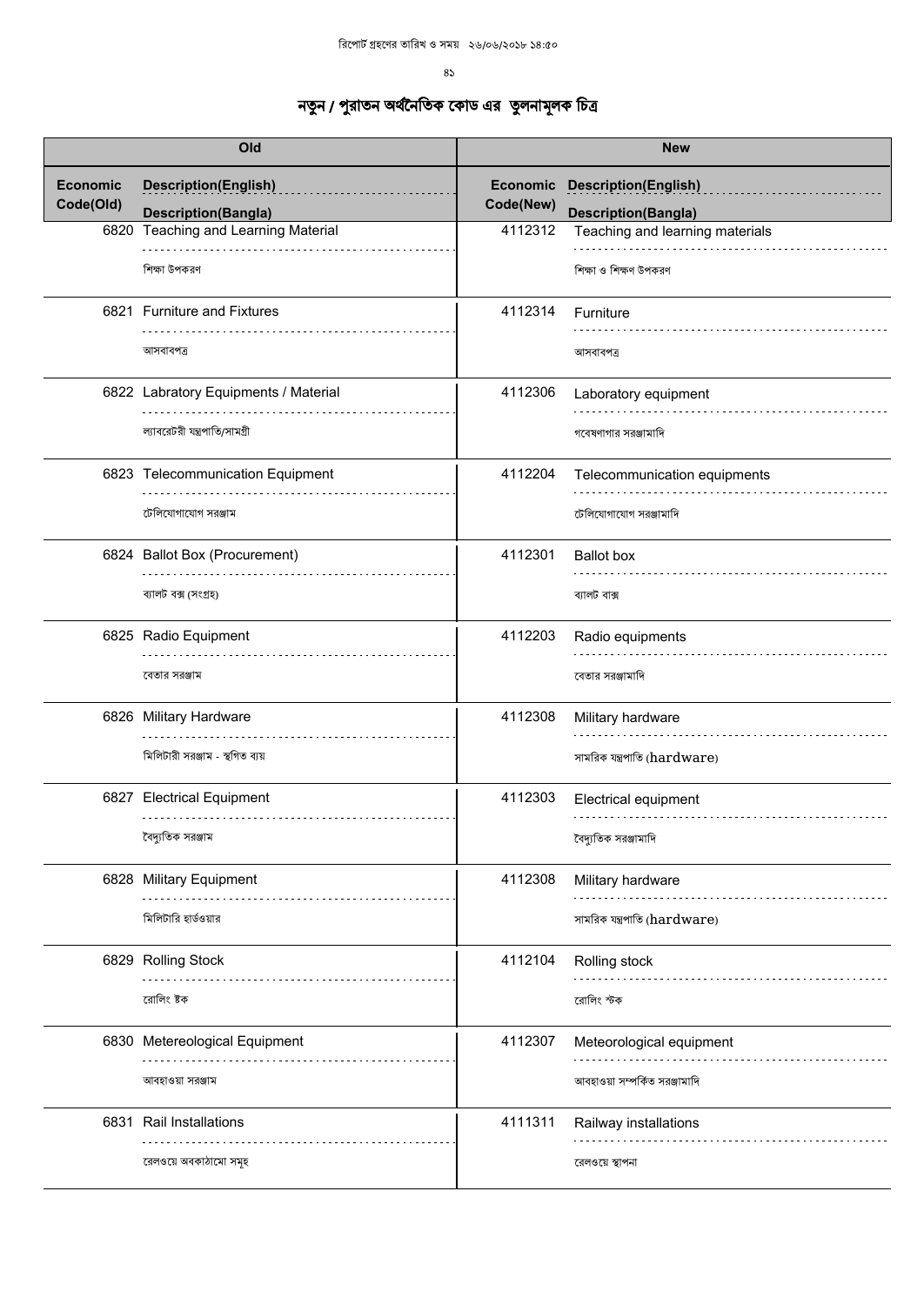# নতুন / পুরাতন অর্থনৈতিক কোড এর তুলনামূলক চিত্র

| Old | | | New | |
|---|---|---|---|---|
| Economic Code(Old) | Description(English) | Description(Bangla) | Economic Code(New) | Description(English) | Description(Bangla) |
| 6820 | Teaching and Learning Material | শিক্ষা উপকরণ | 4112312 | Teaching and learning materials | শিক্ষা ও শিক্ষণ উপকরণ |
| 6821 | Furniture and Fixtures | আসবাবপত্র | 4112314 | Furniture | আসবাবপত্র |
| 6822 | Labratory Equipments / Material | ল্যাবরেটরী যন্ত্রপাতি/সামগ্রী | 4112306 | Laboratory equipment | গবেষণাগার সরঞ্জামাদি |
| 6823 | Telecommunication Equipment | টেলিযোগাযোগ সরঞ্জাম | 4112204 | Telecommunication equipments | টেলিযোগাযোগ সরঞ্জামাদি |
| 6824 | Ballot Box (Procurement) | ব্যালট বক্স (সংগ্রহ) | 4112301 | Ballot box | ব্যালট বাক্স |
| 6825 | Radio Equipment | বেতার সরঞ্জাম | 4112203 | Radio equipments | বেতার সরঞ্জামাদি |
| 6826 | Military Hardware | মিলিটারী সরঞ্জাম - স্থগিত ব্যয় | 4112308 | Military hardware | সামরিক যন্ত্রপাতি (hardware) |
| 6827 | Electrical Equipment | বৈদ্যুতিক সরঞ্জাম | 4112303 | Electrical equipment | বৈদ্যুতিক সরঞ্জামাদি |
| 6828 | Military Equipment | মিলিটারি হার্ডওয়ার | 4112308 | Military hardware | সামরিক যন্ত্রপাতি (hardware) |
| 6829 | Rolling Stock | রোলিং ষ্টক | 4112104 | Rolling stock | রোলিং স্টক |
| 6830 | Metereological Equipment | আবহাওয়া সরঞ্জাম | 4112307 | Meteorological equipment | আবহাওয়া সম্পর্কিত সরঞ্জামাদি |
| 6831 | Rail Installations | রেলওয়ে অবকাঠামো সমূহ | 4111311 | Railway installations | রেলওয়ে স্থাপনা |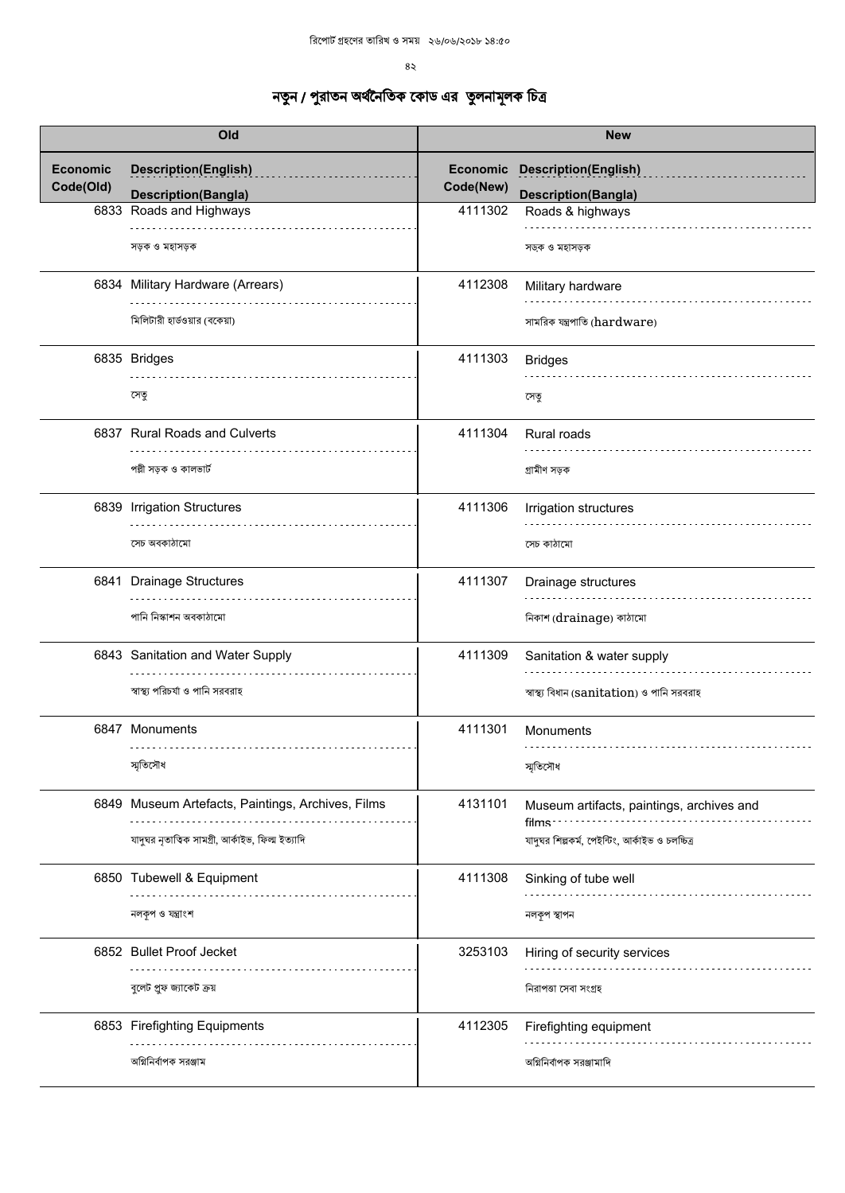রিপোর্ট গ্রহণের তারিখ ও সময় ২৬/০৬/২০১৮ ১৪:৫০

# নতুন / পুরাতন অর্থনৈতিক কোড এর তুলনামূলক চিত্র

| Old | | New | |
|---|---|---|---|
| Economic Code(Old) | Description(English) / Description(Bangla) | Economic Code(New) | Description(English) / Description(Bangla) |
| 6833 | Roads and Highways<br>সড়ক ও মহাসড়ক | 4111302 | Roads & highways<br>সড়ক ও মহাসড়ক |
| 6834 | Military Hardware (Arrears)<br>মিলিটারী হার্ডওয়ার (বকেয়া) | 4112308 | Military hardware<br>সামরিক যন্ত্রপাতি (hardware) |
| 6835 | Bridges<br>সেতু | 4111303 | Bridges<br>সেতু |
| 6837 | Rural Roads and Culverts<br>পল্লী সড়ক ও কালভার্ট | 4111304 | Rural roads<br>গ্রামীণ সড়ক |
| 6839 | Irrigation Structures<br>সেচ অবকাঠামো | 4111306 | Irrigation structures<br>সেচ কাঠামো |
| 6841 | Drainage Structures<br>পানি নিস্কাশন অবকাঠামো | 4111307 | Drainage structures<br>নিকাশ (drainage) কাঠামো |
| 6843 | Sanitation and Water Supply<br>স্বাস্থ্য পরিচর্যা ও পানি সরবরাহ | 4111309 | Sanitation & water supply<br>স্বাস্থ্য বিধান (sanitation) ও পানি সরবরাহ |
| 6847 | Monuments<br>স্মৃতিসৌধ | 4111301 | Monuments<br>স্মৃতিসৌধ |
| 6849 | Museum Artefacts, Paintings, Archives, Films<br>যাদুঘর নৃতাত্বিক সামগ্রী, আর্কাইভ, ফিল্ম ইত্যাদি | 4131101 | Museum artifacts, paintings, archives and films<br>যাদুঘর শিল্পকর্ম, পেইন্টিং, আর্কাইভ ও চলচ্চিত্র |
| 6850 | Tubewell & Equipment<br>নলকূপ ও যন্ত্রাংশ | 4111308 | Sinking of tube well<br>নলকূপ স্থাপন |
| 6852 | Bullet Proof Jecket<br>বুলেট প্রুফ জ্যাকেট ক্রয় | 3253103 | Hiring of security services<br>নিরাপত্তা সেবা সংগ্রহ |
| 6853 | Firefighting Equipments<br>অগ্নিনির্বাপক সরঞ্জাম | 4112305 | Firefighting equipment<br>অগ্নিনির্বাপক সরঞ্জামাদি |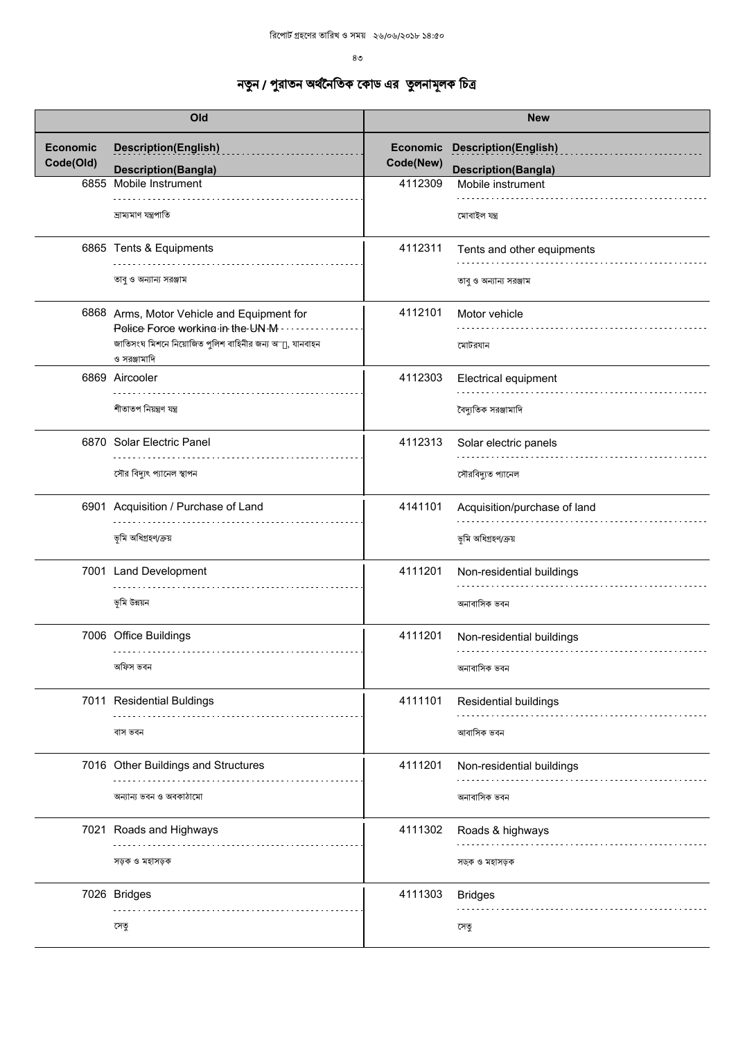# নতুন / পুরাতন অর্থনৈতিক কোড এর তুলনামূলক চিত্র

| Economic Code(Old) | Description(English) / Description(Bangla) | Economic Code(New) | Description(English) / Description(Bangla) |
|---|---|---|---|
| 6855 | Mobile Instrument<br>ভ্রাম্যমাণ যন্ত্রপাতি | 4112309 | Mobile instrument<br>মোবাইল যন্ত্র |
| 6865 | Tents & Equipments<br>তাবু ও অন্যান্য সরঞ্জাম | 4112311 | Tents and other equipments<br>তাবু ও অন্যান্য সরঞ্জাম |
| 6868 | Arms, Motor Vehicle and Equipment for Police Force working in the UN M<br>জাতিসংঘ মিশনে নিয়োজিত পুলিশ বাহিনীর জন্য অ¯্ত্র, যানবাহন ও সরঞ্জামাদি | 4112101 | Motor vehicle<br>মোটরযান |
| 6869 | Aircooler<br>শীতাতপ নিয়ন্ত্রণ যন্ত্র | 4112303 | Electrical equipment<br>বৈদ্যুতিক সরঞ্জামাদি |
| 6870 | Solar Electric Panel<br>সৌর বিদ্যুৎ প্যানেল স্থাপন | 4112313 | Solar electric panels<br>সৌরবিদ্যুত প্যানেল |
| 6901 | Acquisition / Purchase of Land<br>ভূমি অধিগ্রহণ/ক্রয় | 4141101 | Acquisition/purchase of land<br>ভূমি অধিগ্রহণ/ক্রয় |
| 7001 | Land Development<br>ভূমি উন্নয়ন | 4111201 | Non-residential buildings<br>অনাবাসিক ভবন |
| 7006 | Office Buildings<br>অফিস ভবন | 4111201 | Non-residential buildings<br>অনাবাসিক ভবন |
| 7011 | Residential Buldings<br>বাস ভবন | 4111101 | Residential buildings<br>আবাসিক ভবন |
| 7016 | Other Buildings and Structures<br>অন্যান্য ভবন ও অবকাঠামো | 4111201 | Non-residential buildings<br>অনাবাসিক ভবন |
| 7021 | Roads and Highways<br>সড়ক ও মহাসড়ক | 4111302 | Roads & highways<br>সড়ক ও মহাসড়ক |
| 7026 | Bridges<br>সেতু | 4111303 | Bridges<br>সেতু |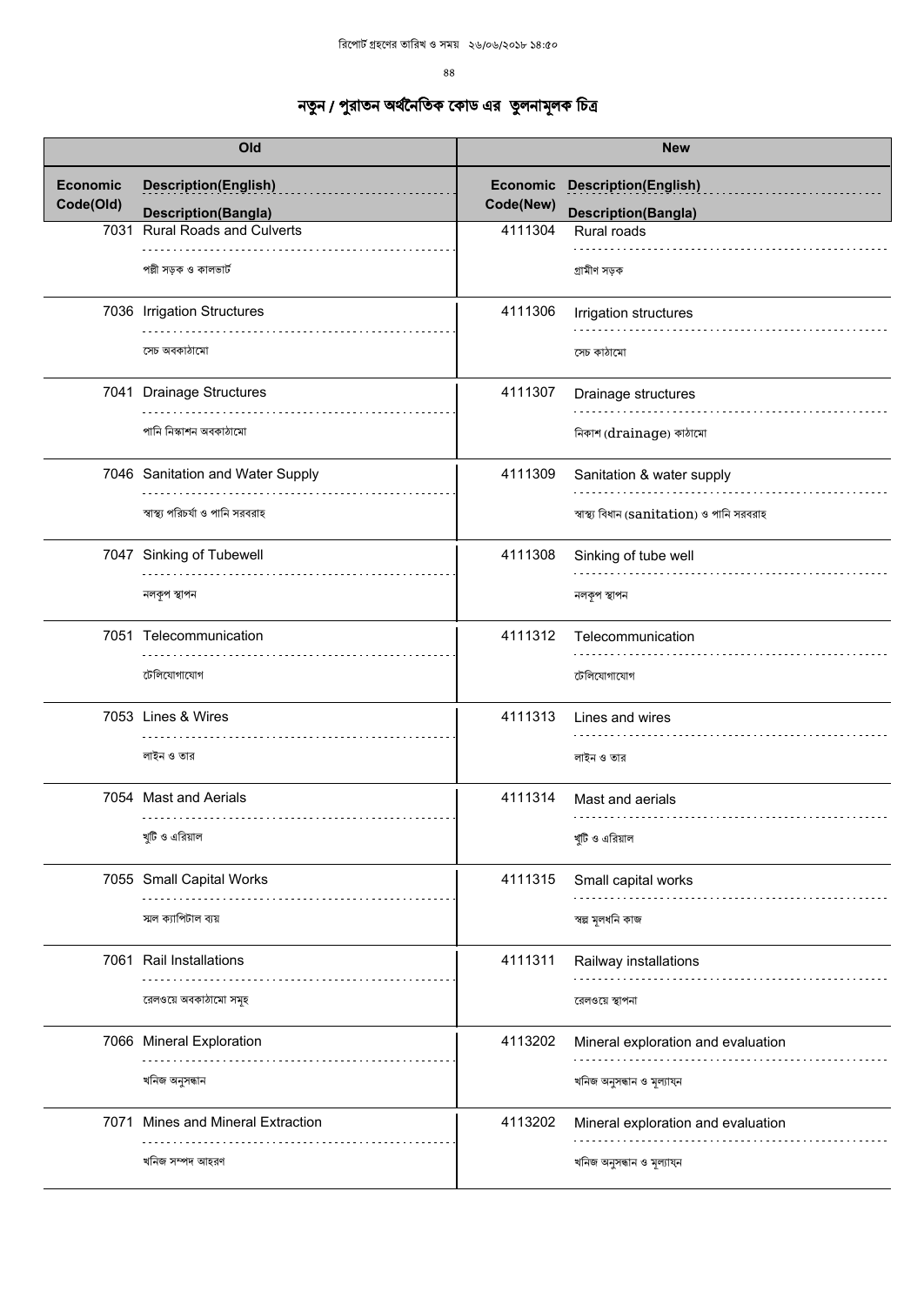# নতুন / পুরাতন অর্থনৈতিক কোড এর তুলনামূলক চিত্র

| Old | | New | |
|---|---|---|---|
| **Economic Code(Old)** | **Description(English)** / **Description(Bangla)** | **Economic Code(New)** | **Description(English)** / **Description(Bangla)** |
| 7031 | Rural Roads and Culverts / পল্লী সড়ক ও কালভার্ট | 4111304 | Rural roads / গ্রামীণ সড়ক |
| 7036 | Irrigation Structures / সেচ অবকাঠামো | 4111306 | Irrigation structures / সেচ কাঠামো |
| 7041 | Drainage Structures / পানি নিস্কাশন অবকাঠামো | 4111307 | Drainage structures / নিকাশ (drainage) কাঠামো |
| 7046 | Sanitation and Water Supply / স্বাস্থ্য পরিচর্যা ও পানি সরবরাহ | 4111309 | Sanitation & water supply / স্বাস্থ্য বিধান (sanitation) ও পানি সরবরাহ |
| 7047 | Sinking of Tubewell / নলকূপ স্থাপন | 4111308 | Sinking of tube well / নলকূপ স্থাপন |
| 7051 | Telecommunication / টেলিযোগাযোগ | 4111312 | Telecommunication / টেলিযোগাযোগ |
| 7053 | Lines & Wires / লাইন ও তার | 4111313 | Lines and wires / লাইন ও তার |
| 7054 | Mast and Aerials / খুঁটি ও এরিয়াল | 4111314 | Mast and aerials / খুঁটি ও এরিয়াল |
| 7055 | Small Capital Works / স্মল ক্যাপিটাল ব্যয় | 4111315 | Small capital works / স্বল্প মূলধনি কাজ |
| 7061 | Rail Installations / রেলওয়ে অবকাঠামো সমূহ | 4111311 | Railway installations / রেলওয়ে স্থাপনা |
| 7066 | Mineral Exploration / খনিজ অনুসন্ধান | 4113202 | Mineral exploration and evaluation / খনিজ অনুসন্ধান ও মূল্যায়ন |
| 7071 | Mines and Mineral Extraction / খনিজ সম্পদ আহরণ | 4113202 | Mineral exploration and evaluation / খনিজ অনুসন্ধান ও মূল্যায়ন |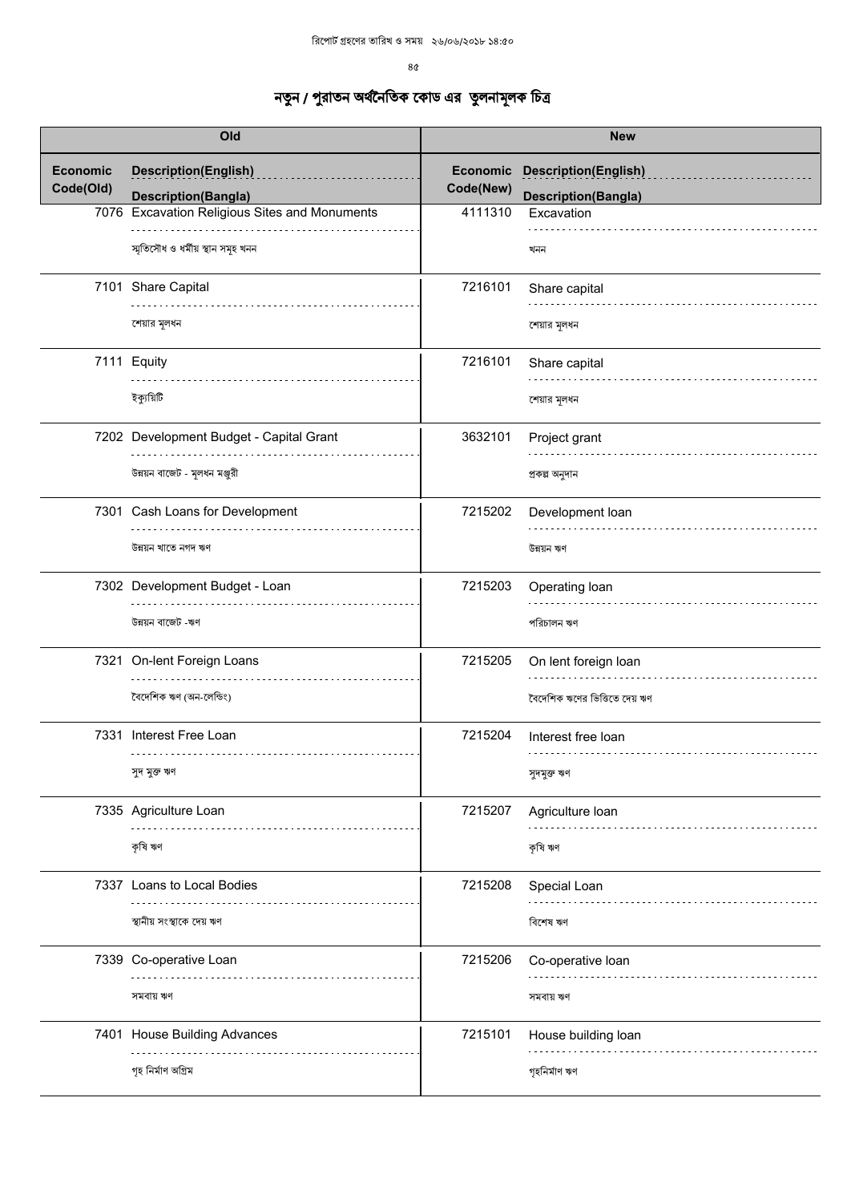# নতুন / পুরাতন অর্থনৈতিক কোড এর তুলনামূলক চিত্র

| Old | | | New | |
|---|---|---|---|---|
| **Economic Code(Old)** | **Description(English)** / **Description(Bangla)** | | **Economic Code(New)** | **Description(English)** / **Description(Bangla)** |
| 7076 | Excavation Religious Sites and Monuments / স্মৃতিসৌধ ও ধর্মীয় স্থান সমূহ খনন | | 4111310 | Excavation / খনন |
| 7101 | Share Capital / শেয়ার মূলধন | | 7216101 | Share capital / শেয়ার মূলধন |
| 7111 | Equity / ইক্যুয়িটি | | 7216101 | Share capital / শেয়ার মূলধন |
| 7202 | Development Budget - Capital Grant / উন্নয়ন বাজেট - মূলধন মঞ্জুরী | | 3632101 | Project grant / প্রকল্প অনুদান |
| 7301 | Cash Loans for Development / উন্নয়ন খাতে নগদ ঋণ | | 7215202 | Development loan / উন্নয়ন ঋণ |
| 7302 | Development Budget - Loan / উন্নয়ন বাজেট -ঋণ | | 7215203 | Operating loan / পরিচালন ঋণ |
| 7321 | On-lent Foreign Loans / বৈদেশিক ঋণ (অন-লেন্ডিং) | | 7215205 | On lent foreign loan / বৈদেশিক ঋণের ভিত্তিতে দেয় ঋণ |
| 7331 | Interest Free Loan / সুদ মুক্ত ঋণ | | 7215204 | Interest free loan / সুদমুক্ত ঋণ |
| 7335 | Agriculture Loan / কৃষি ঋণ | | 7215207 | Agriculture loan / কৃষি ঋণ |
| 7337 | Loans to Local Bodies / স্থানীয় সংস্থাকে দেয় ঋণ | | 7215208 | Special Loan / বিশেষ ঋণ |
| 7339 | Co-operative Loan / সমবায় ঋণ | | 7215206 | Co-operative loan / সমবায় ঋণ |
| 7401 | House Building Advances / গৃহ নির্মাণ অগ্রিম | | 7215101 | House building loan / গৃহনির্মাণ ঋণ |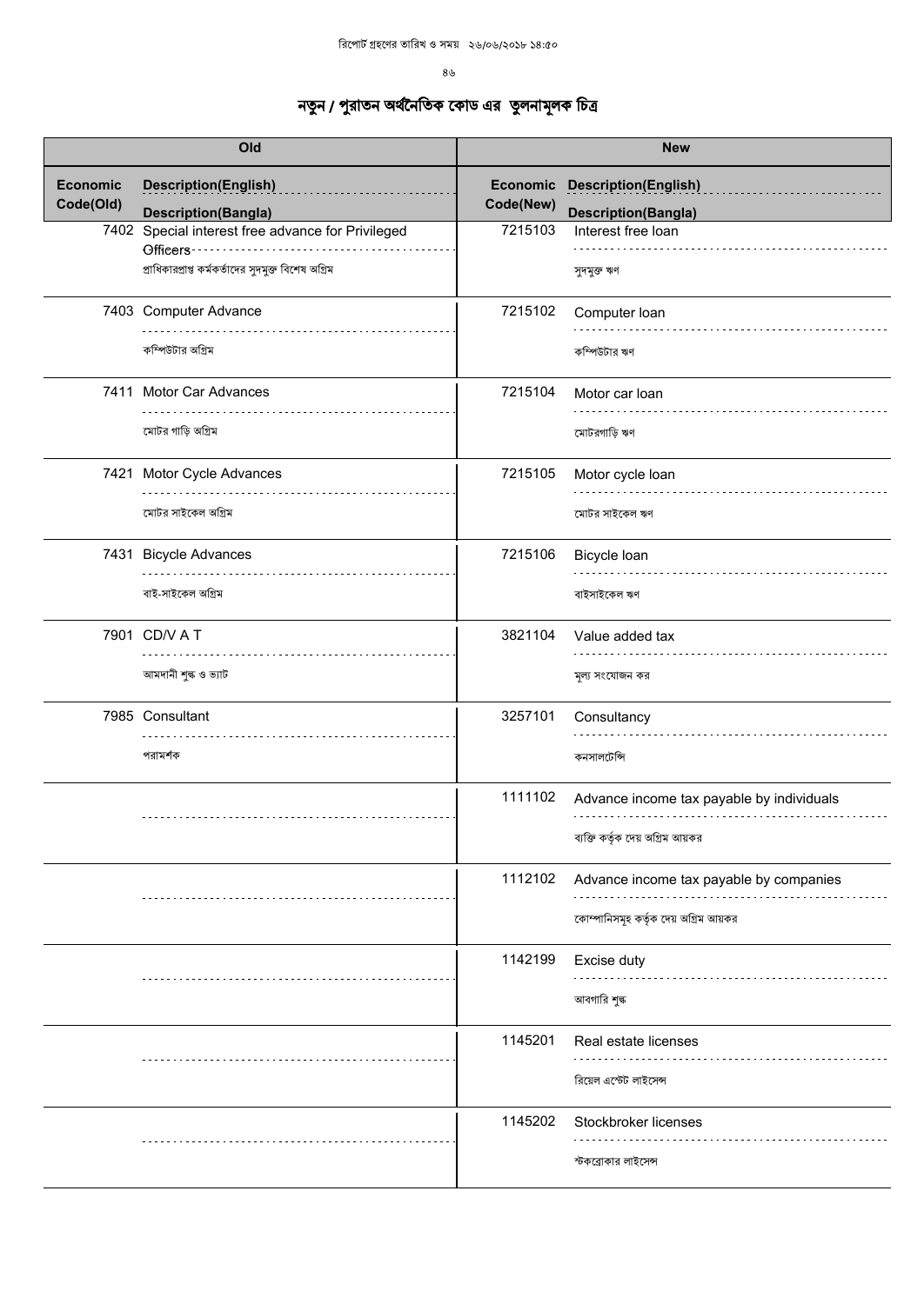# নতুন / পুরাতন অর্থনৈতিক কোড এর তুলনামূলক চিত্র

| Old | | New | |
|---|---|---|---|
| **Economic Code(Old)** | **Description(English)** / **Description(Bangla)** | **Economic Code(New)** | **Description(English)** / **Description(Bangla)** |
| 7402 | Special interest free advance for Privileged Officers / প্রাধিকারপ্রাপ্ত কর্মকর্তাদের সুদমুক্ত বিশেষ অগ্রিম | 7215103 | Interest free loan / সুদমুক্ত ঋণ |
| 7403 | Computer Advance / কম্পিউটার অগ্রিম | 7215102 | Computer loan / কম্পিউটার ঋণ |
| 7411 | Motor Car Advances / মোটর গাড়ি অগ্রিম | 7215104 | Motor car loan / মোটরগাড়ি ঋণ |
| 7421 | Motor Cycle Advances / মোটর সাইকেল অগ্রিম | 7215105 | Motor cycle loan / মোটর সাইকেল ঋণ |
| 7431 | Bicycle Advances / বাই-সাইকেল অগ্রিম | 7215106 | Bicycle loan / বাইসাইকেল ঋণ |
| 7901 | CD/V A T / আমদানী শুল্ক ও ভ্যাট | 3821104 | Value added tax / মূল্য সংযোজন কর |
| 7985 | Consultant / পরামর্শক | 3257101 | Consultancy / কনসালটেন্সি |
| | | 1111102 | Advance income tax payable by individuals / ব্যক্তি কর্তৃক দেয় অগ্রিম আয়কর |
| | | 1112102 | Advance income tax payable by companies / কোম্পানিসমূহ কর্তৃক দেয় অগ্রিম আয়কর |
| | | 1142199 | Excise duty / আবগারি শুল্ক |
| | | 1145201 | Real estate licenses / রিয়েল এস্টেট লাইসেন্স |
| | | 1145202 | Stockbroker licenses / স্টকব্রোকার লাইসেন্স |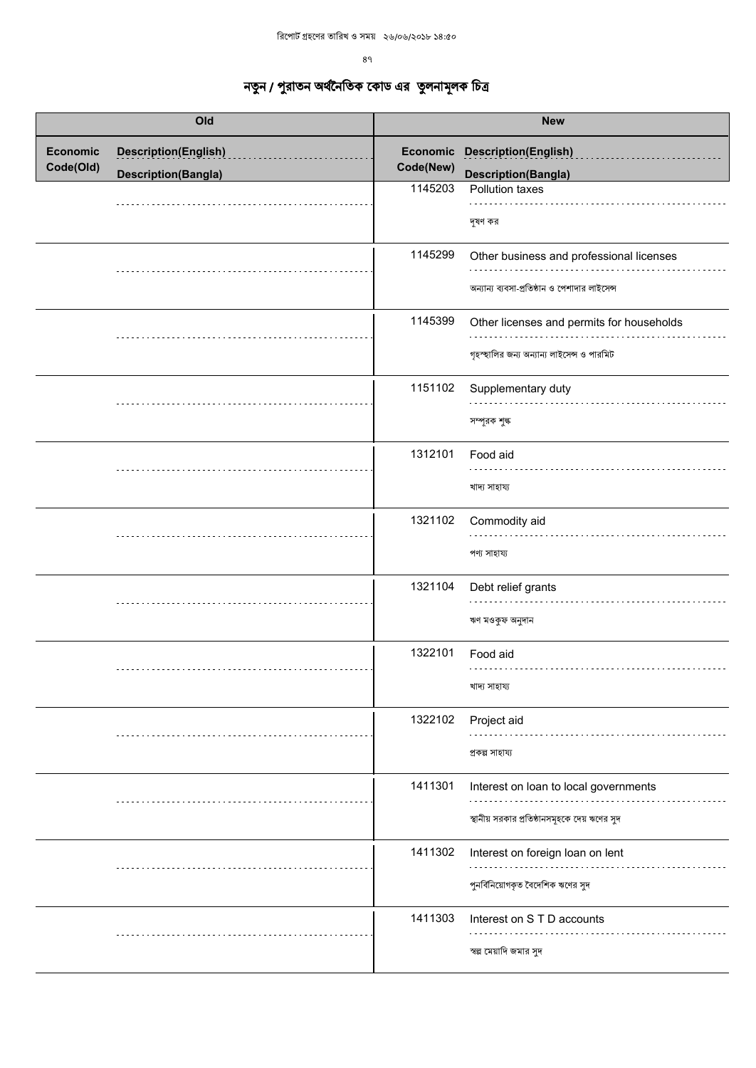# নতুন / পুরাতন অর্থনৈতিক কোড এর তুলনামূলক চিত্র

| Old | | New | |
|---|---|---|---|
| Economic Code(Old) | Description(English) / Description(Bangla) | Economic Code(New) | Description(English) / Description(Bangla) |
| | | 1145203 | Pollution taxes / দূষণ কর |
| | | 1145299 | Other business and professional licenses / অন্যান্য ব্যবসা-প্রতিষ্ঠান ও পেশাদার লাইসেন্স |
| | | 1145399 | Other licenses and permits for households / গৃহস্থালির জন্য অন্যান্য লাইসেন্স ও পারমিট |
| | | 1151102 | Supplementary duty / সম্পূরক শুল্ক |
| | | 1312101 | Food aid / খাদ্য সাহায্য |
| | | 1321102 | Commodity aid / পণ্য সাহায্য |
| | | 1321104 | Debt relief grants / ঋণ মওকুফ অনুদান |
| | | 1322101 | Food aid / খাদ্য সাহায্য |
| | | 1322102 | Project aid / প্রকল্প সাহায্য |
| | | 1411301 | Interest on loan to local governments / স্থানীয় সরকার প্রতিষ্ঠানসমূহকে দেয় ঋণের সুদ |
| | | 1411302 | Interest on foreign loan on lent / পুনর্বিনিয়োগকৃত বৈদেশিক ঋণের সুদ |
| | | 1411303 | Interest on S T D accounts / স্বল্প মেয়াদি জমার সুদ |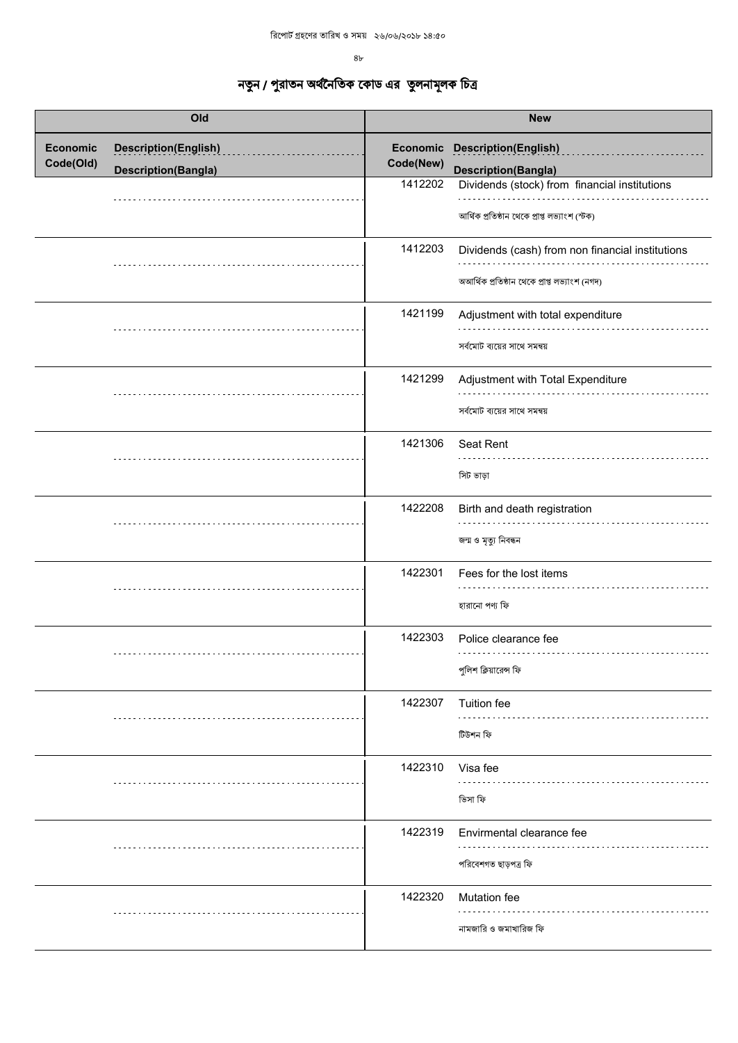# নতুন / পুরাতন অর্থনৈতিক কোড এর তুলনামূলক চিত্র

| Old | | New | |
|---|---|---|---|
| Economic Code(Old) | Description(English) / Description(Bangla) | Economic Code(New) | Description(English) / Description(Bangla) |
| | | 1412202 | Dividends (stock) from financial institutions<br>আর্থিক প্রতিষ্ঠান থেকে প্রাপ্ত লভ্যাংশ (স্টক) |
| | | 1412203 | Dividends (cash) from non financial institutions<br>অআর্থিক প্রতিষ্ঠান থেকে প্রাপ্ত লভ্যাংশ (নগদ) |
| | | 1421199 | Adjustment with total expenditure<br>সর্বমোট ব্যয়ের সাথে সমন্বয় |
| | | 1421299 | Adjustment with Total Expenditure<br>সর্বমোট ব্যয়ের সাথে সমন্বয় |
| | | 1421306 | Seat Rent<br>সিট ভাড়া |
| | | 1422208 | Birth and death registration<br>জন্ম ও মৃত্যু নিবন্ধন |
| | | 1422301 | Fees for the lost items<br>হারানো পণ্য ফি |
| | | 1422303 | Police clearance fee<br>পুলিশ ক্লিয়ারেন্স ফি |
| | | 1422307 | Tuition fee<br>টিউশন ফি |
| | | 1422310 | Visa fee<br>ভিসা ফি |
| | | 1422319 | Envirmental clearance fee<br>পরিবেশগত ছাড়পত্র ফি |
| | | 1422320 | Mutation fee<br>নামজারি ও জমাখারিজ ফি |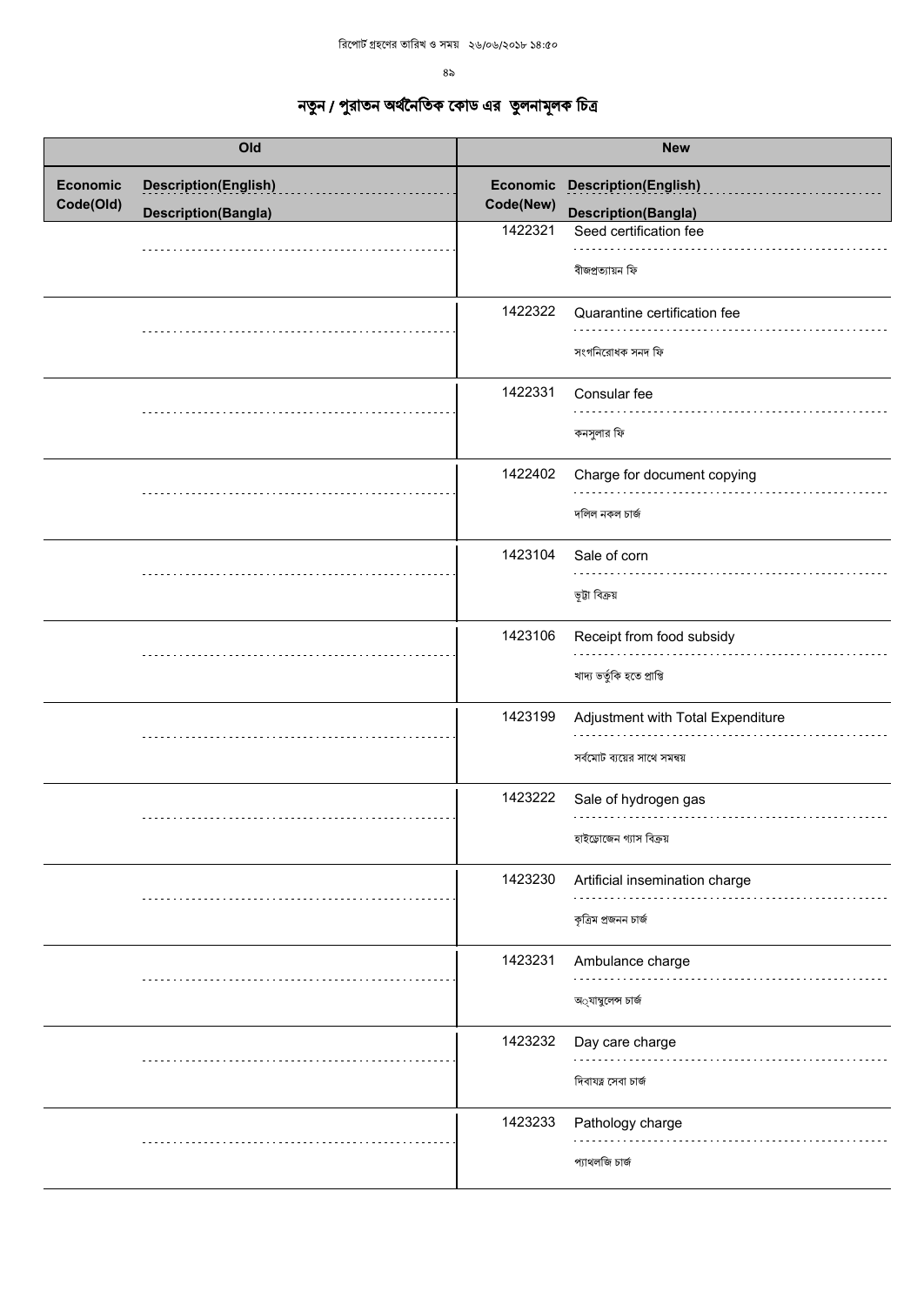# নতুন / পুরাতন অর্থনৈতিক কোড এর তুলনামূলক চিত্র

| Old | | | New | | |
|---|---|---|---|---|---|
| Economic Code(Old) | Description(English) | Description(Bangla) | Economic Code(New) | Description(English) | Description(Bangla) |
| | | | 1422321 | Seed certification fee | বীজপ্রত্যায়ন ফি |
| | | | 1422322 | Quarantine certification fee | সংগনিরোধক সনদ ফি |
| | | | 1422331 | Consular fee | কনসুলার ফি |
| | | | 1422402 | Charge for document copying | দলিল নকল চার্জ |
| | | | 1423104 | Sale of corn | ভূট্টা বিক্রয় |
| | | | 1423106 | Receipt from food subsidy | খাদ্য ভর্তুকি হতে প্রাপ্তি |
| | | | 1423199 | Adjustment with Total Expenditure | সর্বমোট ব্যয়ের সাথে সমন্বয় |
| | | | 1423222 | Sale of hydrogen gas | হাইড্রোজেন গ্যাস বিক্রয় |
| | | | 1423230 | Artificial insemination charge | কৃত্রিম প্রজনন চার্জ |
| | | | 1423231 | Ambulance charge | অ্যাম্বুলেন্স চার্জ |
| | | | 1423232 | Day care charge | দিবাযত্ন সেবা চার্জ |
| | | | 1423233 | Pathology charge | প্যাথলজি চার্জ |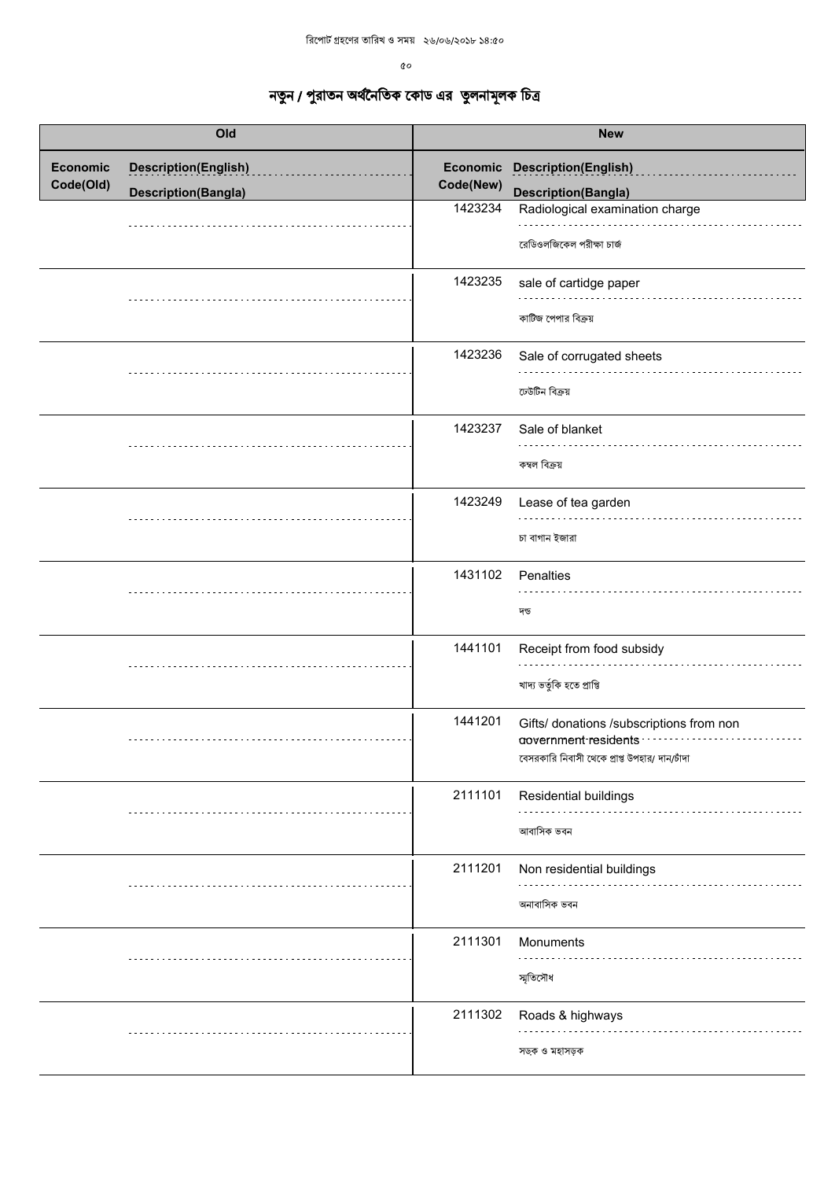# নতুন / পুরাতন অর্থনৈতিক কোড এর তুলনামূলক চিত্র

| Old | | New | |
|---|---|---|---|
| Economic Code(Old) | Description(English) / Description(Bangla) | Economic Code(New) | Description(English) / Description(Bangla) |
| | | 1423234 | Radiological examination charge<br>রেডিওলজিকেল পরীক্ষা চার্জ |
| | | 1423235 | sale of cartidge paper<br>কার্টিজ পেপার বিক্রয় |
| | | 1423236 | Sale of corrugated sheets<br>ঢেউটিন বিক্রয় |
| | | 1423237 | Sale of blanket<br>কম্বল বিক্রয় |
| | | 1423249 | Lease of tea garden<br>চা বাগান ইজারা |
| | | 1431102 | Penalties<br>দন্ড |
| | | 1441101 | Receipt from food subsidy<br>খাদ্য ভর্তুকি হতে প্রাপ্তি |
| | | 1441201 | Gifts/ donations /subscriptions from non government residents<br>বেসরকারি নিবাসী থেকে প্রাপ্ত উপহার/ দান/চাঁদা |
| | | 2111101 | Residential buildings<br>আবাসিক ভবন |
| | | 2111201 | Non residential buildings<br>অনাবাসিক ভবন |
| | | 2111301 | Monuments<br>স্মৃতিসৌধ |
| | | 2111302 | Roads & highways<br>সড়ক ও মহাসড়ক |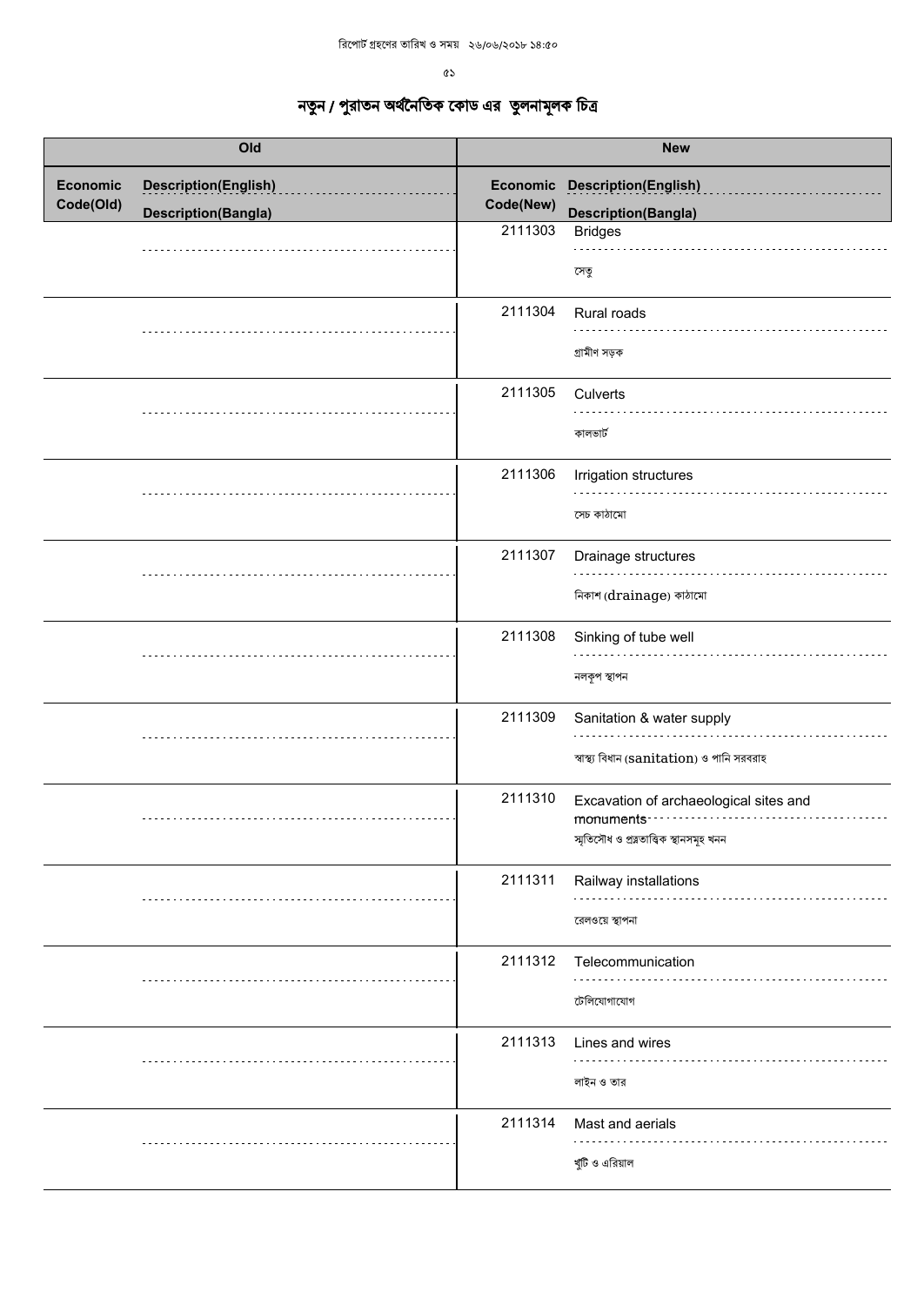রিপোর্ট গ্রহণের তারিখ ও সময় ২৬/০৬/২০১৮ ১৪:৫০

# নতুন / পুরাতন অর্থনৈতিক কোড এর তুলনামূলক চিত্র

| Old | | New | |
|---|---|---|---|
| Economic Code(Old) | Description(English) / Description(Bangla) | Economic Code(New) | Description(English) / Description(Bangla) |
| | | 2111303 | Bridges / সেতু |
| | | 2111304 | Rural roads / গ্রামীণ সড়ক |
| | | 2111305 | Culverts / কালভার্ট |
| | | 2111306 | Irrigation structures / সেচ কাঠামো |
| | | 2111307 | Drainage structures / নিকাশ (drainage) কাঠামো |
| | | 2111308 | Sinking of tube well / নলকূপ স্থাপন |
| | | 2111309 | Sanitation & water supply / স্বাস্থ্য বিধান (sanitation) ও পানি সরবরাহ |
| | | 2111310 | Excavation of archaeological sites and monuments / স্মৃতিসৌধ ও প্রত্নতাত্ত্বিক স্থানসমূহ খনন |
| | | 2111311 | Railway installations / রেলওয়ে স্থাপনা |
| | | 2111312 | Telecommunication / টেলিযোগাযোগ |
| | | 2111313 | Lines and wires / লাইন ও তার |
| | | 2111314 | Mast and aerials / খুঁটি ও এরিয়াল |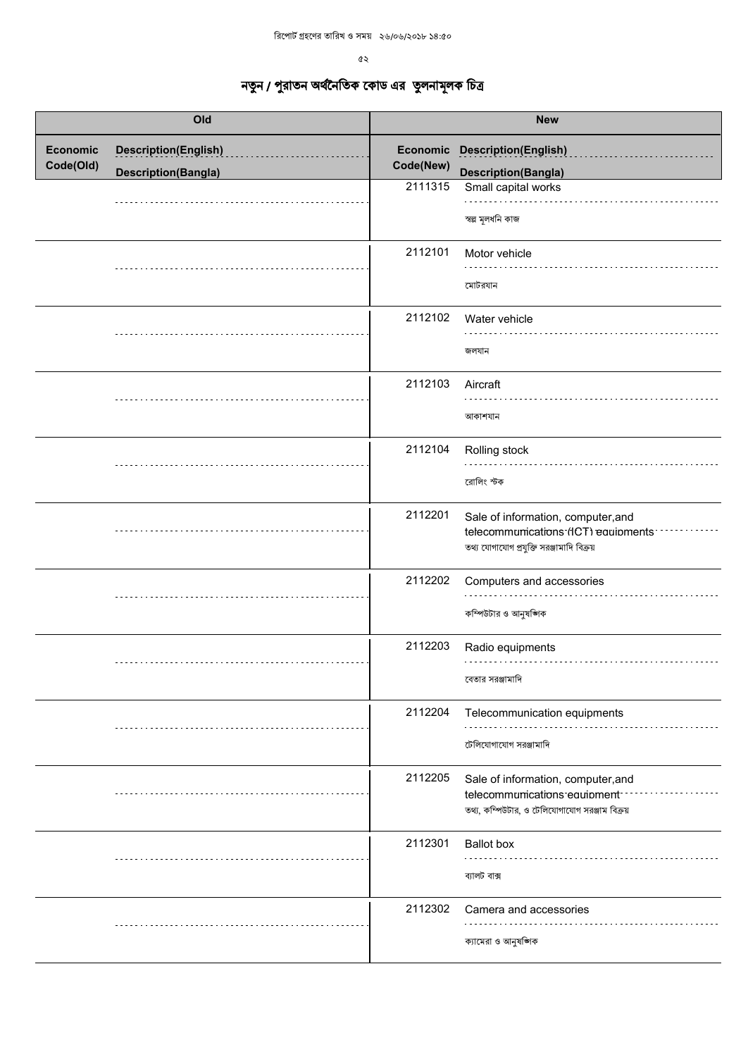রিপোর্ট গ্রহণের তারিখ ও সময় ২৬/০৬/২০১৮ ১৪:৫০

# নতুন / পুরাতন অর্থনৈতিক কোড এর তুলনামূলক চিত্র

| Old | | New | |
|---|---|---|---|
| Economic Code(Old) | Description(English) / Description(Bangla) | Economic Code(New) | Description(English) / Description(Bangla) |
| | | 2111315 | Small capital works / স্বল্প মূলধনি কাজ |
| | | 2112101 | Motor vehicle / মোটরযান |
| | | 2112102 | Water vehicle / জলযান |
| | | 2112103 | Aircraft / আকাশযান |
| | | 2112104 | Rolling stock / রোলিং স্টক |
| | | 2112201 | Sale of information, computer,and telecommunications (ICT) equipments / তথ্য যোগাযোগ প্রযুক্তি সরঞ্জামাদি বিক্রয় |
| | | 2112202 | Computers and accessories / কম্পিউটার ও আনুষঙ্গিক |
| | | 2112203 | Radio equipments / বেতার সরঞ্জামাদি |
| | | 2112204 | Telecommunication equipments / টেলিযোগাযোগ সরঞ্জামাদি |
| | | 2112205 | Sale of information, computer,and telecommunications equipment / তথ্য, কম্পিউটার, ও টেলিযোগাযোগ সরঞ্জাম বিক্রয় |
| | | 2112301 | Ballot box / ব্যালট বাক্স |
| | | 2112302 | Camera and accessories / ক্যামেরা ও আনুষঙ্গিক |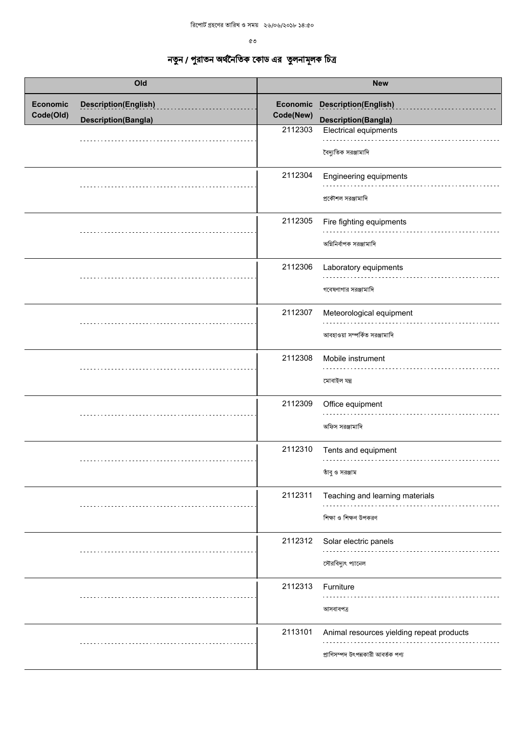রিপোর্ট গ্রহণের তারিখ ও সময় ২৬/০৬/২০১৮ ১৪:৫০

# নতুন / পুরাতন অর্থনৈতিক কোড এর তুলনামূলক চিত্র

| Old | | New | |
|---|---|---|---|
| Economic Code(Old) | Description(English) / Description(Bangla) | Economic Code(New) | Description(English) / Description(Bangla) |
| | | 2112303 | Electrical equipments<br>বৈদ্যুতিক সরঞ্জামাদি |
| | | 2112304 | Engineering equipments<br>প্রকৌশল সরঞ্জামাদি |
| | | 2112305 | Fire fighting equipments<br>অগ্নিনির্বাপক সরঞ্জামাদি |
| | | 2112306 | Laboratory equipments<br>গবেষণাগার সরঞ্জামাদি |
| | | 2112307 | Meteorological equipment<br>আবহাওয়া সম্পর্কিত সরঞ্জামাদি |
| | | 2112308 | Mobile instrument<br>মোবাইল যন্ত্র |
| | | 2112309 | Office equipment<br>অফিস সরঞ্জামাদি |
| | | 2112310 | Tents and equipment<br>তাঁবু ও সরঞ্জাম |
| | | 2112311 | Teaching and learning materials<br>শিক্ষা ও শিক্ষণ উপকরণ |
| | | 2112312 | Solar electric panels<br>সৌরবিদ্যুৎ প্যানেল |
| | | 2112313 | Furniture<br>আসবাবপত্র |
| | | 2113101 | Animal resources yielding repeat products<br>প্রাণিসম্পদ উৎপন্নকারী আবর্তক পণ্য |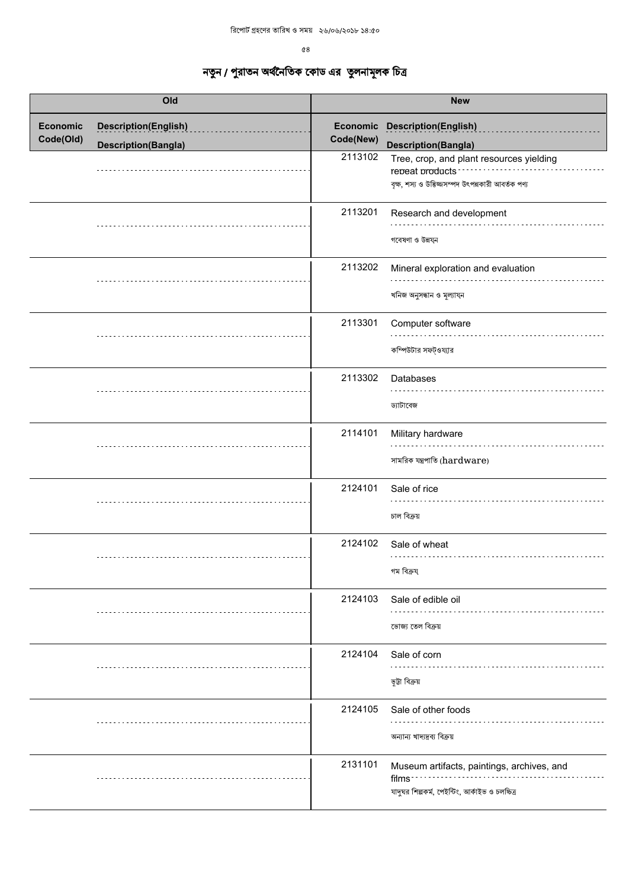# নতুন / পুরাতন অর্থনৈতিক কোডের তুলনামূলক চিত্র

| Old | | New | |
|---|---|---|---|
| Economic Code(Old) | Description(English) / Description(Bangla) | Economic Code(New) | Description(English) / Description(Bangla) |
| | | 2113102 | Tree, crop, and plant resources yielding repeat products / বৃক্ষ, শস্য ও উদ্ভিজ্জসম্পদ উৎপন্নকারী আবর্তক পণ্য |
| | | 2113201 | Research and development / গবেষণা ও উন্নয়ন |
| | | 2113202 | Mineral exploration and evaluation / খনিজ অনুসন্ধান ও মূল্যায়ন |
| | | 2113301 | Computer software / কম্পিউটার সফট্ওয়্যার |
| | | 2113302 | Databases / ড্যাটাবেজ |
| | | 2114101 | Military hardware / সামরিক যন্ত্রপাতি (hardware) |
| | | 2124101 | Sale of rice / চাল বিক্রয় |
| | | 2124102 | Sale of wheat / গম বিক্রয় |
| | | 2124103 | Sale of edible oil / ভোজ্য তেল বিক্রয় |
| | | 2124104 | Sale of corn / ভুট্টা বিক্রয় |
| | | 2124105 | Sale of other foods / অন্যান্য খাদ্যদ্রব্য বিক্রয় |
| | | 2131101 | Museum artifacts, paintings, archives, and films / যাদুঘর শিল্পকর্ম, পেইন্টিং, আর্কাইভ ও চলচ্চিত্র |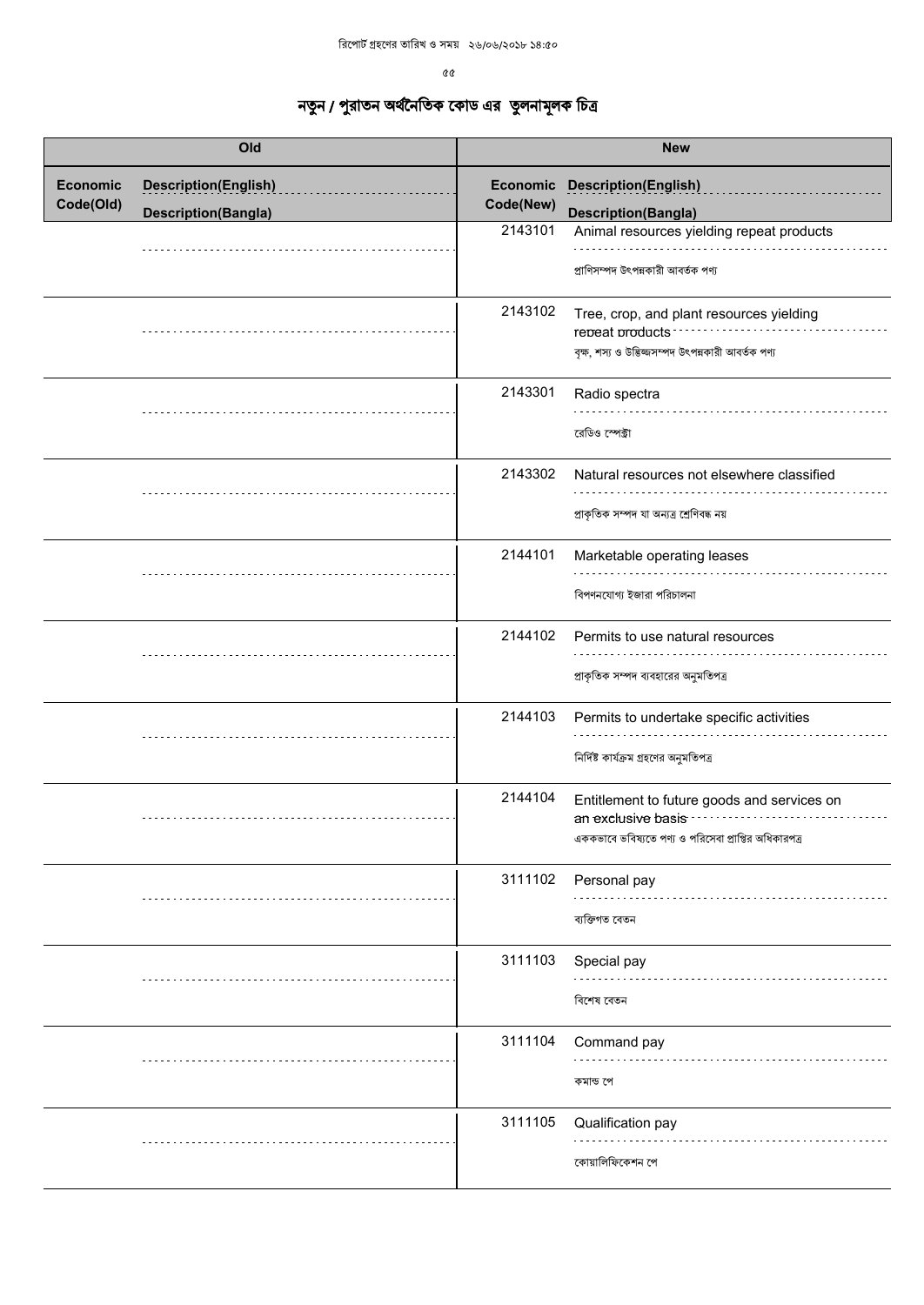রিপোর্ট গ্রহণের তারিখ ও সময় ২৬/০৬/২০১৮ ১৪:৫০

# নতুন / পুরাতন অর্থনৈতিক কোড এর তুলনামূলক চিত্র

| Old | | New | |
|---|---|---|---|
| Economic Code(Old) | Description(English) / Description(Bangla) | Economic Code(New) | Description(English) / Description(Bangla) |
| | | 2143101 | Animal resources yielding repeat products<br>প্রাণিসম্পদ উৎপন্নকারী আবর্তক পণ্য |
| | | 2143102 | Tree, crop, and plant resources yielding repeat products<br>বৃক্ষ, শস্য ও উদ্ভিজ্জসম্পদ উৎপন্নকারী আবর্তক পণ্য |
| | | 2143301 | Radio spectra<br>রেডিও স্পেক্ট্রা |
| | | 2143302 | Natural resources not elsewhere classified<br>প্রাকৃতিক সম্পদ যা অন্যত্র শ্রেণিবদ্ধ নয় |
| | | 2144101 | Marketable operating leases<br>বিপণনযোগ্য ইজারা পরিচালনা |
| | | 2144102 | Permits to use natural resources<br>প্রাকৃতিক সম্পদ ব্যবহারের অনুমতিপত্র |
| | | 2144103 | Permits to undertake specific activities<br>নির্দিষ্ট কার্যক্রম গ্রহণের অনুমতিপত্র |
| | | 2144104 | Entitlement to future goods and services on an exclusive basis<br>এককভাবে ভবিষ্যতে পণ্য ও পরিসেবা প্রাপ্তির অধিকারপত্র |
| | | 3111102 | Personal pay<br>ব্যক্তিগত বেতন |
| | | 3111103 | Special pay<br>বিশেষ বেতন |
| | | 3111104 | Command pay<br>কমান্ড পে |
| | | 3111105 | Qualification pay<br>কোয়ালিফিকেশন পে |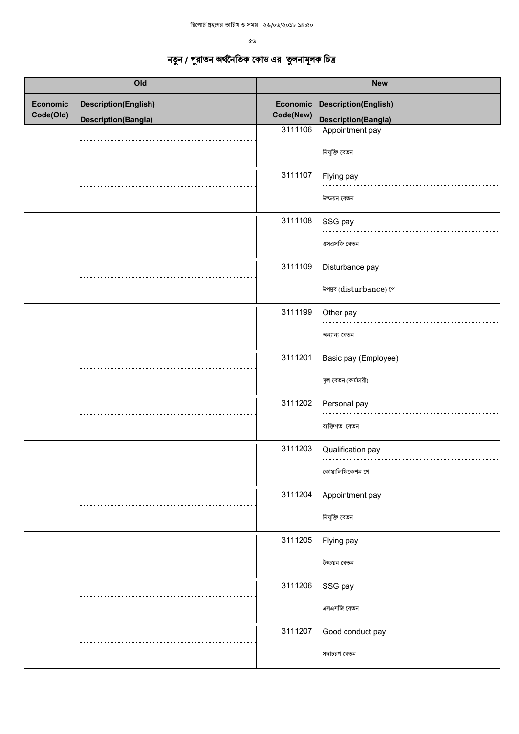## নতুন / পুরাতন অর্থনৈতিক কোড এর তুলনামূলক চিত্র

| Old | | New | |
|---|---|---|---|
| Economic Code(Old) | Description(English) / Description(Bangla) | Economic Code(New) | Description(English) / Description(Bangla) |
| | | 3111106 | Appointment pay / নিযুক্তি বেতন |
| | | 3111107 | Flying pay / উড্ডয়ন বেতন |
| | | 3111108 | SSG pay / এসএসজি বেতন |
| | | 3111109 | Disturbance pay / উপদ্রব (disturbance) পে |
| | | 3111199 | Other pay / অন্যান্য বেতন |
| | | 3111201 | Basic pay (Employee) / মূল বেতন (কর্মচারী) |
| | | 3111202 | Personal pay / ব্যক্তিগত বেতন |
| | | 3111203 | Qualification pay / কোয়ালিফিকেশন পে |
| | | 3111204 | Appointment pay / নিযুক্তি বেতন |
| | | 3111205 | Flying pay / উড্ডয়ন বেতন |
| | | 3111206 | SSG pay / এসএসজি বেতন |
| | | 3111207 | Good conduct pay / সদাচরণ বেতন |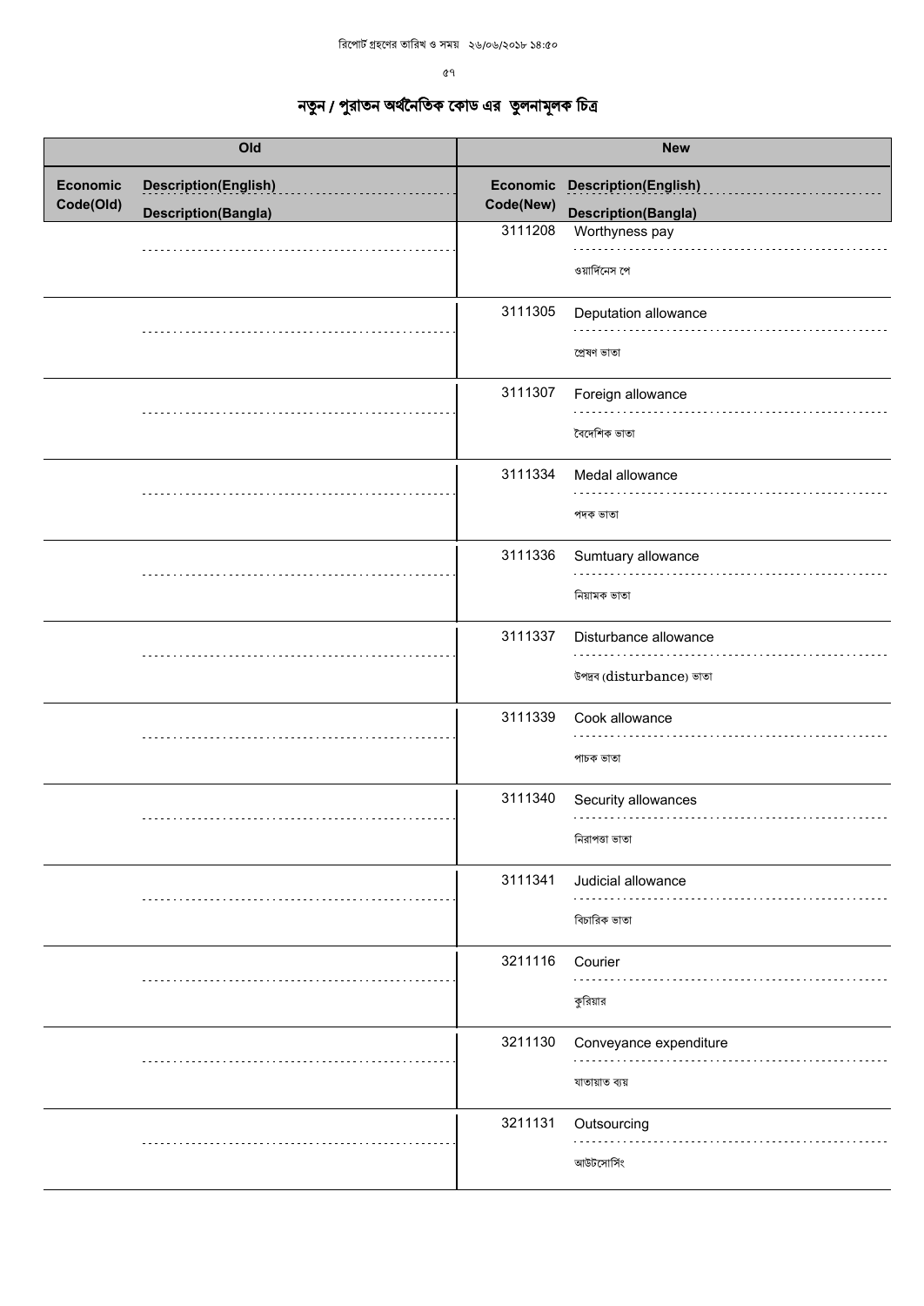# নতুন / পুরাতন অর্থনৈতিক কোড এর তুলনামূলক চিত্র

| Old | | New | |
|---|---|---|---|
| Economic Code(Old) | Description(English) / Description(Bangla) | Economic Code(New) | Description(English) / Description(Bangla) |
| | | 3111208 | Worthyness pay / ওয়ার্দিনেস পে |
| | | 3111305 | Deputation allowance / প্রেষণ ভাতা |
| | | 3111307 | Foreign allowance / বৈদেশিক ভাতা |
| | | 3111334 | Medal allowance / পদক ভাতা |
| | | 3111336 | Sumtuary allowance / নিয়ামক ভাতা |
| | | 3111337 | Disturbance allowance / উপদ্রব (disturbance) ভাতা |
| | | 3111339 | Cook allowance / পাচক ভাতা |
| | | 3111340 | Security allowances / নিরাপত্তা ভাতা |
| | | 3111341 | Judicial allowance / বিচারিক ভাতা |
| | | 3211116 | Courier / কুরিয়ার |
| | | 3211130 | Conveyance expenditure / যাতায়াত ব্যয় |
| | | 3211131 | Outsourcing / আউটসোর্সিং |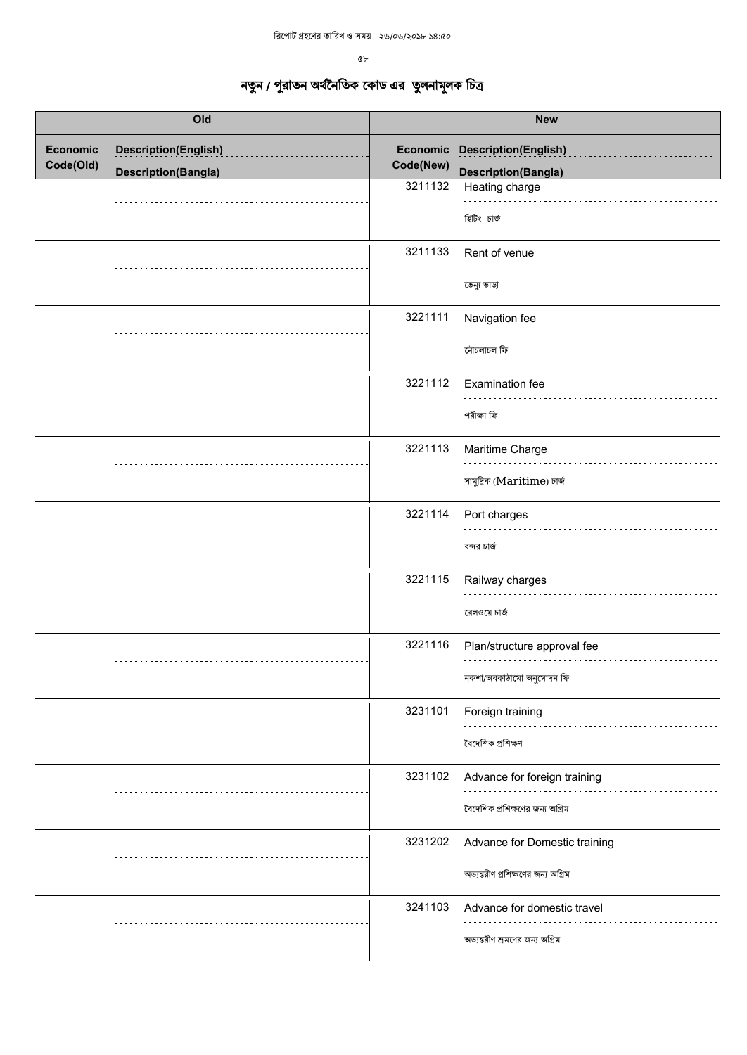# নতুন / পুরাতন অর্থনৈতিক কোড এর তুলনামূলক চিত্র

| Old | | New | |
|---|---|---|---|
| Economic Code(Old) | Description(English) / Description(Bangla) | Economic Code(New) | Description(English) / Description(Bangla) |
| | | 3211132 | Heating charge / হিটিং চার্জ |
| | | 3211133 | Rent of venue / ভেন্যু ভাড়া |
| | | 3221111 | Navigation fee / নৌচলাচল ফি |
| | | 3221112 | Examination fee / পরীক্ষা ফি |
| | | 3221113 | Maritime Charge / সামুদ্রিক (Maritime) চার্জ |
| | | 3221114 | Port charges / বন্দর চার্জ |
| | | 3221115 | Railway charges / রেলওয়ে চার্জ |
| | | 3221116 | Plan/structure approval fee / নকশা/অবকাঠামো অনুমোদন ফি |
| | | 3231101 | Foreign training / বৈদেশিক প্রশিক্ষণ |
| | | 3231102 | Advance for foreign training / বৈদেশিক প্রশিক্ষণের জন্য অগ্রিম |
| | | 3231202 | Advance for Domestic training / অভ্যন্তরীণ প্রশিক্ষণের জন্য অগ্রিম |
| | | 3241103 | Advance for domestic travel / অভ্যন্তরীণ ভ্রমণের জন্য অগ্রিম |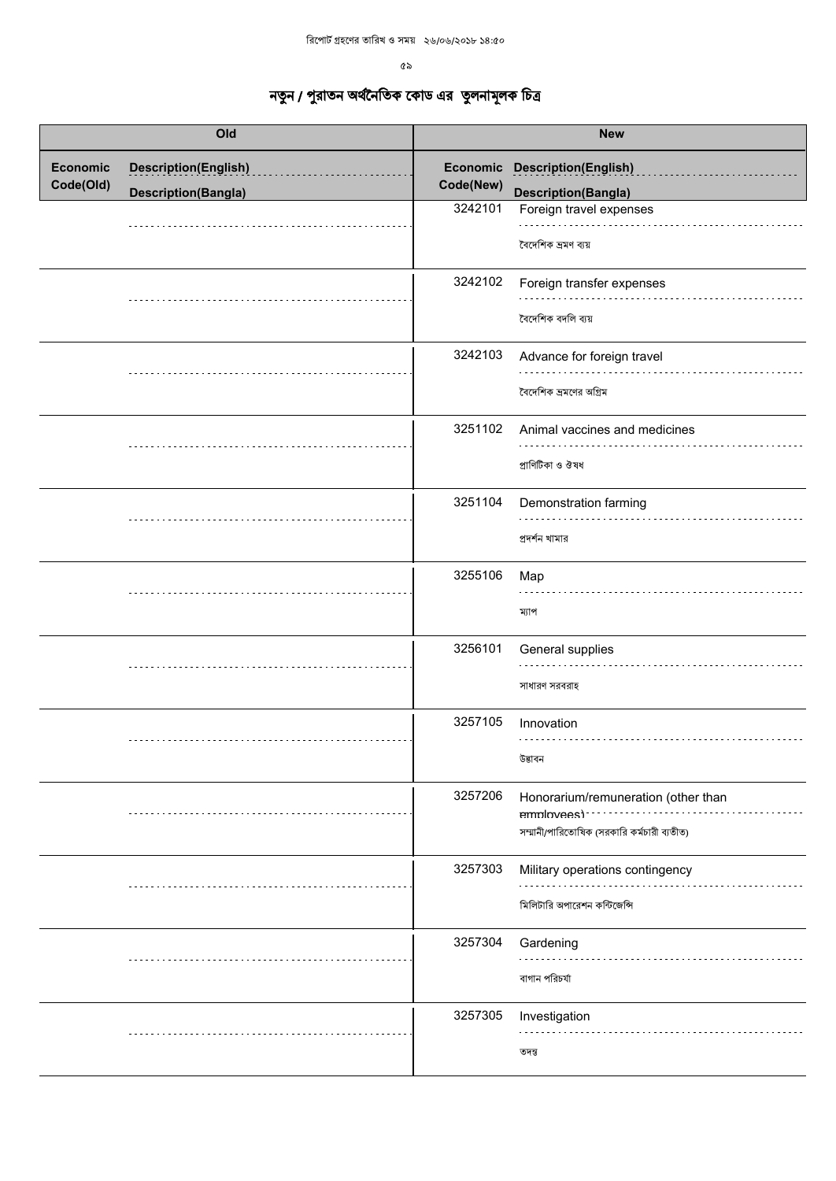# নতুন / পুরাতন অর্থনৈতিক কোড এর তুলনামূলক চিত্র

| Old | | New | |
|---|---|---|---|
| Economic Code(Old) | Description(English) / Description(Bangla) | Economic Code(New) | Description(English) / Description(Bangla) |
| | | 3242101 | Foreign travel expenses / বৈদেশিক ভ্রমণ ব্যয় |
| | | 3242102 | Foreign transfer expenses / বৈদেশিক বদলি ব্যয় |
| | | 3242103 | Advance for foreign travel / বৈদেশিক ভ্রমণের অগ্রিম |
| | | 3251102 | Animal vaccines and medicines / প্রাণিটিকা ও ঔষধ |
| | | 3251104 | Demonstration farming / প্রদর্শন খামার |
| | | 3255106 | Map / ম্যাপ |
| | | 3256101 | General supplies / সাধারণ সরবরাহ |
| | | 3257105 | Innovation / উদ্ভাবন |
| | | 3257206 | Honorarium/remuneration (other than employees) / সম্মানী/পারিতোষিক (সরকারি কর্মচারী ব্যতীত) |
| | | 3257303 | Military operations contingency / মিলিটারি অপারেশন কন্টিজেন্সি |
| | | 3257304 | Gardening / বাগান পরিচর্যা |
| | | 3257305 | Investigation / তদন্ত |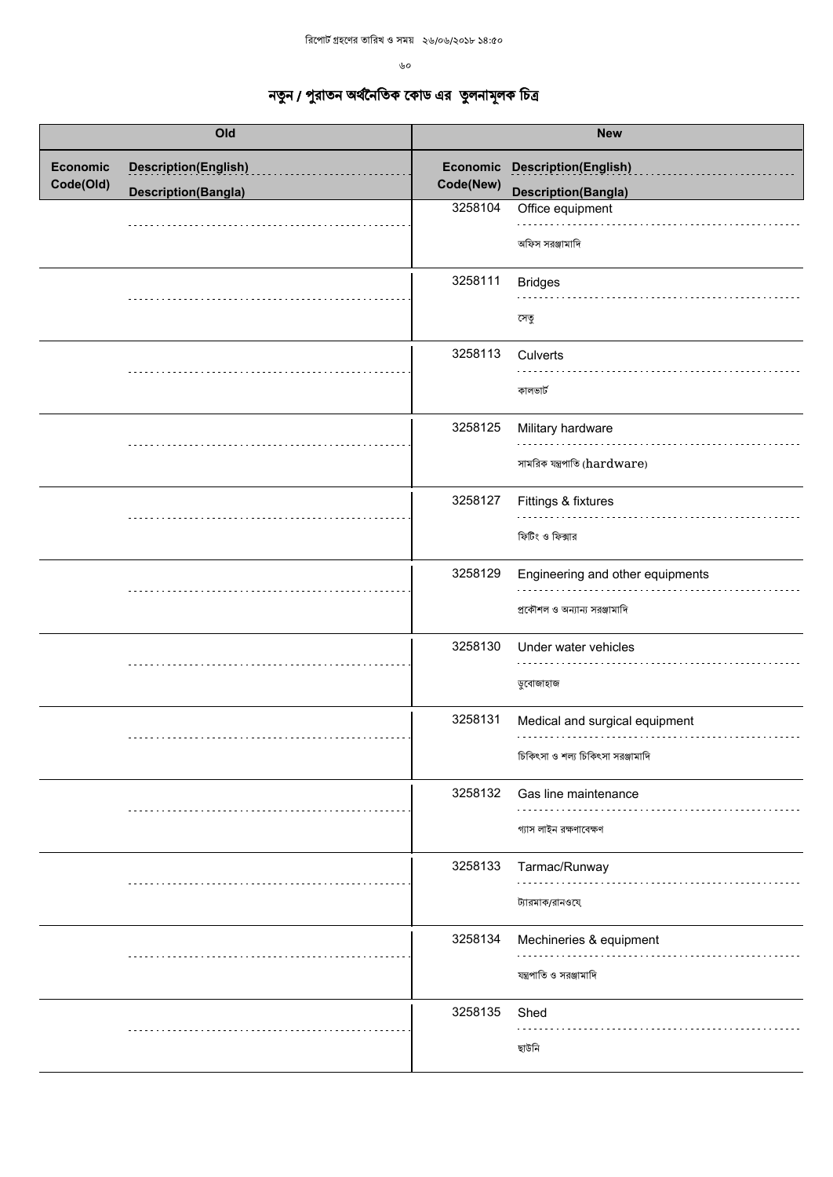রিপোর্ট গ্রহণের তারিখ ও সময় ২৬/০৬/২০১৮ ১৪:৫০

# নতুন / পুরাতন অর্থনৈতিক কোড এর তুলনামূলক চিত্র

| Old | | New | |
|---|---|---|---|
| Economic Code(Old) | Description(English) / Description(Bangla) | Economic Code(New) | Description(English) / Description(Bangla) |
| | | 3258104 | Office equipment<br>অফিস সরঞ্জামাদি |
| | | 3258111 | Bridges<br>সেতু |
| | | 3258113 | Culverts<br>কালভার্ট |
| | | 3258125 | Military hardware<br>সামরিক যন্ত্রপাতি (hardware) |
| | | 3258127 | Fittings & fixtures<br>ফিটিং ও ফিক্সার |
| | | 3258129 | Engineering and other equipments<br>প্রকৌশল ও অন্যান্য সরঞ্জামাদি |
| | | 3258130 | Under water vehicles<br>ডুবোজাহাজ |
| | | 3258131 | Medical and surgical equipment<br>চিকিৎসা ও শল্য চিকিৎসা সরঞ্জামাদি |
| | | 3258132 | Gas line maintenance<br>গ্যাস লাইন রক্ষণাবেক্ষণ |
| | | 3258133 | Tarmac/Runway<br>ট্যারমাক/রানওয়ে |
| | | 3258134 | Mechineries & equipment<br>যন্ত্রপাতি ও সরঞ্জামাদি |
| | | 3258135 | Shed<br>ছাউনি |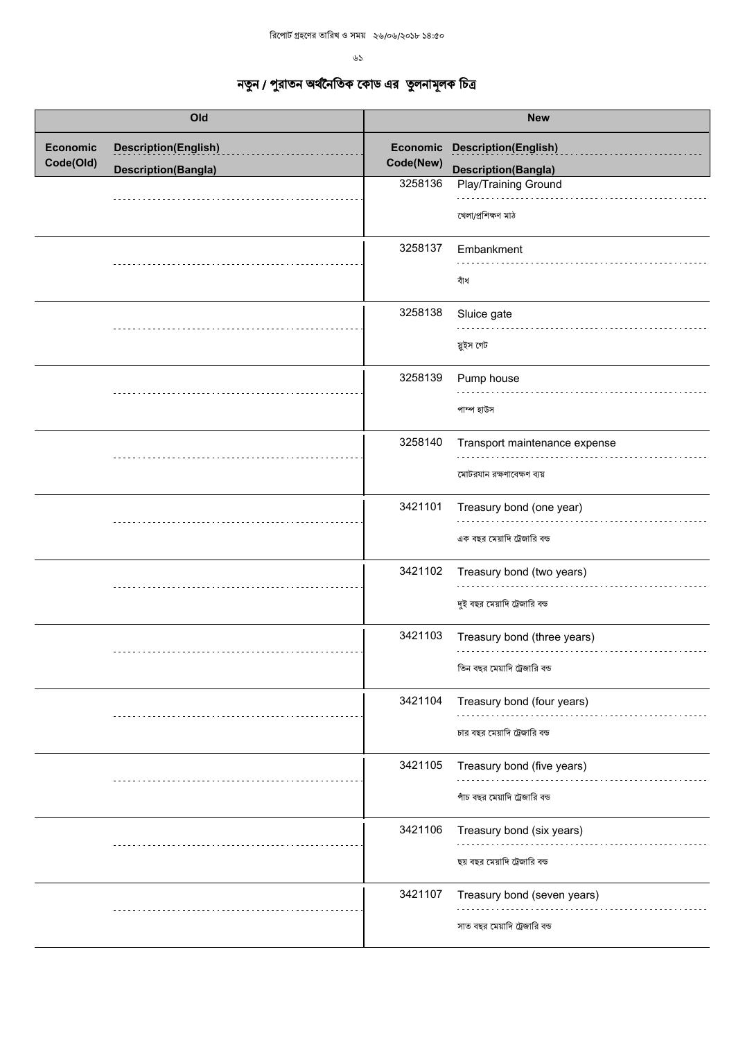# নতুন / পুরাতন অর্থনৈতিক কোড এর তুলনামূলক চিত্র

| Old | | New | |
|---|---|---|---|
| Economic Code(Old) | Description(English) / Description(Bangla) | Economic Code(New) | Description(English) / Description(Bangla) |
| | | 3258136 | Play/Training Ground<br>খেলা/প্রশিক্ষণ মাঠ |
| | | 3258137 | Embankment<br>বাঁধ |
| | | 3258138 | Sluice gate<br>স্লুইস গেট |
| | | 3258139 | Pump house<br>পাম্প হাউস |
| | | 3258140 | Transport maintenance expense<br>মোটরযান রক্ষণাবেক্ষণ ব্যয় |
| | | 3421101 | Treasury bond (one year)<br>এক বছর মেয়াদি ট্রেজারি বন্ড |
| | | 3421102 | Treasury bond (two years)<br>দুই বছর মেয়াদি ট্রেজারি বন্ড |
| | | 3421103 | Treasury bond (three years)<br>তিন বছর মেয়াদি ট্রেজারি বন্ড |
| | | 3421104 | Treasury bond (four years)<br>চার বছর মেয়াদি ট্রেজারি বন্ড |
| | | 3421105 | Treasury bond (five years)<br>পাঁচ বছর মেয়াদি ট্রেজারি বন্ড |
| | | 3421106 | Treasury bond (six years)<br>ছয় বছর মেয়াদি ট্রেজারি বন্ড |
| | | 3421107 | Treasury bond (seven years)<br>সাত বছর মেয়াদি ট্রেজারি বন্ড |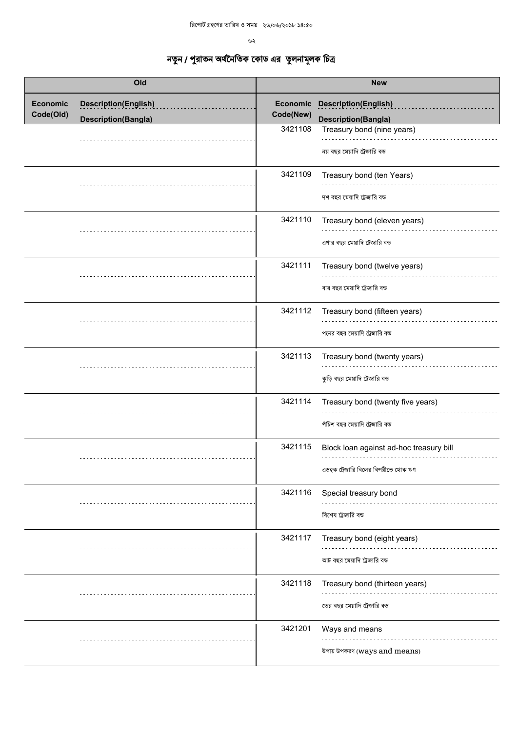# নতুন / পুরাতন অর্থনৈতিক কোড এর তুলনামূলক চিত্র

| Old | | New | |
|---|---|---|---|
| Economic Code(Old) | Description(English) / Description(Bangla) | Economic Code(New) | Description(English) / Description(Bangla) |
| | | 3421108 | Treasury bond (nine years) / নয় বছর মেয়াদি ট্রেজারি বন্ড |
| | | 3421109 | Treasury bond (ten Years) / দশ বছর মেয়াদি ট্রেজারি বন্ড |
| | | 3421110 | Treasury bond (eleven years) / এগার বছর মেয়াদি ট্রেজারি বন্ড |
| | | 3421111 | Treasury bond (twelve years) / বার বছর মেয়াদি ট্রেজারি বন্ড |
| | | 3421112 | Treasury bond (fifteen years) / পনের বছর মেয়াদি ট্রেজারি বন্ড |
| | | 3421113 | Treasury bond (twenty years) / কুড়ি বছর মেয়াদি ট্রেজারি বন্ড |
| | | 3421114 | Treasury bond (twenty five years) / পঁচিশ বছর মেয়াদি ট্রেজারি বন্ড |
| | | 3421115 | Block loan against ad-hoc treasury bill / এডহক ট্রেজারি বিলের বিপরীতে থোক ঋণ |
| | | 3421116 | Special treasury bond / বিশেষ ট্রেজারি বন্ড |
| | | 3421117 | Treasury bond (eight years) / আট বছর মেয়াদি ট্রেজারি বন্ড |
| | | 3421118 | Treasury bond (thirteen years) / তের বছর মেয়াদি ট্রেজারি বন্ড |
| | | 3421201 | Ways and means / উপায় উপকরণ (ways and means) |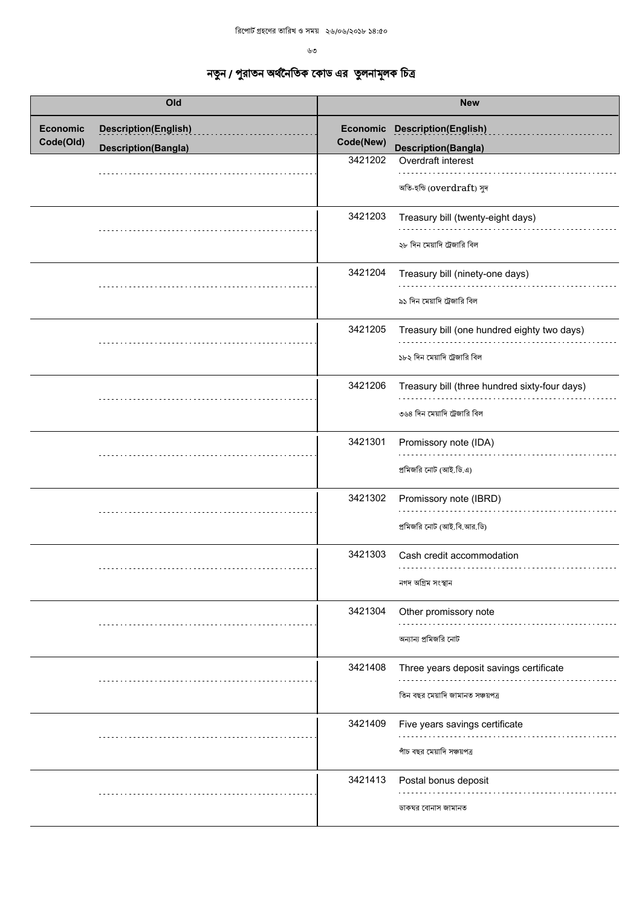# নতুন / পুরাতন অর্থনৈতিক কোড এর তুলনামূলক চিত্র

| Old | | New | |
|---|---|---|---|
| Economic Code(Old) | Description(English) / Description(Bangla) | Economic Code(New) | Description(English) / Description(Bangla) |
| | | 3421202 | Overdraft interest<br>অতি-হুন্ডি (overdraft) সুদ |
| | | 3421203 | Treasury bill (twenty-eight days)<br>২৮ দিন মেয়াদি ট্রেজারি বিল |
| | | 3421204 | Treasury bill (ninety-one days)<br>৯১ দিন মেয়াদি ট্রেজারি বিল |
| | | 3421205 | Treasury bill (one hundred eighty two days)<br>১৮২ দিন মেয়াদি ট্রেজারি বিল |
| | | 3421206 | Treasury bill (three hundred sixty-four days)<br>৩৬৪ দিন মেয়াদি ট্রেজারি বিল |
| | | 3421301 | Promissory note (IDA)<br>প্রমিজরি নোট (আই.ডি.এ) |
| | | 3421302 | Promissory note (IBRD)<br>প্রমিজরি নোট (আই.বি.আর.ডি) |
| | | 3421303 | Cash credit accommodation<br>নগদ অগ্রিম সংস্থান |
| | | 3421304 | Other promissory note<br>অন্যান্য প্রমিজরি নোট |
| | | 3421408 | Three years deposit savings certificate<br>তিন বছর মেয়াদি জামানত সঞ্চয়পত্র |
| | | 3421409 | Five years savings certificate<br>পাঁচ বছর মেয়াদি সঞ্চয়পত্র |
| | | 3421413 | Postal bonus deposit<br>ডাকঘর বোনাস জামানত |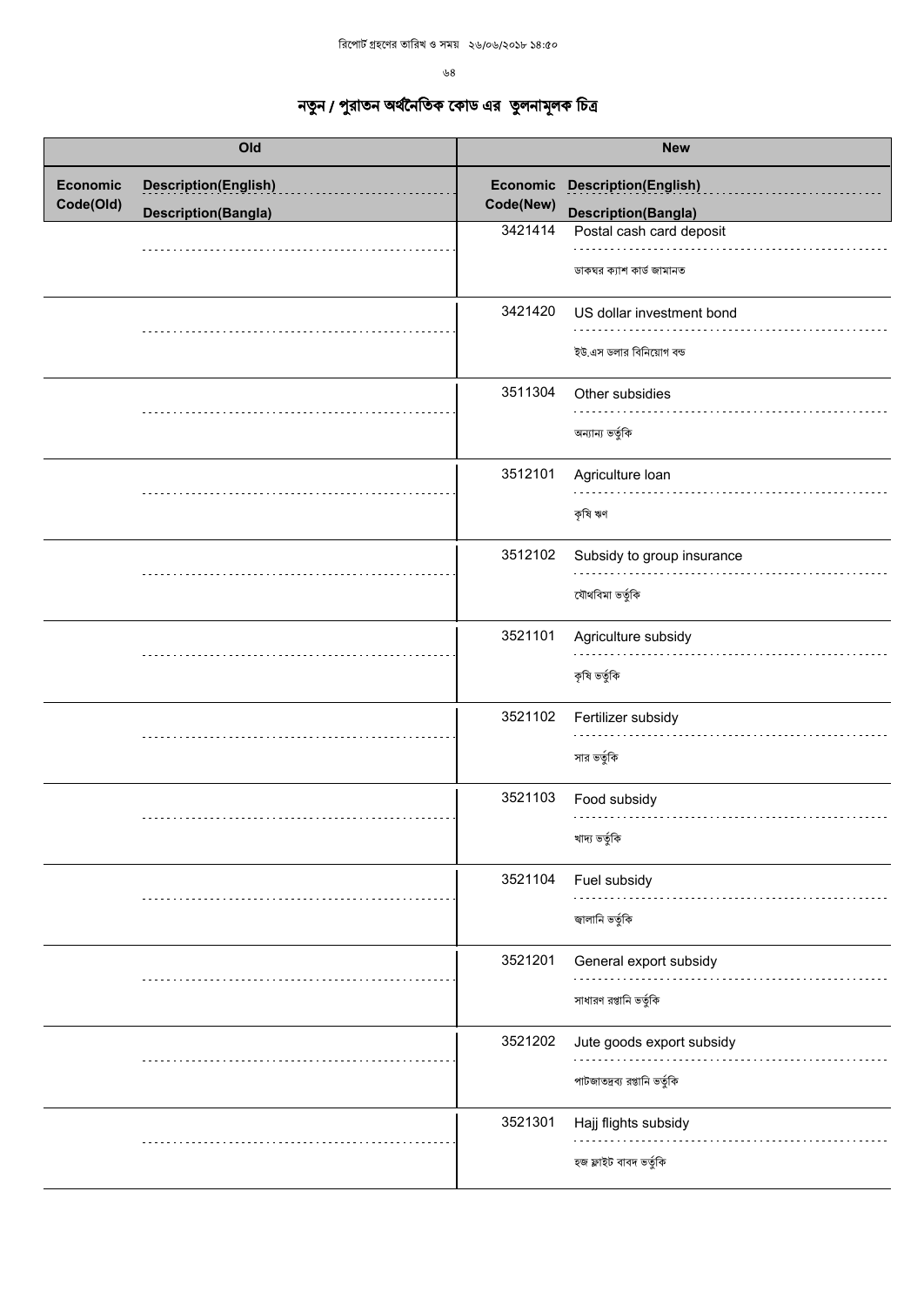# নতুন / পুরাতন অর্থনৈতিক কোড এর তুলনামূলক চিত্র

| Old | | New | |
|---|---|---|---|
| Economic Code(Old) | Description(English) / Description(Bangla) | Economic Code(New) | Description(English) / Description(Bangla) |
| | | 3421414 | Postal cash card deposit<br>ডাকঘর ক্যাশ কার্ড জামানত |
| | | 3421420 | US dollar investment bond<br>ইউ.এস ডলার বিনিয়োগ বন্ড |
| | | 3511304 | Other subsidies<br>অন্যান্য ভর্তুকি |
| | | 3512101 | Agriculture loan<br>কৃষি ঋণ |
| | | 3512102 | Subsidy to group insurance<br>যৌথবিমা ভর্তুকি |
| | | 3521101 | Agriculture subsidy<br>কৃষি ভর্তুকি |
| | | 3521102 | Fertilizer subsidy<br>সার ভর্তুকি |
| | | 3521103 | Food subsidy<br>খাদ্য ভর্তুকি |
| | | 3521104 | Fuel subsidy<br>জ্বালানি ভর্তুকি |
| | | 3521201 | General export subsidy<br>সাধারণ রপ্তানি ভর্তুকি |
| | | 3521202 | Jute goods export subsidy<br>পাটজাতদ্রব্য রপ্তানি ভর্তুকি |
| | | 3521301 | Hajj flights subsidy<br>হজ ফ্লাইট বাবদ ভর্তুকি |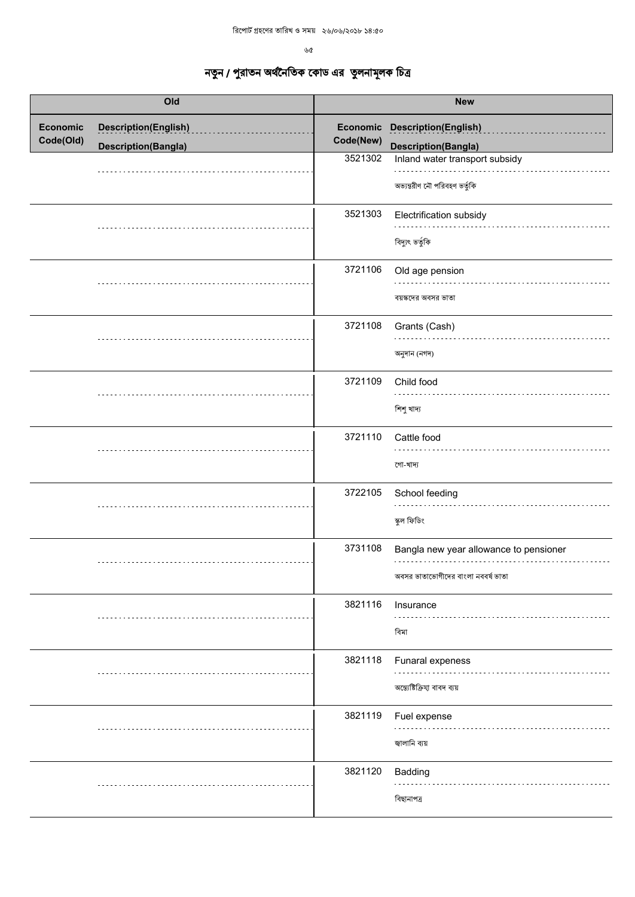# নতুন / পুরাতন অর্থনৈতিক কোড এর তুলনামূলক চিত্র

| Old | | | New | | |
|---|---|---|---|---|---|
| Economic Code(Old) | Description(English) | Description(Bangla) | Economic Code(New) | Description(English) | Description(Bangla) |
| | | | 3521302 | Inland water transport subsidy | অভ্যন্তরীণ নৌ পরিবহণ ভর্তুকি |
| | | | 3521303 | Electrification subsidy | বিদ্যুৎ ভর্তুকি |
| | | | 3721106 | Old age pension | বয়স্কদের অবসর ভাতা |
| | | | 3721108 | Grants (Cash) | অনুদান (নগদ) |
| | | | 3721109 | Child food | শিশু খাদ্য |
| | | | 3721110 | Cattle food | গো-খাদ্য |
| | | | 3722105 | School feeding | স্কুল ফিডিং |
| | | | 3731108 | Bangla new year allowance to pensioner | অবসর ভাতাভোগীদের বাংলা নববর্ষ ভাতা |
| | | | 3821116 | Insurance | বিমা |
| | | | 3821118 | Funaral expeness | অন্ত্যেষ্টিক্রিয়া বাবদ ব্যয় |
| | | | 3821119 | Fuel expense | জ্বালানি ব্যয় |
| | | | 3821120 | Badding | বিছানাপত্র |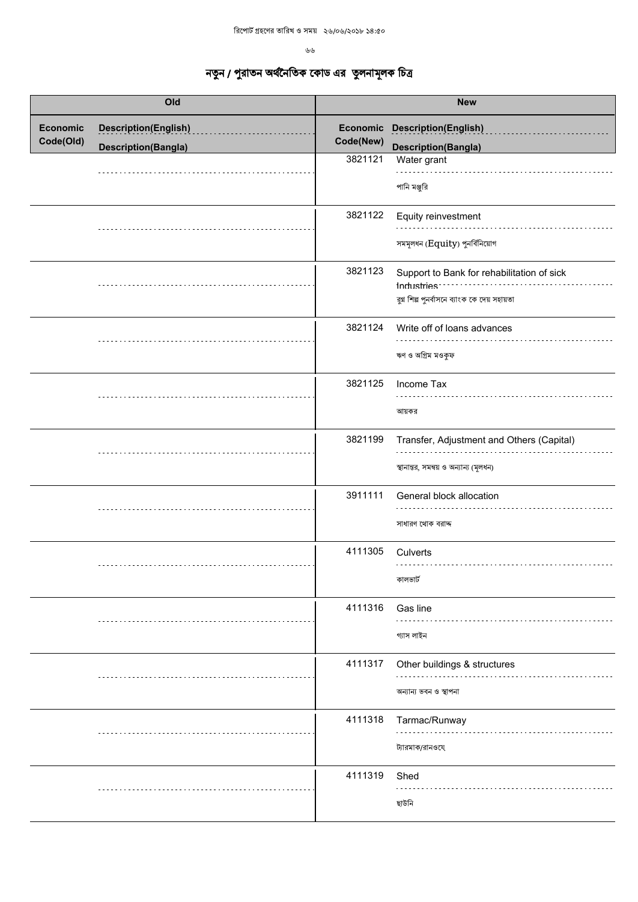# নতুন / পুরাতন অর্থনৈতিক কোড এর তুলনামূলক চিত্র

| Old | | New | |
|---|---|---|---|
| Economic Code(Old) | Description(English) / Description(Bangla) | Economic Code(New) | Description(English) / Description(Bangla) |
| | | 3821121 | Water grant<br>পানি মঞ্জুরি |
| | | 3821122 | Equity reinvestment<br>সমমূলধন (Equity) পুনর্বিনিয়োগ |
| | | 3821123 | Support to Bank for rehabilitation of sick Industries<br>রুগ্ন শিল্প পুনর্বাসনে ব্যাংক কে দেয় সহায়তা |
| | | 3821124 | Write off of loans advances<br>ঋণ ও অগ্রিম মওকুফ |
| | | 3821125 | Income Tax<br>আয়কর |
| | | 3821199 | Transfer, Adjustment and Others (Capital)<br>স্থানান্তর, সমন্বয় ও অন্যান্য (মূলধন) |
| | | 3911111 | General block allocation<br>সাধারণ থোক বরাদ্দ |
| | | 4111305 | Culverts<br>কালভার্ট |
| | | 4111316 | Gas line<br>গ্যাস লাইন |
| | | 4111317 | Other buildings & structures<br>অন্যান্য ভবন ও স্থাপনা |
| | | 4111318 | Tarmac/Runway<br>ট্যারমাক/রানওয়ে |
| | | 4111319 | Shed<br>ছাউনি |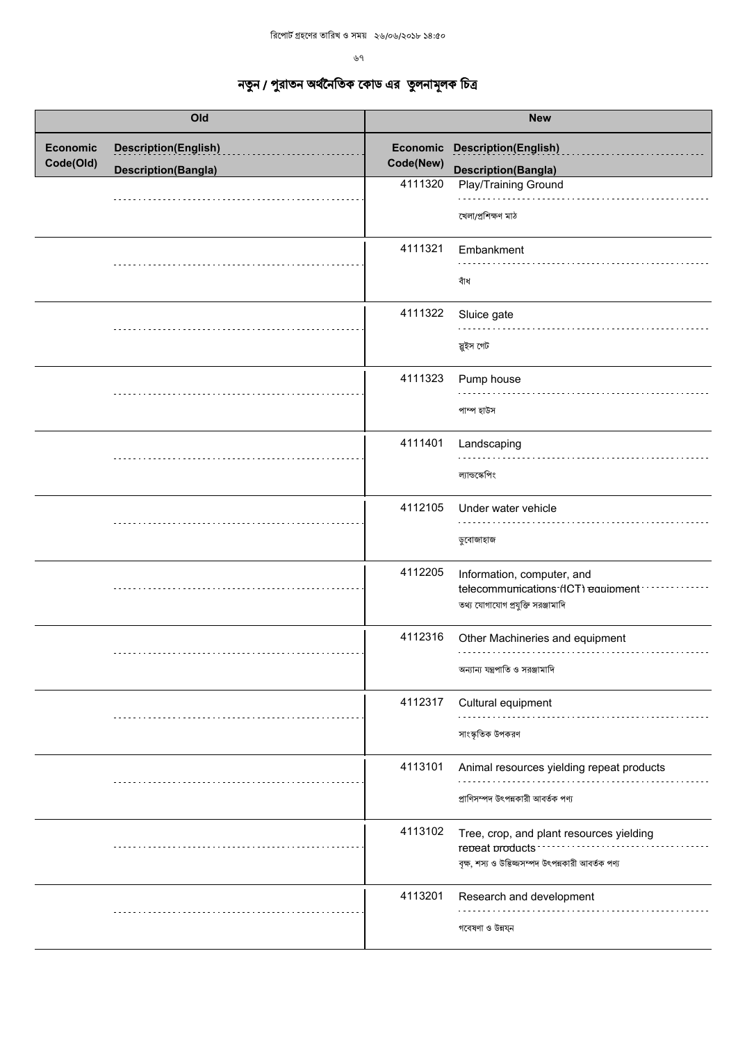রিপোর্ট গ্রহণের তারিখ ও সময় ২৬/০৬/২০১৮ ১৪:৫০

# নতুন / পুরাতন অর্থনৈতিক কোড এর তুলনামূলক চিত্র

| Old | | New | |
|---|---|---|---|
| Economic Code(Old) | Description(English) / Description(Bangla) | Economic Code(New) | Description(English) / Description(Bangla) |
| | | 4111320 | Play/Training Ground / খেলা/প্রশিক্ষণ মাঠ |
| | | 4111321 | Embankment / বাঁধ |
| | | 4111322 | Sluice gate / স্লুইস গেট |
| | | 4111323 | Pump house / পাম্প হাউস |
| | | 4111401 | Landscaping / ল্যান্ডস্কেপিং |
| | | 4112105 | Under water vehicle / ডুবোজাহাজ |
| | | 4112205 | Information, computer, and telecommunications (ICT) equipment / তথ্য যোগাযোগ প্রযুক্তি সরঞ্জামাদি |
| | | 4112316 | Other Machineries and equipment / অন্যান্য যন্ত্রপাতি ও সরঞ্জামাদি |
| | | 4112317 | Cultural equipment / সাংস্কৃতিক উপকরণ |
| | | 4113101 | Animal resources yielding repeat products / প্রাণিসম্পদ উৎপন্নকারী আবর্তক পণ্য |
| | | 4113102 | Tree, crop, and plant resources yielding repeat products / বৃক্ষ, শস্য ও উদ্ভিজ্জসম্পদ উৎপন্নকারী আবর্তক পণ্য |
| | | 4113201 | Research and development / গবেষণা ও উন্নয়ন |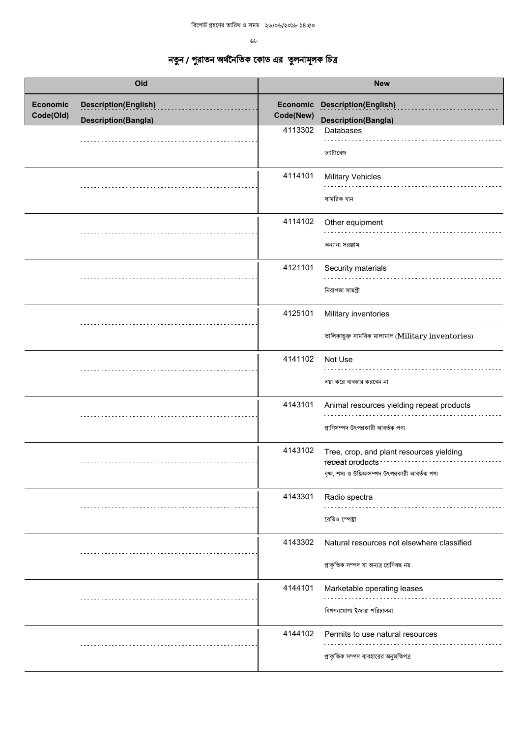## নতুন / পুরাতন অর্থনৈতিক কোড এর তুলনামূলক চিত্র

| Old | | New | |
|---|---|---|---|
| Economic Code(Old) | Description(English) / Description(Bangla) | Economic Code(New) | Description(English) / Description(Bangla) |
| | | 4113302 | Databases<br>ড্যাটাবেজ |
| | | 4114101 | Military Vehicles<br>সামরিক যান |
| | | 4114102 | Other equipment<br>অন্যান্য সরঞ্জাম |
| | | 4121101 | Security materials<br>নিরাপত্তা সামগ্রী |
| | | 4125101 | Military inventories<br>তালিকাভুক্ত সামরিক মালামাল (Military inventories) |
| | | 4141102 | Not Use<br>দয়া করে ব্যবহার করবেন না |
| | | 4143101 | Animal resources yielding repeat products<br>প্রাণিসম্পদ উৎপন্নকারী আবর্তক পণ্য |
| | | 4143102 | Tree, crop, and plant resources yielding repeat products<br>বৃক্ষ, শস্য ও উদ্ভিজ্জসম্পদ উৎপন্নকারী আবর্তক পণ্য |
| | | 4143301 | Radio spectra<br>রেডিও স্পেক্ট্রা |
| | | 4143302 | Natural resources not elsewhere classified<br>প্রাকৃতিক সম্পদ যা অন্যত্র শ্রেণিবদ্ধ নয় |
| | | 4144101 | Marketable operating leases<br>বিপণনযোগ্য ইজারা পরিচালনা |
| | | 4144102 | Permits to use natural resources<br>প্রাকৃতিক সম্পদ ব্যবহারের অনুমতিপত্র |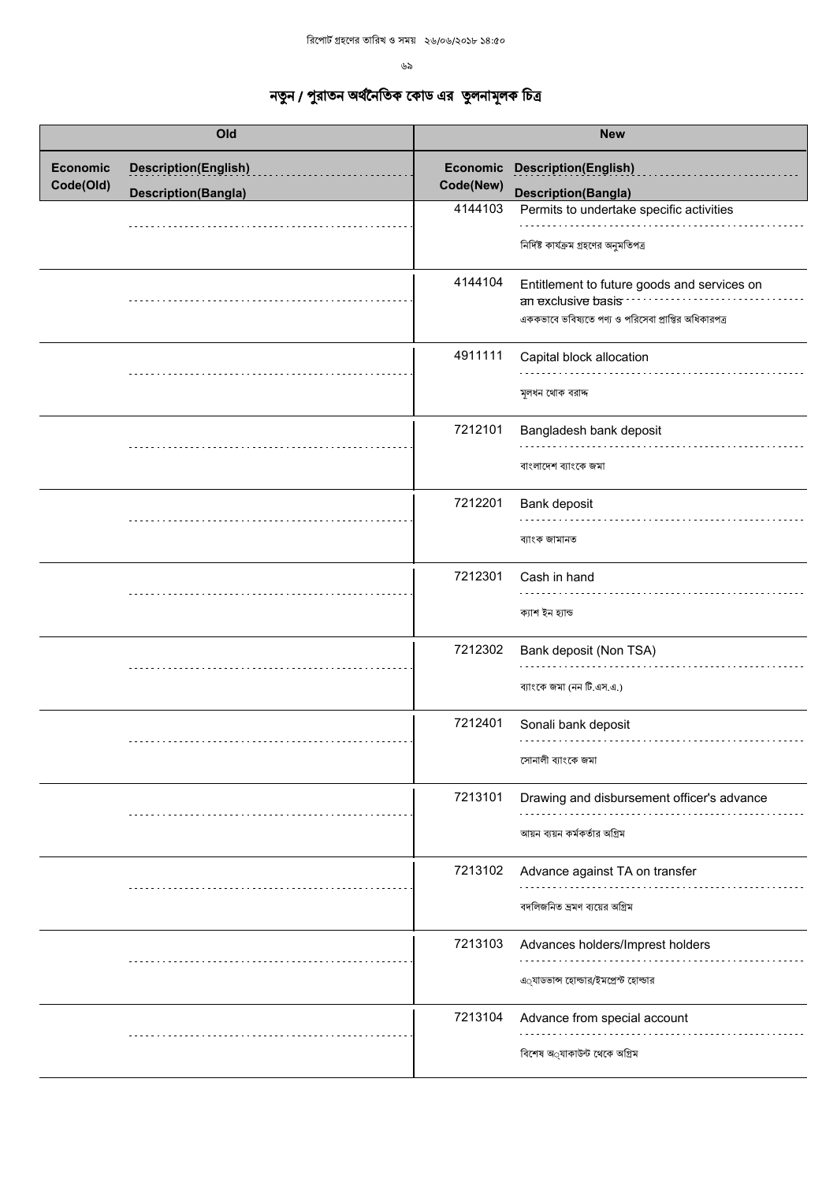রিপোর্ট গ্রহণের তারিখ ও সময় ২৬/০৬/২০১৮ ১৪:৫০

# নতুন / পুরাতন অর্থনৈতিক কোড এর তুলনামূলক চিত্র

| Old | | New | |
|---|---|---|---|
| **Economic Code(Old)** | **Description(English)** / **Description(Bangla)** | **Economic Code(New)** | **Description(English)** / **Description(Bangla)** |
| | | 4144103 | Permits to undertake specific activities<br>নির্দিষ্ট কার্যক্রম গ্রহণের অনুমতিপত্র |
| | | 4144104 | Entitlement to future goods and services on an exclusive basis<br>এককভাবে ভবিষ্যতে পণ্য ও পরিসেবা প্রাপ্তির অধিকারপত্র |
| | | 4911111 | Capital block allocation<br>মূলধন থোক বরাদ্দ |
| | | 7212101 | Bangladesh bank deposit<br>বাংলাদেশ ব্যাংকে জমা |
| | | 7212201 | Bank deposit<br>ব্যাংক জামানত |
| | | 7212301 | Cash in hand<br>ক্যাশ ইন হ্যান্ড |
| | | 7212302 | Bank deposit (Non TSA)<br>ব্যাংকে জমা (নন টি.এস.এ.) |
| | | 7212401 | Sonali bank deposit<br>সোনালী ব্যাংকে জমা |
| | | 7213101 | Drawing and disbursement officer's advance<br>আয়ন ব্যয়ন কর্মকর্তার অগ্রিম |
| | | 7213102 | Advance against TA on transfer<br>বদলিজনিত ভ্রমণ ব্যয়ের অগ্রিম |
| | | 7213103 | Advances holders/Imprest holders<br>এ্যাডভান্স হোল্ডার/ইমপ্রেস্ট হোল্ডার |
| | | 7213104 | Advance from special account<br>বিশেষ অ্যাকাউন্ট থেকে অগ্রিম |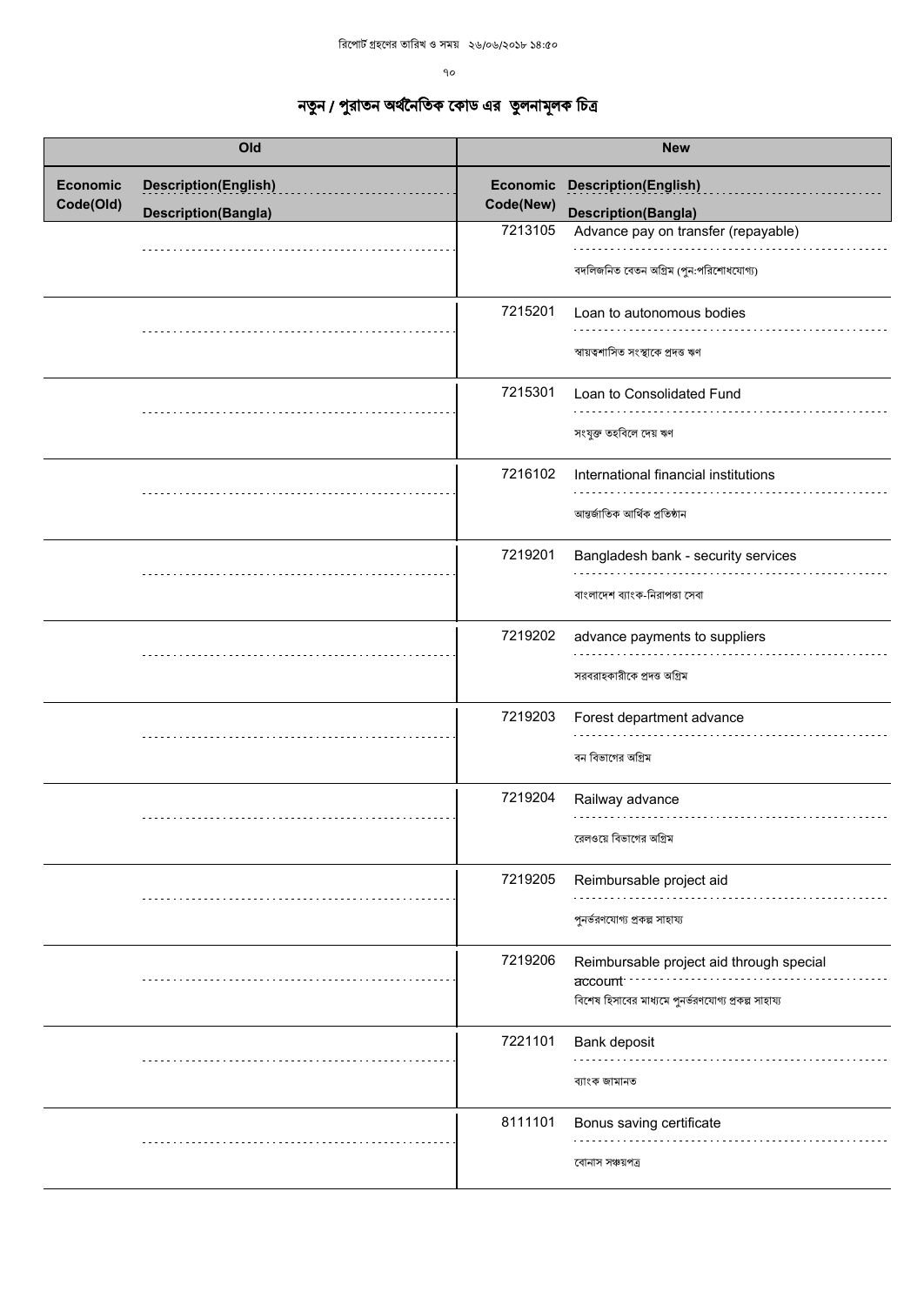রিপোর্ট গ্রহণের তারিখ ও সময় ২৬/০৬/২০১৮ ১৪:৫০

# নতুন / পুরাতন অর্থনৈতিক কোড এর তুলনামূলক চিত্র

| Old | | New | |
|---|---|---|---|
| Economic Code(Old) | Description(English) / Description(Bangla) | Economic Code(New) | Description(English) / Description(Bangla) |
| | | 7213105 | Advance pay on transfer (repayable) / বদলিজনিত বেতন অগ্রিম (পুন:পরিশোধযোগ্য) |
| | | 7215201 | Loan to autonomous bodies / স্বায়ত্বশাসিত সংস্থাকে প্রদত্ত ঋণ |
| | | 7215301 | Loan to Consolidated Fund / সংযুক্ত তহবিলে দেয় ঋণ |
| | | 7216102 | International financial institutions / আন্তর্জাতিক আর্থিক প্রতিষ্ঠান |
| | | 7219201 | Bangladesh bank - security services / বাংলাদেশ ব্যাংক-নিরাপত্তা সেবা |
| | | 7219202 | advance payments to suppliers / সরবরাহকারীকে প্রদত্ত অগ্রিম |
| | | 7219203 | Forest department advance / বন বিভাগের অগ্রিম |
| | | 7219204 | Railway advance / রেলওয়ে বিভাগের অগ্রিম |
| | | 7219205 | Reimbursable project aid / পুনর্ভরণযোগ্য প্রকল্প সাহায্য |
| | | 7219206 | Reimbursable project aid through special account / বিশেষ হিসাবের মাধ্যমে পুনর্ভরণযোগ্য প্রকল্প সাহায্য |
| | | 7221101 | Bank deposit / ব্যাংক জামানত |
| | | 8111101 | Bonus saving certificate / বোনাস সঞ্চয়পত্র |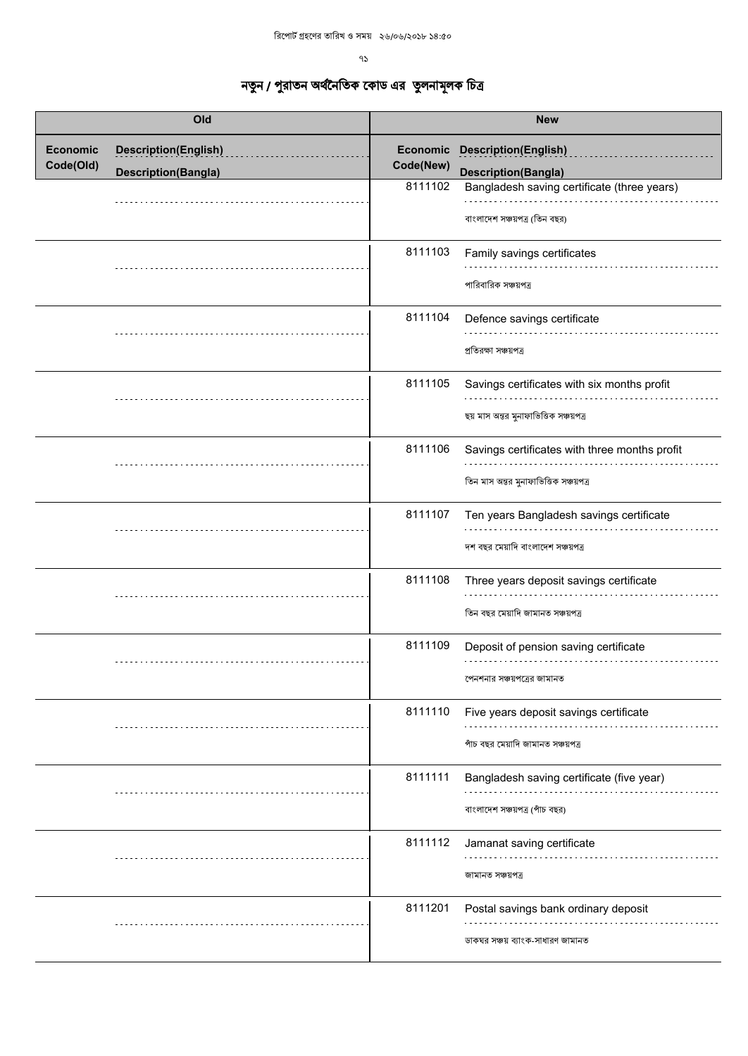রিপোর্ট গ্রহণের তারিখ ও সময় ২৬/০৬/২০১৮ ১৪:৫০

# নতুন / পুরাতন অর্থনৈতিক কোড এর তুলনামূলক চিত্র

| Old | | New | |
|---|---|---|---|
| Economic Code(Old) | Description(English) / Description(Bangla) | Economic Code(New) | Description(English) / Description(Bangla) |
| | | 8111102 | Bangladesh saving certificate (three years) / বাংলাদেশ সঞ্চয়পত্র (তিন বছর) |
| | | 8111103 | Family savings certificates / পারিবারিক সঞ্চয়পত্র |
| | | 8111104 | Defence savings certificate / প্রতিরক্ষা সঞ্চয়পত্র |
| | | 8111105 | Savings certificates with six months profit / ছয় মাস অন্তর মুনাফাভিত্তিক সঞ্চয়পত্র |
| | | 8111106 | Savings certificates with three months profit / তিন মাস অন্তর মুনাফাভিত্তিক সঞ্চয়পত্র |
| | | 8111107 | Ten years Bangladesh savings certificate / দশ বছর মেয়াদি বাংলাদেশ সঞ্চয়পত্র |
| | | 8111108 | Three years deposit savings certificate / তিন বছর মেয়াদি জামানত সঞ্চয়পত্র |
| | | 8111109 | Deposit of pension saving certificate / পেনশনার সঞ্চয়পত্রের জামানত |
| | | 8111110 | Five years deposit savings certificate / পাঁচ বছর মেয়াদি জামানত সঞ্চয়পত্র |
| | | 8111111 | Bangladesh saving certificate (five year) / বাংলাদেশ সঞ্চয়পত্র (পাঁচ বছর) |
| | | 8111112 | Jamanat saving certificate / জামানত সঞ্চয়পত্র |
| | | 8111201 | Postal savings bank ordinary deposit / ডাকঘর সঞ্চয় ব্যাংক-সাধারণ জামানত |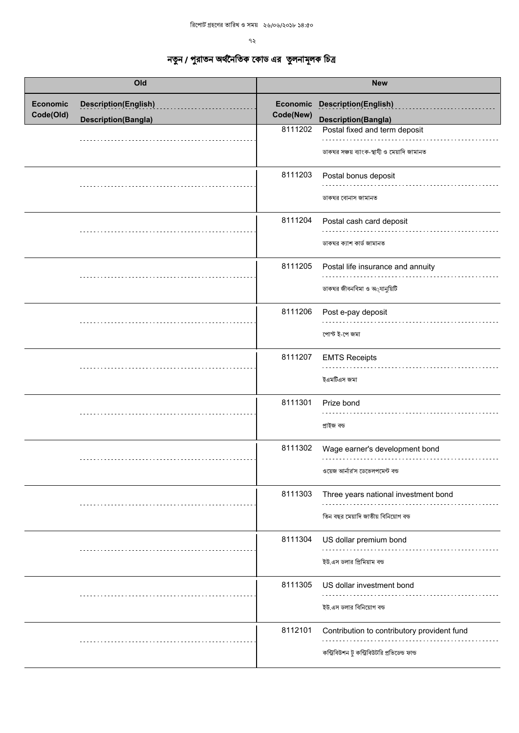রিপোর্ট গ্রহণের তারিখ ও সময় ২৬/০৬/২০১৮ ১৪:৫০

# নতুন / পুরাতন অর্থনৈতিক কোড এর তুলনামূলক চিত্র

| Old | | New | |
|---|---|---|---|
| Economic Code(Old) | Description(English) / Description(Bangla) | Economic Code(New) | Description(English) / Description(Bangla) |
| | | 8111202 | Postal fixed and term deposit<br>ডাকঘর সঞ্চয় ব্যাংক-স্থায়ী ও মেয়াদি জামানত |
| | | 8111203 | Postal bonus deposit<br>ডাকঘর বোনাস জামানত |
| | | 8111204 | Postal cash card deposit<br>ডাকঘর ক্যাশ কার্ড জামানত |
| | | 8111205 | Postal life insurance and annuity<br>ডাকঘর জীবনবিমা ও অ্যানুয়িটি |
| | | 8111206 | Post e-pay deposit<br>পোস্ট ই-পে জমা |
| | | 8111207 | EMTS Receipts<br>ইএমটিএস জমা |
| | | 8111301 | Prize bond<br>প্রাইজ বন্ড |
| | | 8111302 | Wage earner's development bond<br>ওয়েজ আর্নার'স ডেভেলপমেন্ট বন্ড |
| | | 8111303 | Three years national investment bond<br>তিন বছর মেয়াদি জাতীয় বিনিয়োগ বন্ড |
| | | 8111304 | US dollar premium bond<br>ইউ.এস ডলার প্রিমিয়াম বন্ড |
| | | 8111305 | US dollar investment bond<br>ইউ.এস ডলার বিনিয়োগ বন্ড |
| | | 8112101 | Contribution to contributory provident fund<br>কন্ট্রিবিউশন টু কন্ট্রিবিউটরি প্রভিডেন্ট ফান্ড |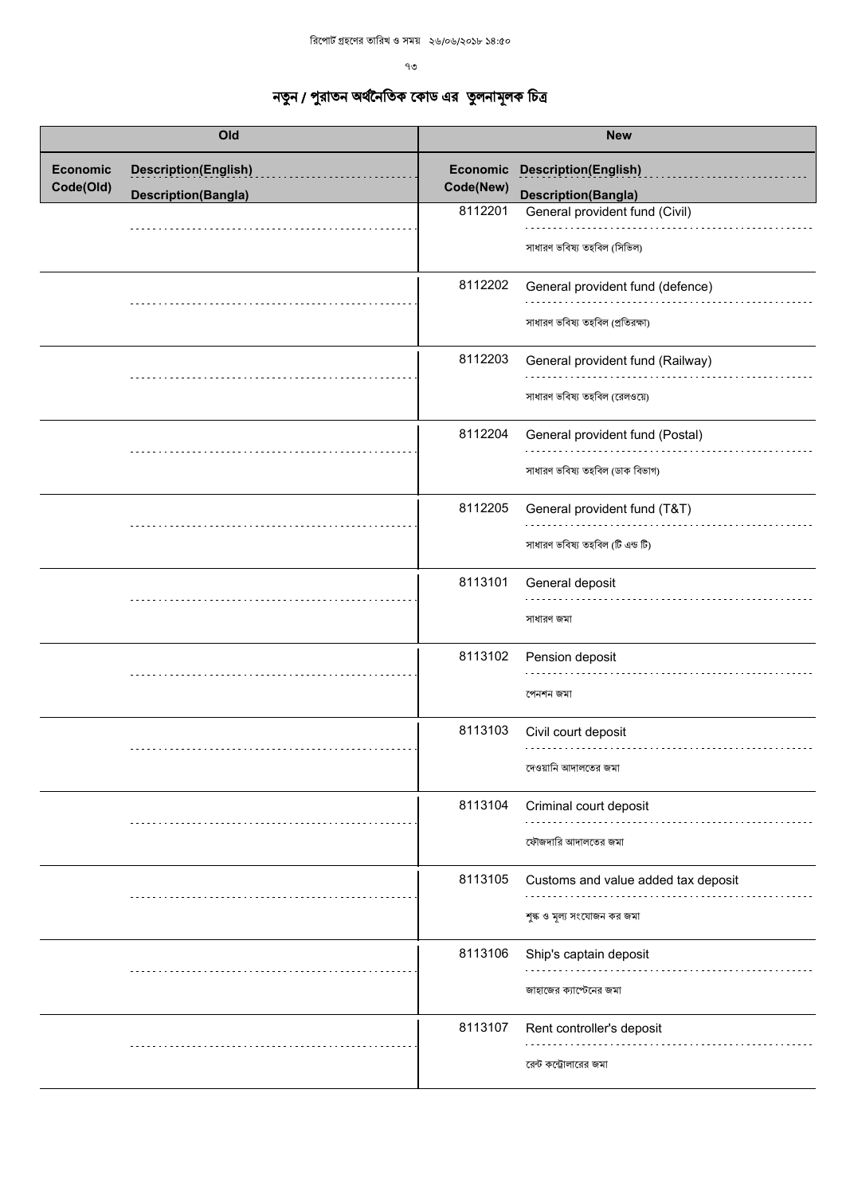রিপোর্ট গ্রহণের তারিখ ও সময় ২৬/০৬/২০১৮ ১৪:৫০

# নতুন / পুরাতন অর্থনৈতিক কোড এর তুলনামূলক চিত্র

| Old | | New | |
|---|---|---|---|
| Economic Code(Old) | Description(English) / Description(Bangla) | Economic Code(New) | Description(English) / Description(Bangla) |
| | | 8112201 | General provident fund (Civil) / সাধারণ ভবিষ্য তহবিল (সিভিল) |
| | | 8112202 | General provident fund (defence) / সাধারণ ভবিষ্য তহবিল (প্রতিরক্ষা) |
| | | 8112203 | General provident fund (Railway) / সাধারণ ভবিষ্য তহবিল (রেলওয়ে) |
| | | 8112204 | General provident fund (Postal) / সাধারণ ভবিষ্য তহবিল (ডাক বিভাগ) |
| | | 8112205 | General provident fund (T&T) / সাধারণ ভবিষ্য তহবিল (টি এন্ড টি) |
| | | 8113101 | General deposit / সাধারণ জমা |
| | | 8113102 | Pension deposit / পেনশন জমা |
| | | 8113103 | Civil court deposit / দেওয়ানি আদালতের জমা |
| | | 8113104 | Criminal court deposit / ফৌজদারি আদালতের জমা |
| | | 8113105 | Customs and value added tax deposit / শুল্ক ও মূল্য সংযোজন কর জমা |
| | | 8113106 | Ship's captain deposit / জাহাজের ক্যাপ্টেনের জমা |
| | | 8113107 | Rent controller's deposit / রেন্ট কন্ট্রোলারের জমা |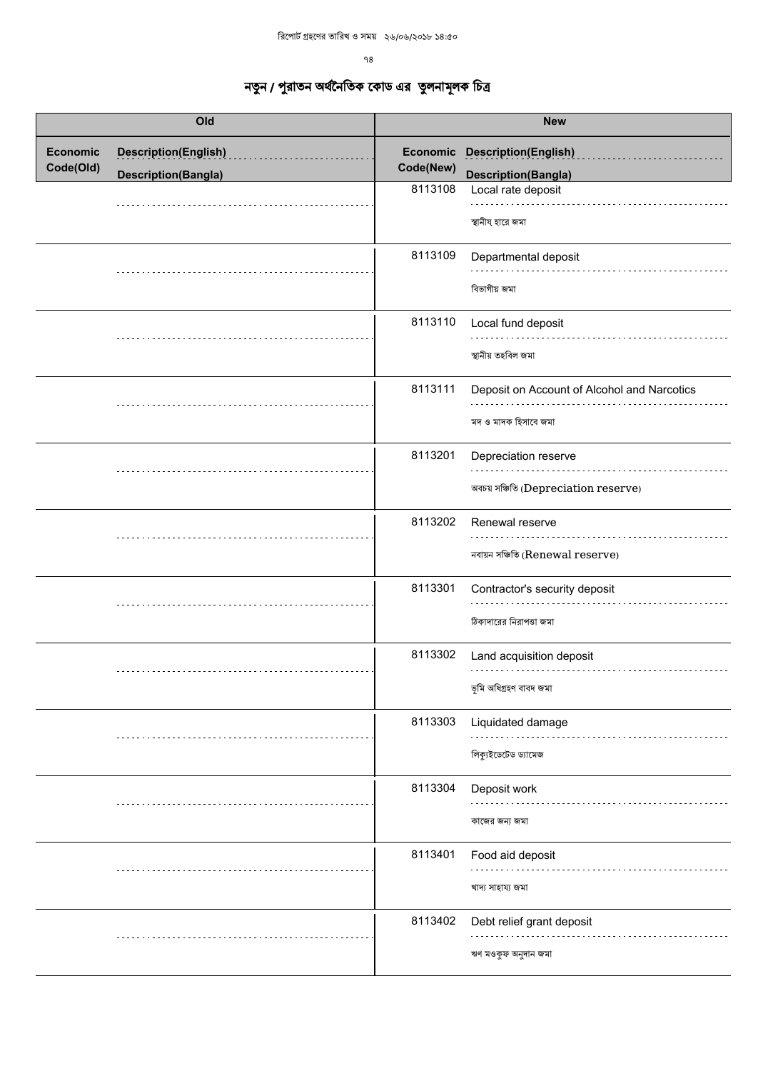# নতুন / পুরাতন অর্থনৈতিক কোড এর তুলনামূলক চিত্র

| Old | | New | |
|---|---|---|---|
| Economic Code(Old) | Description(English) / Description(Bangla) | Economic Code(New) | Description(English) / Description(Bangla) |
| | | 8113108 | Local rate deposit / স্থানীয় হারে জমা |
| | | 8113109 | Departmental deposit / বিভাগীয় জমা |
| | | 8113110 | Local fund deposit / স্থানীয় তহবিল জমা |
| | | 8113111 | Deposit on Account of Alcohol and Narcotics / মদ ও মাদক হিসাবে জমা |
| | | 8113201 | Depreciation reserve / অবচয় সঞ্চিতি (Depreciation reserve) |
| | | 8113202 | Renewal reserve / নবায়ন সঞ্চিতি (Renewal reserve) |
| | | 8113301 | Contractor's security deposit / ঠিকাদারের নিরাপত্তা জমা |
| | | 8113302 | Land acquisition deposit / ভূমি অধিগ্রহণ বাবদ জমা |
| | | 8113303 | Liquidated damage / লিক্যুইডেটেড ড্যামেজ |
| | | 8113304 | Deposit work / কাজের জন্য জমা |
| | | 8113401 | Food aid deposit / খাদ্য সাহায্য জমা |
| | | 8113402 | Debt relief grant deposit / ঋণ মওকুফ অনুদান জমা |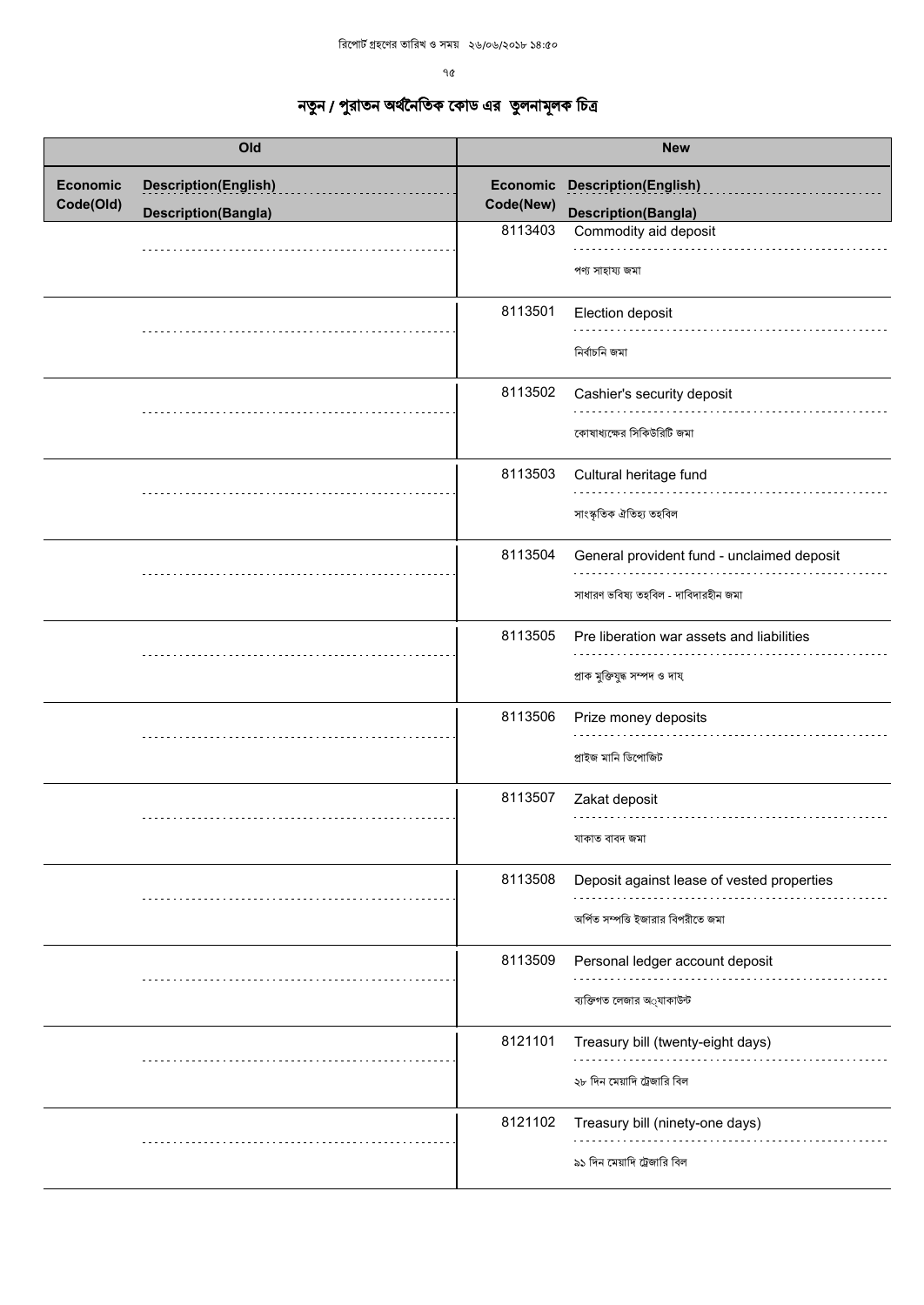রিপোর্ট গ্রহণের তারিখ ও সময় ২৬/০৬/২০১৮ ১৪:৫০

# নতুন / পুরাতন অর্থনৈতিক কোড এর তুলনামূলক চিত্র

| Old | | New | |
|---|---|---|---|
| Economic Code(Old) | Description(English) / Description(Bangla) | Economic Code(New) | Description(English) / Description(Bangla) |
| | | 8113403 | Commodity aid deposit<br>পণ্য সাহায্য জমা |
| | | 8113501 | Election deposit<br>নির্বাচনি জমা |
| | | 8113502 | Cashier's security deposit<br>কোষাধ্যক্ষের সিকিউরিটি জমা |
| | | 8113503 | Cultural heritage fund<br>সাংস্কৃতিক ঐতিহ্য তহবিল |
| | | 8113504 | General provident fund - unclaimed deposit<br>সাধারণ ভবিষ্য তহবিল - দাবিদারহীন জমা |
| | | 8113505 | Pre liberation war assets and liabilities<br>প্রাক মুক্তিযুদ্ধ সম্পদ ও দায় |
| | | 8113506 | Prize money deposits<br>প্রাইজ মানি ডিপোজিট |
| | | 8113507 | Zakat deposit<br>যাকাত বাবদ জমা |
| | | 8113508 | Deposit against lease of vested properties<br>অর্পিত সম্পত্তি ইজারার বিপরীতে জমা |
| | | 8113509 | Personal ledger account deposit<br>ব্যক্তিগত লেজার অ্যাকাউন্ট |
| | | 8121101 | Treasury bill (twenty-eight days)<br>২৮ দিন মেয়াদি ট্রেজারি বিল |
| | | 8121102 | Treasury bill (ninety-one days)<br>৯১ দিন মেয়াদি ট্রেজারি বিল |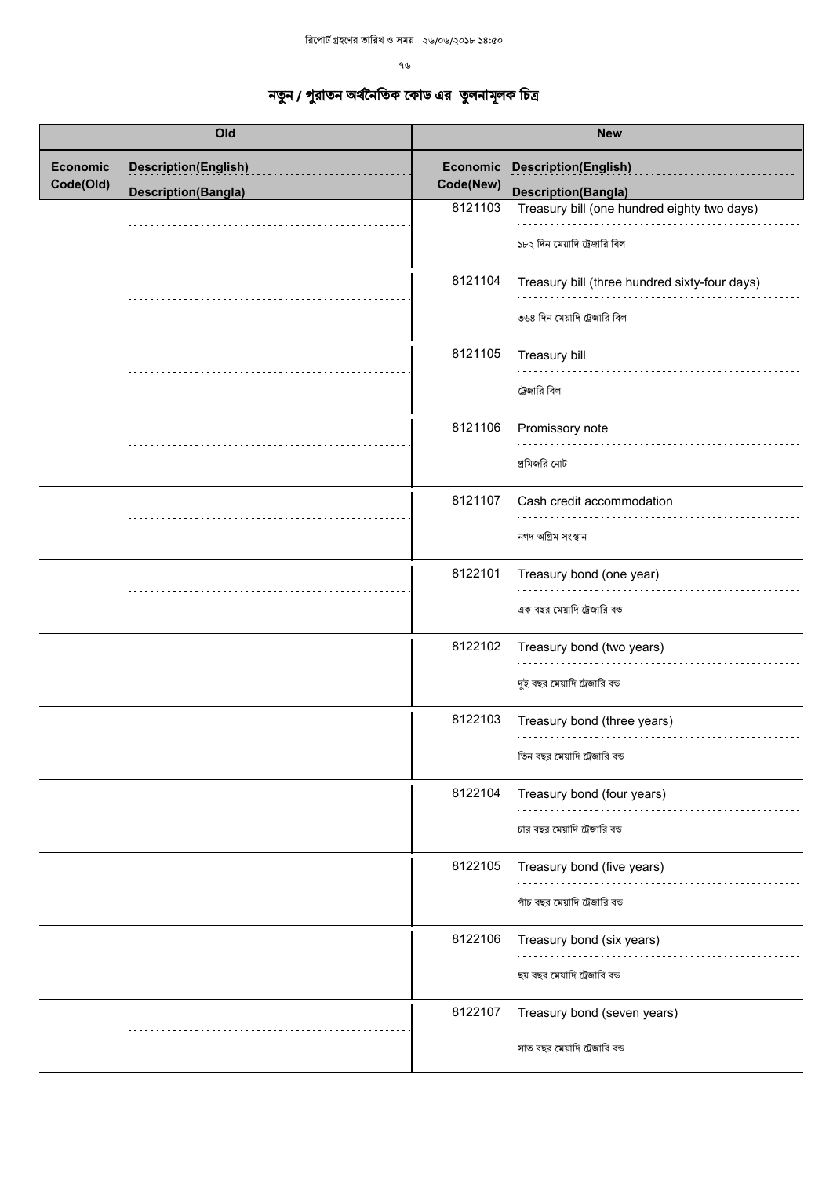রিপোর্ট গ্রহণের তারিখ ও সময় ২৬/০৬/২০১৮ ১৪:৫০

# নতুন / পুরাতন অর্থনৈতিক কোড এর তুলনামূলক চিত্র

| Old | | New | |
|---|---|---|---|
| Economic Code(Old) | Description(English) / Description(Bangla) | Economic Code(New) | Description(English) / Description(Bangla) |
| | | 8121103 | Treasury bill (one hundred eighty two days) / ১৮২ দিন মেয়াদি ট্রেজারি বিল |
| | | 8121104 | Treasury bill (three hundred sixty-four days) / ৩৬৪ দিন মেয়াদি ট্রেজারি বিল |
| | | 8121105 | Treasury bill / ট্রেজারি বিল |
| | | 8121106 | Promissory note / প্রমিজরি নোট |
| | | 8121107 | Cash credit accommodation / নগদ অগ্রিম সংস্থান |
| | | 8122101 | Treasury bond (one year) / এক বছর মেয়াদি ট্রেজারি বন্ড |
| | | 8122102 | Treasury bond (two years) / দুই বছর মেয়াদি ট্রেজারি বন্ড |
| | | 8122103 | Treasury bond (three years) / তিন বছর মেয়াদি ট্রেজারি বন্ড |
| | | 8122104 | Treasury bond (four years) / চার বছর মেয়াদি ট্রেজারি বন্ড |
| | | 8122105 | Treasury bond (five years) / পাঁচ বছর মেয়াদি ট্রেজারি বন্ড |
| | | 8122106 | Treasury bond (six years) / ছয় বছর মেয়াদি ট্রেজারি বন্ড |
| | | 8122107 | Treasury bond (seven years) / সাত বছর মেয়াদি ট্রেজারি বন্ড |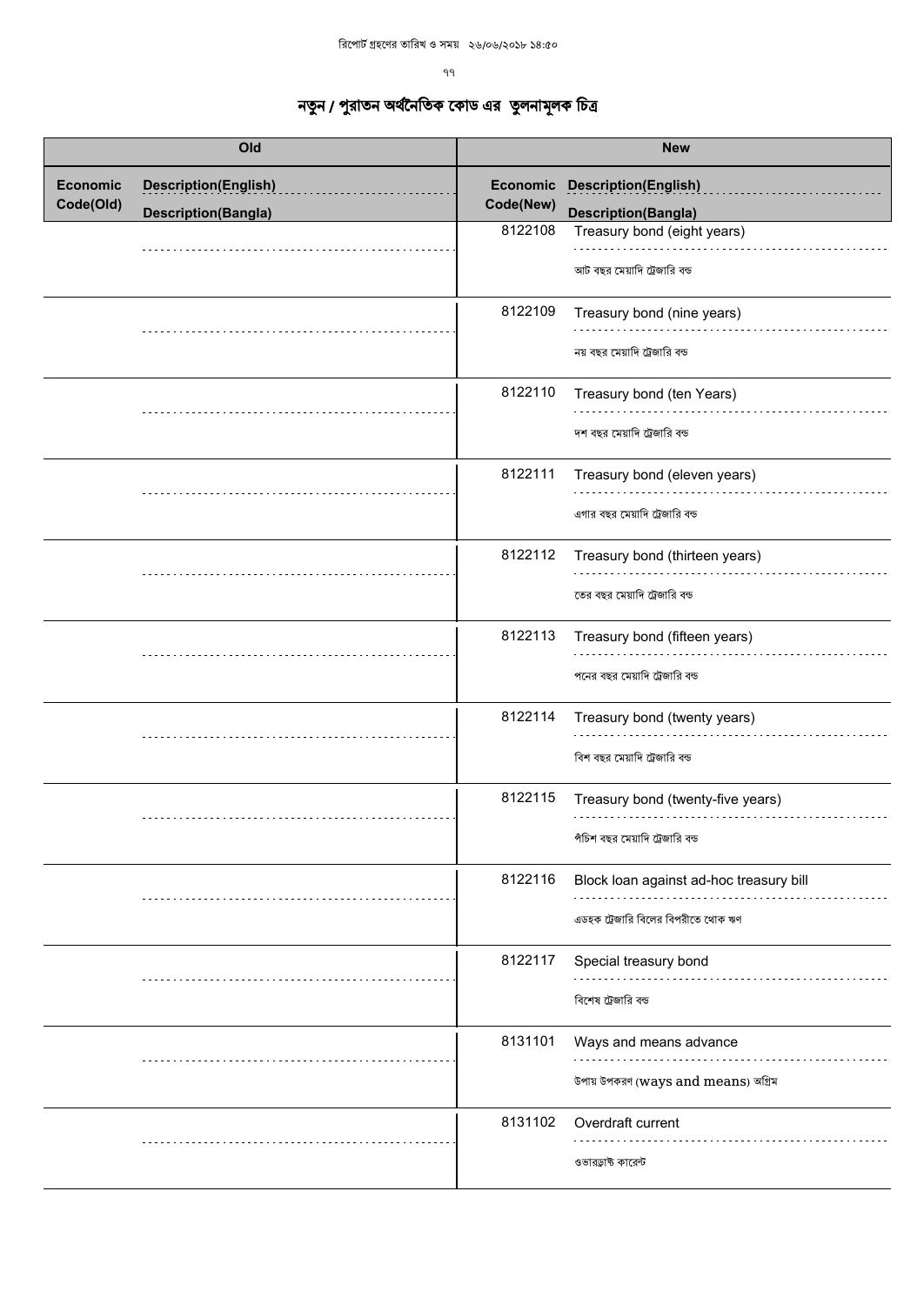রিপোর্ট গ্রহণের তারিখ ও সময় ২৬/০৬/২০১৮ ১৪:৫০

# নতুন / পুরাতন অর্থনৈতিক কোড এর তুলনামূলক চিত্র

| Old | | New | |
|---|---|---|---|
| Economic Code(Old) | Description(English) / Description(Bangla) | Economic Code(New) | Description(English) / Description(Bangla) |
| | | 8122108 | Treasury bond (eight years) / আট বছর মেয়াদি ট্রেজারি বন্ড |
| | | 8122109 | Treasury bond (nine years) / নয় বছর মেয়াদি ট্রেজারি বন্ড |
| | | 8122110 | Treasury bond (ten Years) / দশ বছর মেয়াদি ট্রেজারি বন্ড |
| | | 8122111 | Treasury bond (eleven years) / এগার বছর মেয়াদি ট্রেজারি বন্ড |
| | | 8122112 | Treasury bond (thirteen years) / তের বছর মেয়াদি ট্রেজারি বন্ড |
| | | 8122113 | Treasury bond (fifteen years) / পনের বছর মেয়াদি ট্রেজারি বন্ড |
| | | 8122114 | Treasury bond (twenty years) / বিশ বছর মেয়াদি ট্রেজারি বন্ড |
| | | 8122115 | Treasury bond (twenty-five years) / পঁচিশ বছর মেয়াদি ট্রেজারি বন্ড |
| | | 8122116 | Block loan against ad-hoc treasury bill / এডহক ট্রেজারি বিলের বিপরীতে থোক ঋণ |
| | | 8122117 | Special treasury bond / বিশেষ ট্রেজারি বন্ড |
| | | 8131101 | Ways and means advance / উপায় উপকরণ (ways and means) অগ্রিম |
| | | 8131102 | Overdraft current / ওভারড্রাফ্ট কারেন্ট |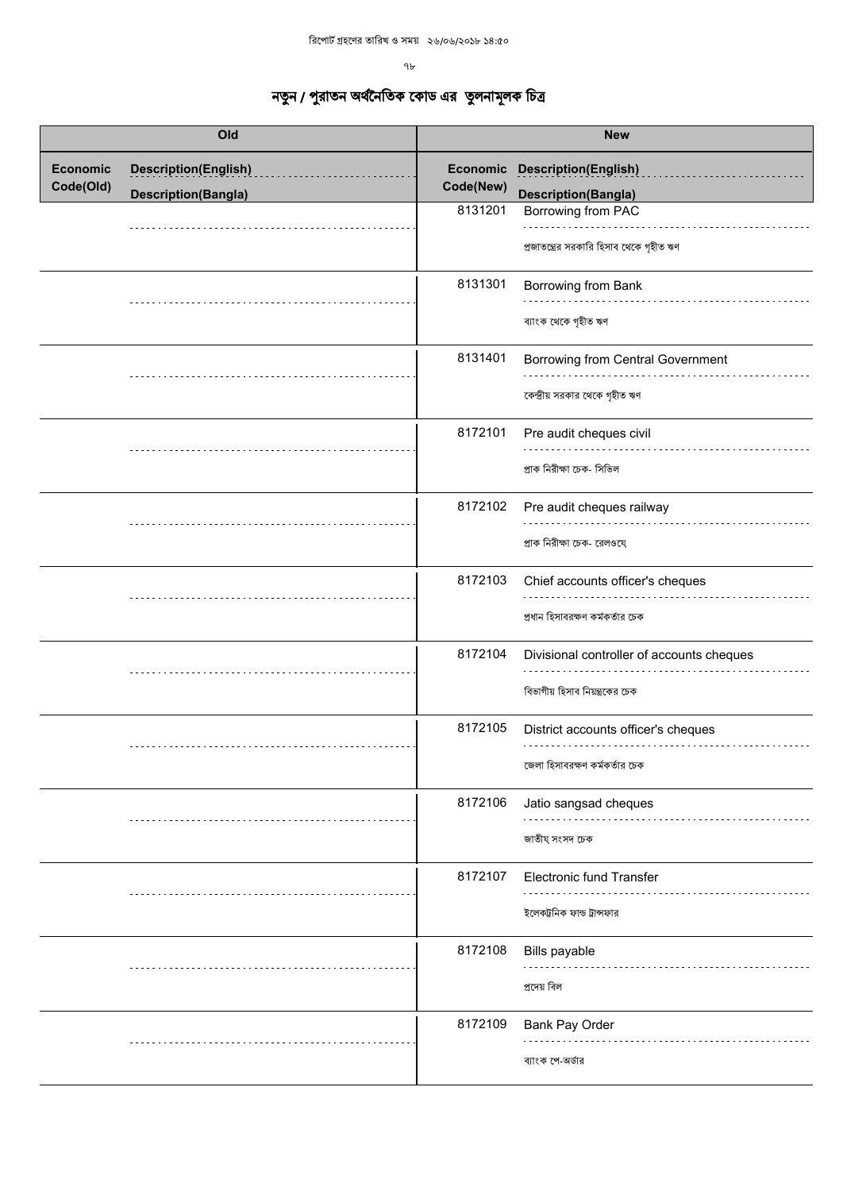রিপোর্ট গ্রহণের তারিখ ও সময় ২৬/০৬/২০১৮ ১৪:৫০

# নতুন / পুরাতন অর্থনৈতিক কোড এর তুলনামূলক চিত্র

| Old | | New | |
|---|---|---|---|
| Economic Code(Old) | Description(English) / Description(Bangla) | Economic Code(New) | Description(English) / Description(Bangla) |
| | | 8131201 | Borrowing from PAC / প্রজাতন্ত্রের সরকারি হিসাব থেকে গৃহীত ঋণ |
| | | 8131301 | Borrowing from Bank / ব্যাংক থেকে গৃহীত ঋণ |
| | | 8131401 | Borrowing from Central Government / কেন্দ্রীয় সরকার থেকে গৃহীত ঋণ |
| | | 8172101 | Pre audit cheques civil / প্রাক নিরীক্ষা চেক- সিভিল |
| | | 8172102 | Pre audit cheques railway / প্রাক নিরীক্ষা চেক- রেলওয়ে |
| | | 8172103 | Chief accounts officer's cheques / প্রধান হিসাবরক্ষণ কর্মকর্তার চেক |
| | | 8172104 | Divisional controller of accounts cheques / বিভাগীয় হিসাব নিয়ন্ত্রকের চেক |
| | | 8172105 | District accounts officer's cheques / জেলা হিসাবরক্ষণ কর্মকর্তার চেক |
| | | 8172106 | Jatio sangsad cheques / জাতীয় সংসদ চেক |
| | | 8172107 | Electronic fund Transfer / ইলেকট্রনিক ফান্ড ট্রান্সফার |
| | | 8172108 | Bills payable / প্রদেয় বিল |
| | | 8172109 | Bank Pay Order / ব্যাংক পে-অর্ডার |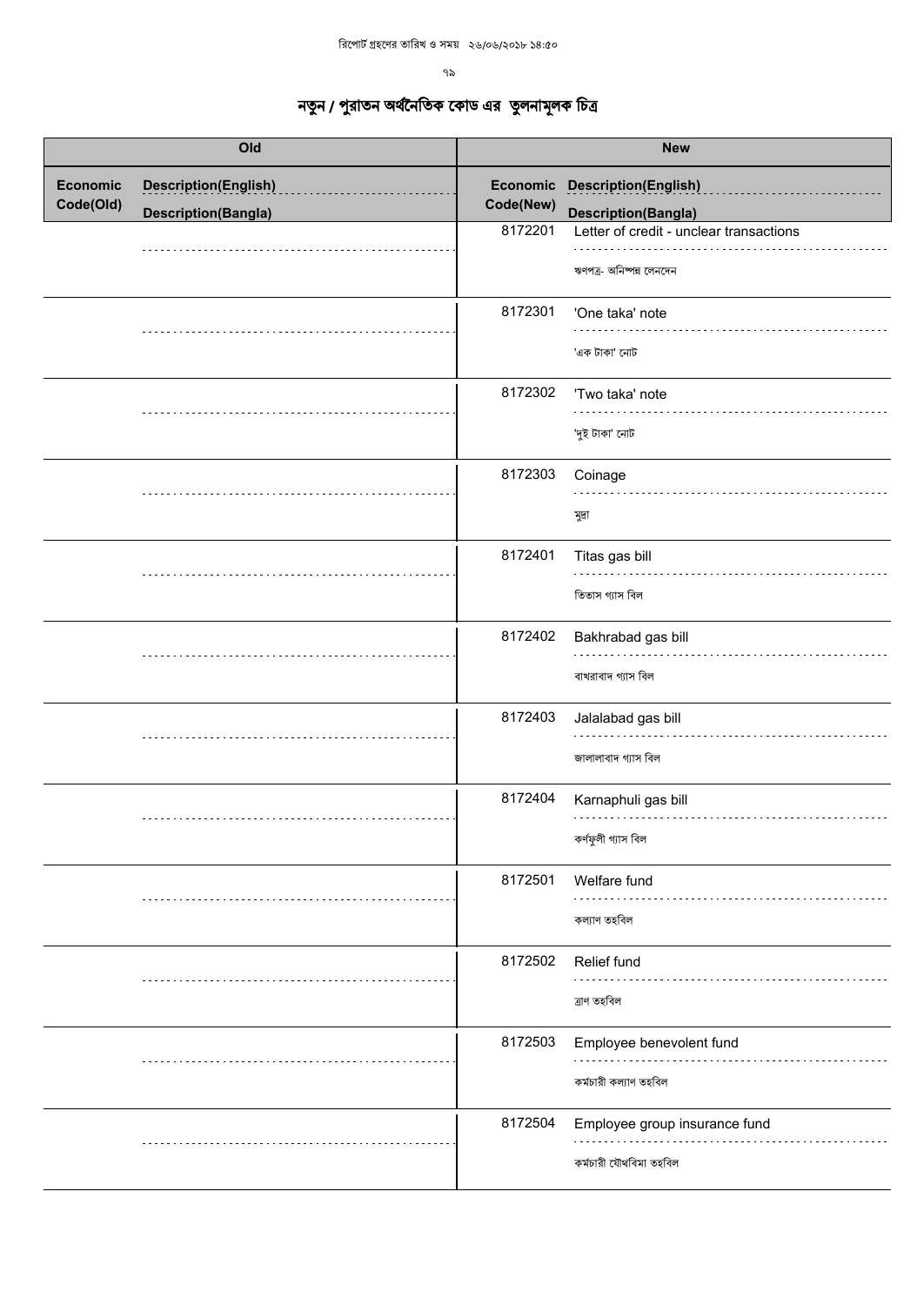রিপোর্ট গ্রহণের তারিখ ও সময় ২৬/০৬/২০১৮ ১৪:৫০

# নতুন / পুরাতন অর্থনৈতিক কোড এর তুলনামূলক চিত্র

| Old | | New | |
|---|---|---|---|
| Economic Code(Old) | Description(English) / Description(Bangla) | Economic Code(New) | Description(English) / Description(Bangla) |
| | | 8172201 | Letter of credit - unclear transactions<br>ঋণপত্র- অনিষ্পন্ন লেনদেন |
| | | 8172301 | 'One taka' note<br>'এক টাকা' নোট |
| | | 8172302 | 'Two taka' note<br>'দুই টাকা' নোট |
| | | 8172303 | Coinage<br>মুদ্রা |
| | | 8172401 | Titas gas bill<br>তিতাস গ্যাস বিল |
| | | 8172402 | Bakhrabad gas bill<br>বাখরাবাদ গ্যাস বিল |
| | | 8172403 | Jalalabad gas bill<br>জালালাবাদ গ্যাস বিল |
| | | 8172404 | Karnaphuli gas bill<br>কর্ণফুলী গ্যাস বিল |
| | | 8172501 | Welfare fund<br>কল্যাণ তহবিল |
| | | 8172502 | Relief fund<br>ত্রাণ তহবিল |
| | | 8172503 | Employee benevolent fund<br>কর্মচারী কল্যাণ তহবিল |
| | | 8172504 | Employee group insurance fund<br>কর্মচারী যৌথবিমা তহবিল |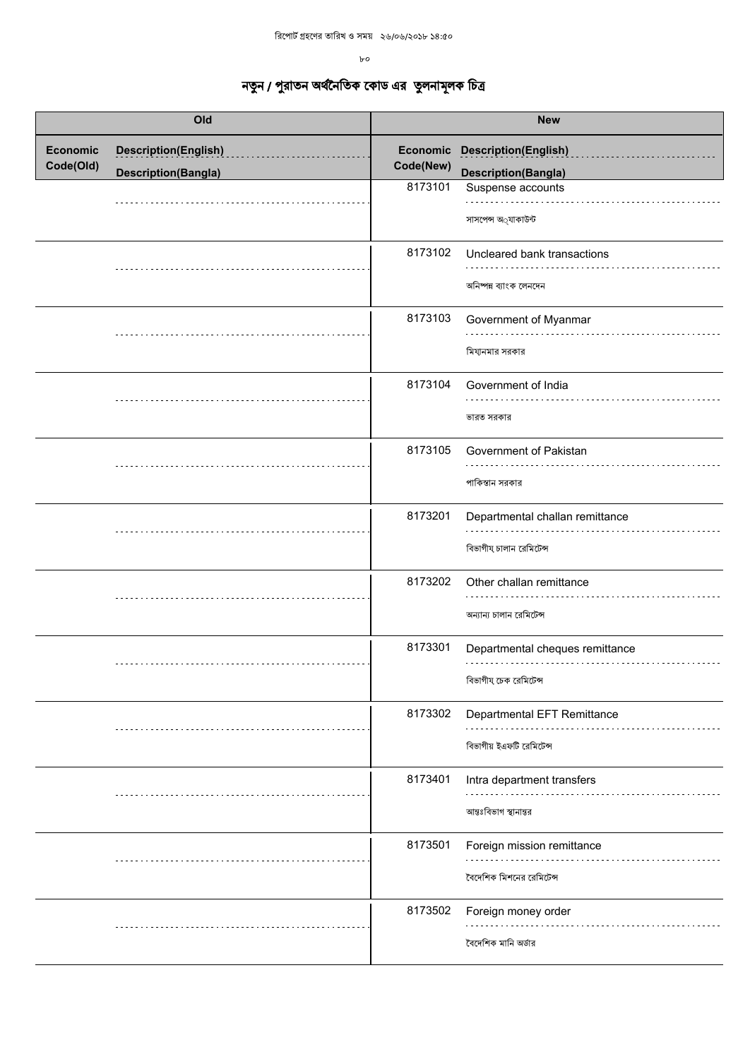রিপোর্ট গ্রহণের তারিখ ও সময় ২৬/০৬/২০১৮ ১৪:৫০

# নতুন / পুরাতন অর্থনৈতিক কোড এর তুলনামূলক চিত্র

| Old | | New | |
|---|---|---|---|
| Economic Code(Old) | Description(English) / Description(Bangla) | Economic Code(New) | Description(English) / Description(Bangla) |
| | | 8173101 | Suspense accounts / সাসপেন্স অ্যাকাউন্ট |
| | | 8173102 | Uncleared bank transactions / অনিষ্পন্ন ব্যাংক লেনদেন |
| | | 8173103 | Government of Myanmar / মিয়ানমার সরকার |
| | | 8173104 | Government of India / ভারত সরকার |
| | | 8173105 | Government of Pakistan / পাকিস্তান সরকার |
| | | 8173201 | Departmental challan remittance / বিভাগীয় চালান রেমিটেন্স |
| | | 8173202 | Other challan remittance / অন্যান্য চালান রেমিটেন্স |
| | | 8173301 | Departmental cheques remittance / বিভাগীয় চেক রেমিটেন্স |
| | | 8173302 | Departmental EFT Remittance / বিভাগীয় ইএফটি রেমিটেন্স |
| | | 8173401 | Intra department transfers / আন্তঃবিভাগ স্থানান্তর |
| | | 8173501 | Foreign mission remittance / বৈদেশিক মিশনের রেমিটেন্স |
| | | 8173502 | Foreign money order / বৈদেশিক মানি অর্ডার |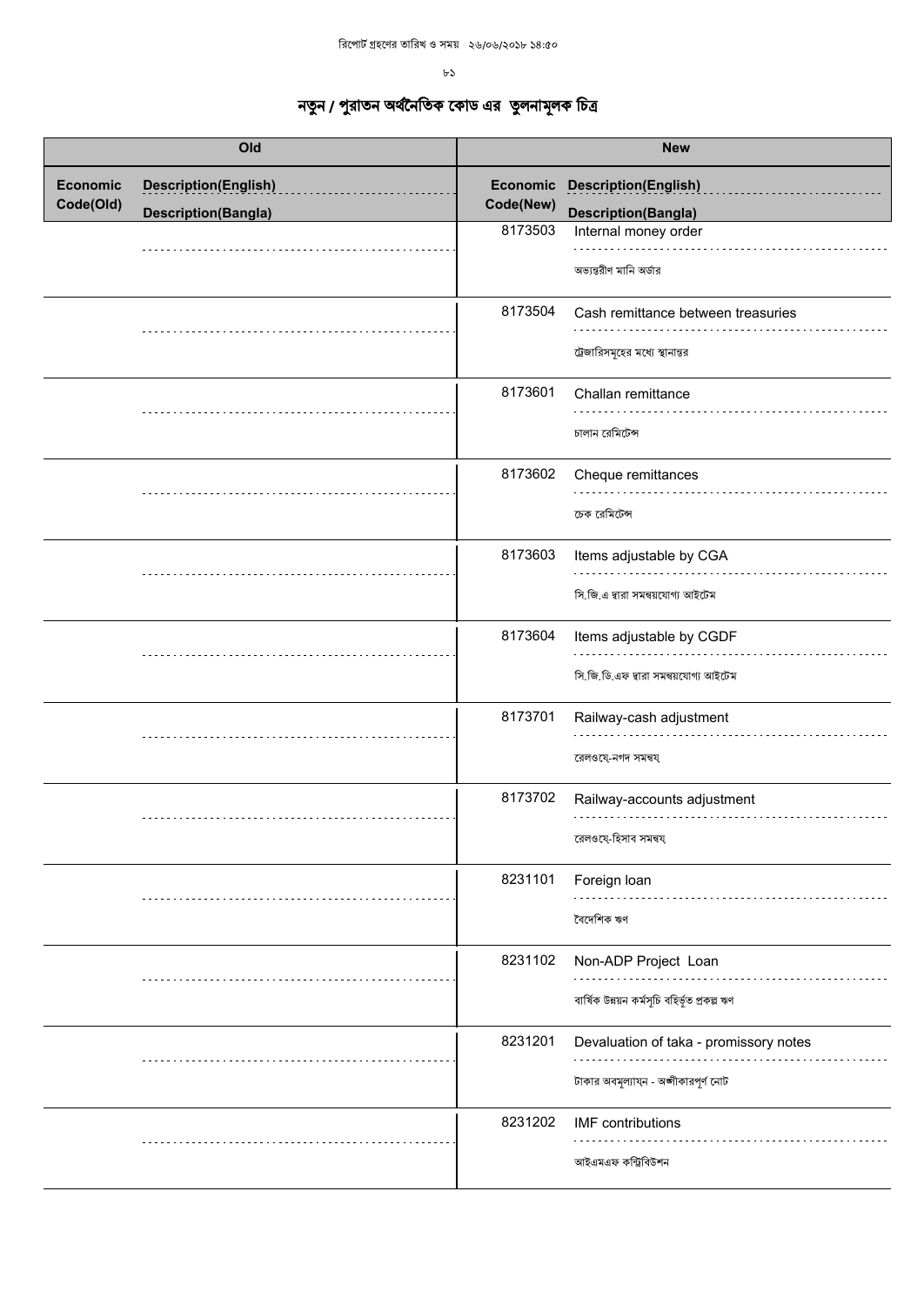রিপোর্ট গ্রহণের তারিখ ও সময় ২৬/০৬/২০১৮ ১৪:৫০

# নতুন / পুরাতন অর্থনৈতিক কোড এর তুলনামূলক চিত্র

| Old | | New | |
|---|---|---|---|
| Economic Code(Old) | Description(English) / Description(Bangla) | Economic Code(New) | Description(English) / Description(Bangla) |
| | | 8173503 | Internal money order / অভ্যন্তরীণ মানি অর্ডার |
| | | 8173504 | Cash remittance between treasuries / ট্রেজারিসমূহের মধ্যে স্থানান্তর |
| | | 8173601 | Challan remittance / চালান রেমিটেন্স |
| | | 8173602 | Cheque remittances / চেক রেমিটেন্স |
| | | 8173603 | Items adjustable by CGA / সি.জি.এ দ্বারা সমন্বয়যোগ্য আইটেম |
| | | 8173604 | Items adjustable by CGDF / সি.জি.ডি.এফ দ্বারা সমন্বয়যোগ্য আইটেম |
| | | 8173701 | Railway-cash adjustment / রেলওয়ে-নগদ সমন্বয় |
| | | 8173702 | Railway-accounts adjustment / রেলওয়ে-হিসাব সমন্বয় |
| | | 8231101 | Foreign loan / বৈদেশিক ঋণ |
| | | 8231102 | Non-ADP Project Loan / বার্ষিক উন্নয়ন কর্মসূচি বহির্ভূত প্রকল্প ঋণ |
| | | 8231201 | Devaluation of taka - promissory notes / টাকার অবমূল্যায়ন - অঙ্গীকারপূর্ণ নোট |
| | | 8231202 | IMF contributions / আইএমএফ কন্ট্রিবিউশন |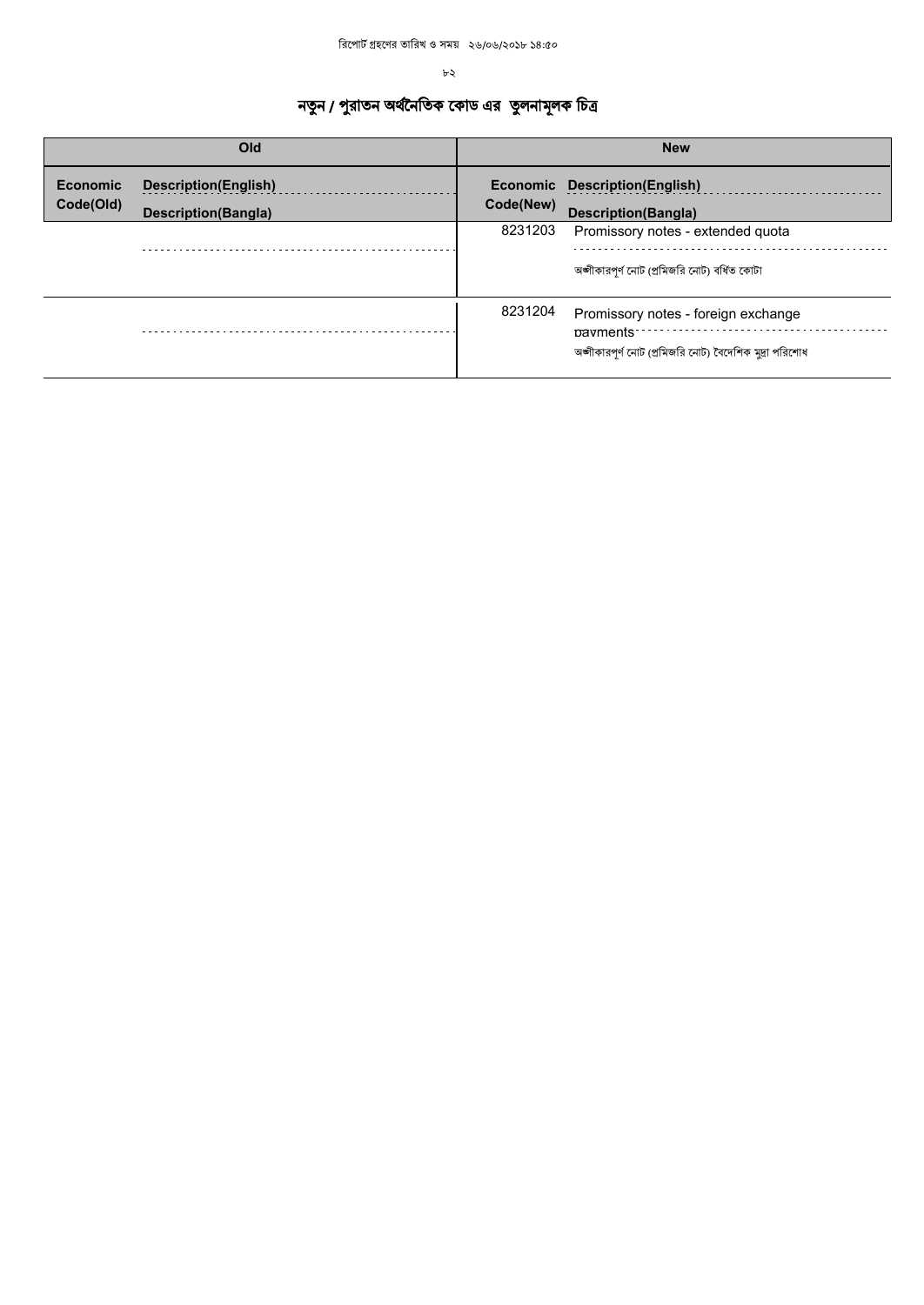রিপোর্ট গ্রহণের তারিখ ও সময় ২৬/০৬/২০১৮ ১৪:৫০

# নতুন / পুরাতন অর্থনৈতিক কোড এর তুলনামূলক চিত্র

| Old | | New | |
|---|---|---|---|
| Economic Code(Old) | Description(English) / Description(Bangla) | Economic Code(New) | Description(English) / Description(Bangla) |
| | | 8231203 | Promissory notes - extended quota<br>অঙ্গীকারপূর্ণ নোট (প্রমিজরি নোট) বর্ধিত কোটা |
| | | 8231204 | Promissory notes - foreign exchange payments<br>অঙ্গীকারপূর্ণ নোট (প্রমিজরি নোট) বৈদেশিক মুদ্রা পরিশোধ |